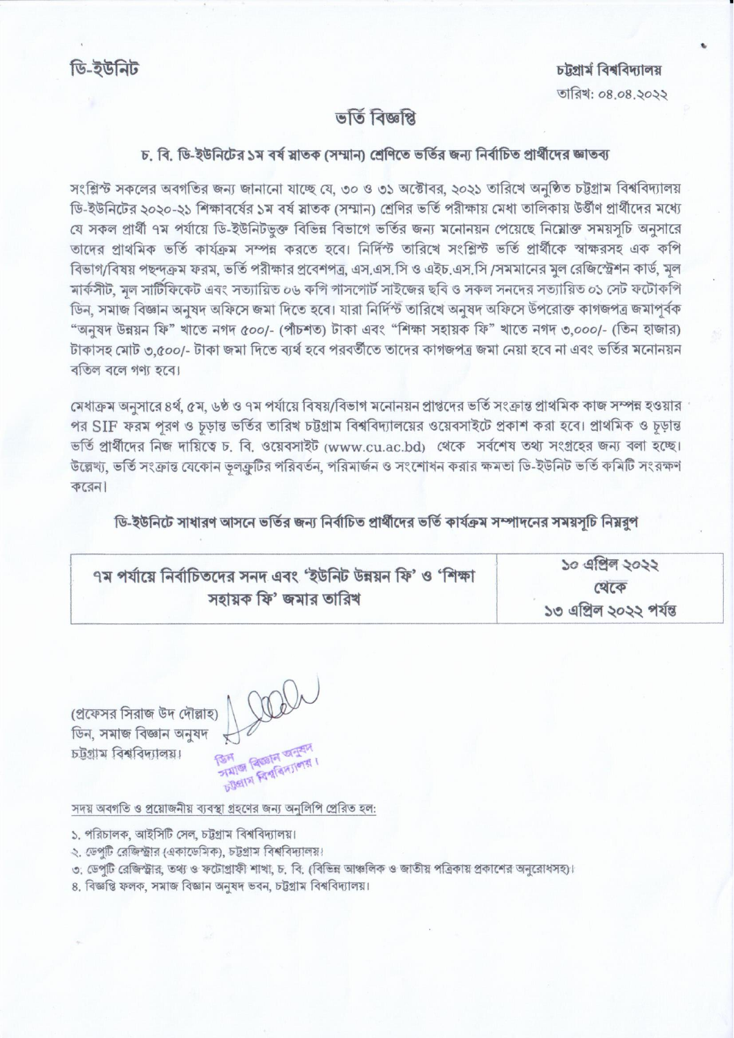ডি-ইউনিট

চট্টগ্রাম বিশ্ববিদ্যালয়

তারিখ: ০৪.০৪.২০২২

# ভর্তি বিজ্ঞপ্তি

## চ. বি. ডি-ইউনিটের ১ম বর্ষ স্নাতক (সম্মান) শ্রেণিতে ভর্তির জন্য নির্বাচিত প্রার্থীদের জ্ঞাতব্য

সংশ্লিষ্ট সকলের অবগতির জন্য জানানো যাচ্ছে যে, ৩০ ও ৩১ অক্টোবর, ২০২১ তারিখে অনুষ্ঠিত চট্টগ্রাম বিশ্ববিদ্যালয় ডি-ইউনিটের ২০২০-২১ শিক্ষাবর্ষের ১ম বর্ষ স্নাতক (সম্মান) শ্রেণির ভর্তি পরীক্ষায় মেধা তালিকায় উত্তীর্ণ প্রার্থীদের মধ্যে যে সকল প্রার্থী ৭ম পর্যায়ে ডি-ইউনিটভুক্ত বিভিন্ন বিভাগে ভর্তির জন্য মনোনয়ন পেয়েছে নিম্নোক্ত সময়সূচি অনুসারে তাদের প্রাথমিক ভর্তি কার্যক্রম সম্পন্ন করতে হবে। নির্দিষ্ট তারিখে সংশ্লিষ্ট ভর্তি প্রার্থীকে স্বাক্ষরসহ এক কপি বিভাগ/বিষয় পছন্দক্রম ফরম, ভর্তি পরীক্ষার প্রবেশপত্র, এস.এস.সি ও এইচ.এস.সি /সমমানের মূল রেজিস্ট্রেশন কার্ড, মূল মার্কসীট, মূল সার্টিফিকেট এবং সত্যায়িত ০৬ কপি পাসপোর্ট সাইজের ছবি ও সকল সনদের সত্যায়িত ০১ সেট ফটোকপি ডিন, সমাজ বিজ্ঞান অনুষদ অফিসে জমা দিতে হবে। যারা নির্দিষ্ট তারিখে অনুষদ অফিসে উপরোক্ত কাগজপত্র জমাপূর্বক "অনুষদ উন্নয়ন ফি" খাতে নগদ ৫০০/- (পাঁচশত) টাকা এবং "শিক্ষা সহায়ক ফি" খাতে নগদ ৩,০০০/- (তিন হাজার) টাকাসহ মোট ৩,৫০০/- টাকা জমা দিতে ব্যর্থ হবে পরবর্তীতে তাদের কাগজপত্র জমা নেয়া হবে না এবং ভর্তির মনোনয়ন বতিল বলে গণ্য হবে।

মেধাক্রম অনুসারে ৪র্থ, ৫ম, ৬ষ্ঠ ও ৭ম পর্যায়ে বিষয়/বিভাগ মনোনয়ন প্রাপ্তদের ভর্তি সংক্রান্ত প্রাথমিক কাজ সম্পন্ন হওয়ার পর SIF ফরম পূরণ ও চূড়ান্ত ভর্তির তারিখ চট্টগ্রাম বিশ্ববিদ্যালয়ের ওয়েবসাইটে প্রকাশ করা হবে। প্রাথমিক ও চূড়ান্ত ভর্তি প্রার্থীদের নিজ দায়িত্বে চ. বি. ওয়েবসাইট (www.cu.ac.bd) থেকে সর্বশেষ তথ্য সংগ্রহের জন্য বলা হচ্ছে। উল্লেখ্য, ভর্তি সংক্রান্ত যেকোন ভূলত্রুটির পরিবর্তন, পরিমার্জন ও সংশোধন করার ক্ষমতা ডি-ইউনিট ভর্তি কমিটি সংরক্ষন করেন।

**ডি-ইউনিটে সাধারণ আসনে ভর্তির জন্য নির্বাচিত প্রার্থীদের ভর্তি কার্যক্রম সম্পাদনের সময়সূচি নিম্নরুপ**

| | |
|---|---|
| ৭ম পর্যায়ে নির্বাচিতদের সনদ এবং 'ইউনিট উন্নয়ন ফি' ও 'শিক্ষা সহায়ক ফি' জমার তারিখ | ১০ এপ্রিল ২০২২ থেকে ১৩ এপ্রিল ২০২২ পর্যন্ত |

(প্রফেসর সিরাজ উদ দৌল্লাহ)
ডিন, সমাজ বিজ্ঞান অনুষদ
চট্টগ্রাম বিশ্ববিদ্যালয়।

ডিন
সমাজ বিজ্ঞান অনুষদ
চট্টগ্রাম বিশ্ববিদ্যালয়।

সদয় অবগতি ও প্রয়োজনীয় ব্যবস্থা গ্রহণের জন্য অনুলিপি প্রেরিত হল:

১. পরিচালক, আইসিটি সেল, চট্টগ্রাম বিশ্ববিদ্যালয়।
২. ডেপুটি রেজিস্ট্রার (একাডেমিক), চট্টগ্রাম বিশ্ববিদ্যালয়।
৩. ডেপুটি রেজিস্ট্রার, তথ্য ও ফটোগ্রাফী শাখা, চ. বি. (বিভিন্ন আঞ্চলিক ও জাতীয় পত্রিকায় প্রকাশের অনুরোধসহ)।
৪. বিজ্ঞপ্তি ফলক, সমাজ বিজ্ঞান অনুষদ ভবন, চট্টগ্রাম বিশ্ববিদ্যালয়।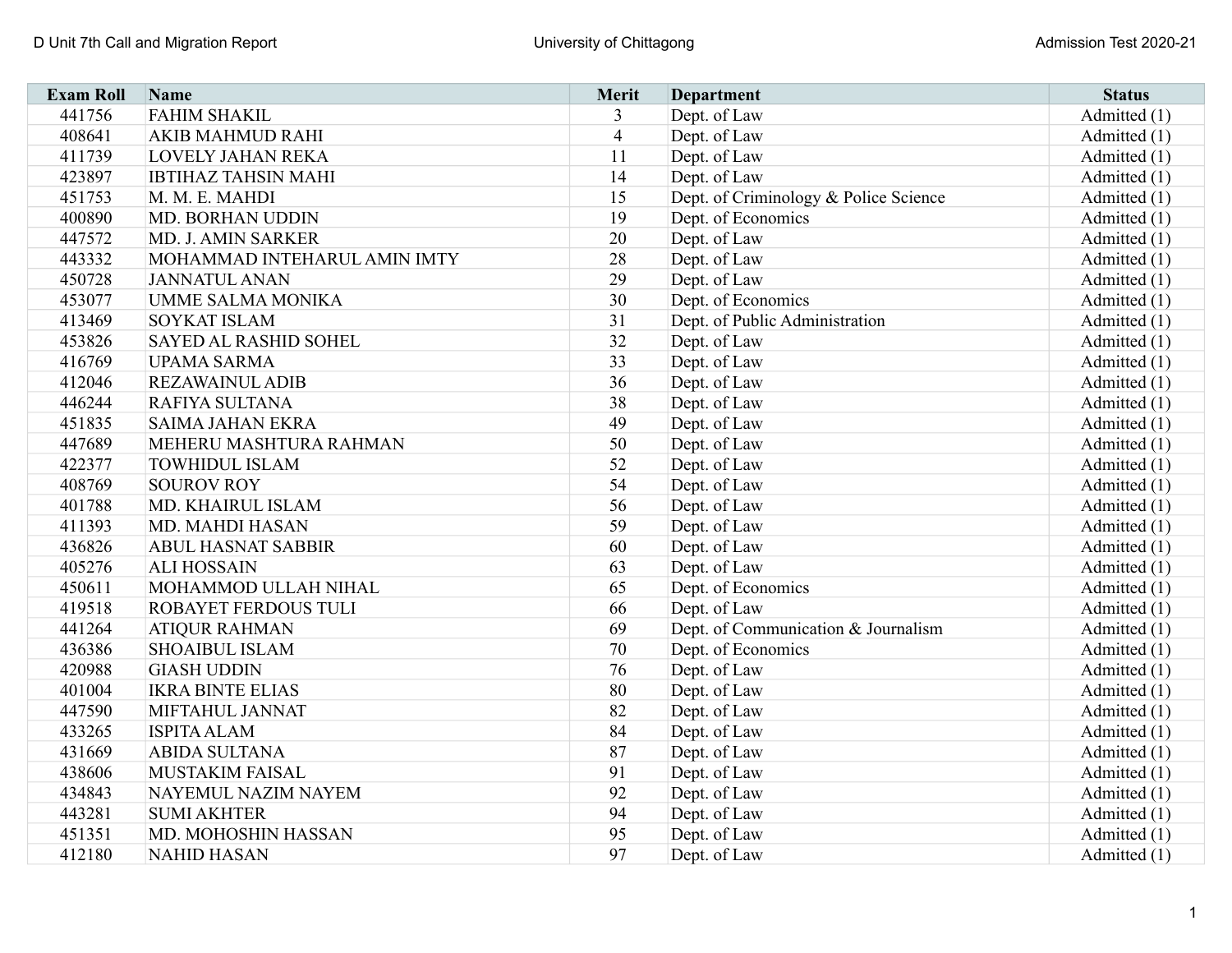| Exam Roll | Name | Merit | Department | Status |
|---|---|---|---|---|
| 441756 | FAHIM SHAKIL | 3 | Dept. of Law | Admitted (1) |
| 408641 | AKIB MAHMUD RAHI | 4 | Dept. of Law | Admitted (1) |
| 411739 | LOVELY JAHAN REKA | 11 | Dept. of Law | Admitted (1) |
| 423897 | IBTIHAZ TAHSIN MAHI | 14 | Dept. of Law | Admitted (1) |
| 451753 | M. M. E. MAHDI | 15 | Dept. of Criminology & Police Science | Admitted (1) |
| 400890 | MD. BORHAN UDDIN | 19 | Dept. of Economics | Admitted (1) |
| 447572 | MD. J. AMIN SARKER | 20 | Dept. of Law | Admitted (1) |
| 443332 | MOHAMMAD INTEHARUL AMIN IMTY | 28 | Dept. of Law | Admitted (1) |
| 450728 | JANNATUL ANAN | 29 | Dept. of Law | Admitted (1) |
| 453077 | UMME SALMA MONIKA | 30 | Dept. of Economics | Admitted (1) |
| 413469 | SOYKAT ISLAM | 31 | Dept. of Public Administration | Admitted (1) |
| 453826 | SAYED AL RASHID SOHEL | 32 | Dept. of Law | Admitted (1) |
| 416769 | UPAMA SARMA | 33 | Dept. of Law | Admitted (1) |
| 412046 | REZAWAINUL ADIB | 36 | Dept. of Law | Admitted (1) |
| 446244 | RAFIYA SULTANA | 38 | Dept. of Law | Admitted (1) |
| 451835 | SAIMA JAHAN EKRA | 49 | Dept. of Law | Admitted (1) |
| 447689 | MEHERU MASHTURA RAHMAN | 50 | Dept. of Law | Admitted (1) |
| 422377 | TOWHIDUL ISLAM | 52 | Dept. of Law | Admitted (1) |
| 408769 | SOUROV ROY | 54 | Dept. of Law | Admitted (1) |
| 401788 | MD. KHAIRUL ISLAM | 56 | Dept. of Law | Admitted (1) |
| 411393 | MD. MAHDI HASAN | 59 | Dept. of Law | Admitted (1) |
| 436826 | ABUL HASNAT SABBIR | 60 | Dept. of Law | Admitted (1) |
| 405276 | ALI HOSSAIN | 63 | Dept. of Law | Admitted (1) |
| 450611 | MOHAMMOD ULLAH NIHAL | 65 | Dept. of Economics | Admitted (1) |
| 419518 | ROBAYET FERDOUS TULI | 66 | Dept. of Law | Admitted (1) |
| 441264 | ATIQUR RAHMAN | 69 | Dept. of Communication & Journalism | Admitted (1) |
| 436386 | SHOAIBUL ISLAM | 70 | Dept. of Economics | Admitted (1) |
| 420988 | GIASH UDDIN | 76 | Dept. of Law | Admitted (1) |
| 401004 | IKRA BINTE ELIAS | 80 | Dept. of Law | Admitted (1) |
| 447590 | MIFTAHUL JANNAT | 82 | Dept. of Law | Admitted (1) |
| 433265 | ISPITA ALAM | 84 | Dept. of Law | Admitted (1) |
| 431669 | ABIDA SULTANA | 87 | Dept. of Law | Admitted (1) |
| 438606 | MUSTAKIM FAISAL | 91 | Dept. of Law | Admitted (1) |
| 434843 | NAYEMUL NAZIM NAYEM | 92 | Dept. of Law | Admitted (1) |
| 443281 | SUMI AKHTER | 94 | Dept. of Law | Admitted (1) |
| 451351 | MD. MOHOSHIN HASSAN | 95 | Dept. of Law | Admitted (1) |
| 412180 | NAHID HASAN | 97 | Dept. of Law | Admitted (1) |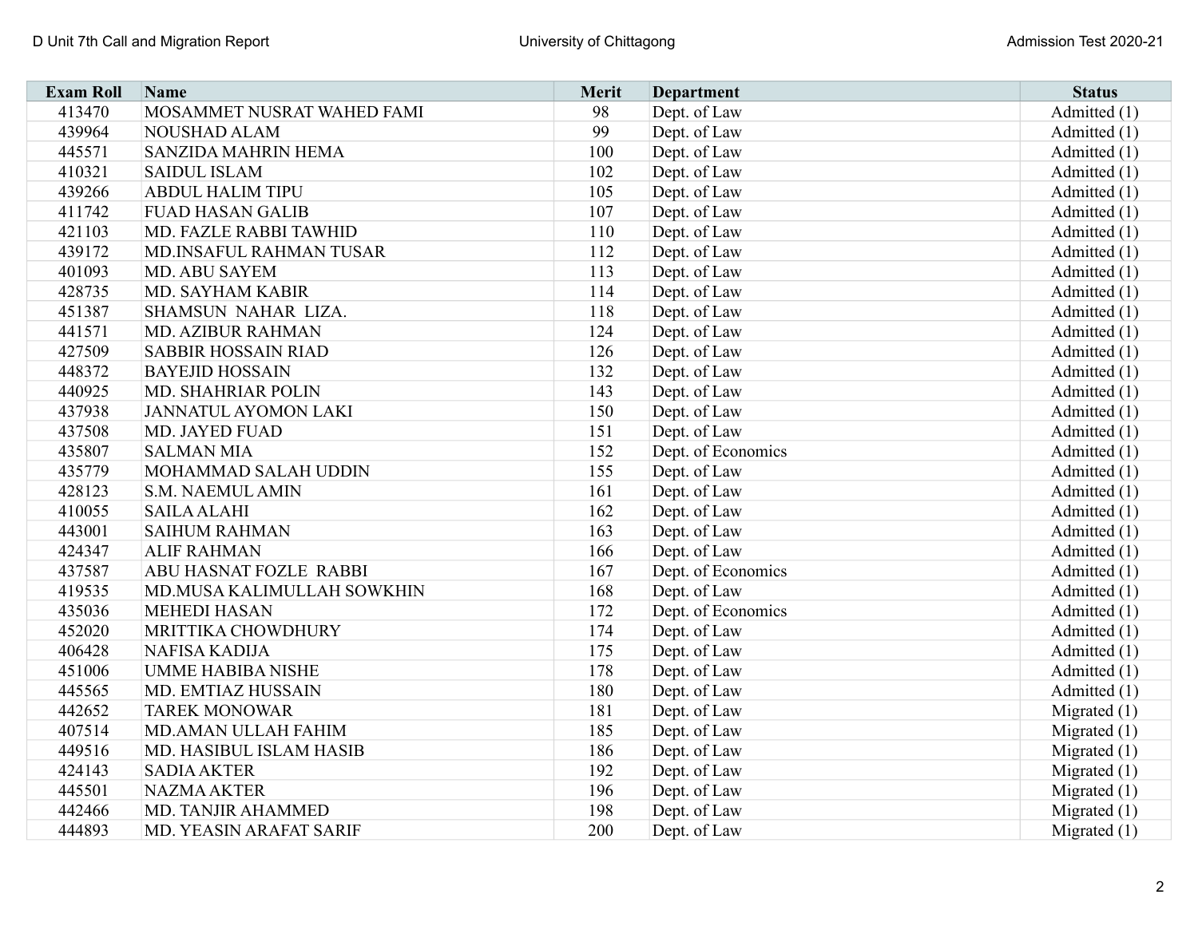| Exam Roll | Name | Merit | Department | Status |
|---|---|---|---|---|
| 413470 | MOSAMMET NUSRAT WAHED FAMI | 98 | Dept. of Law | Admitted (1) |
| 439964 | NOUSHAD ALAM | 99 | Dept. of Law | Admitted (1) |
| 445571 | SANZIDA MAHRIN HEMA | 100 | Dept. of Law | Admitted (1) |
| 410321 | SAIDUL ISLAM | 102 | Dept. of Law | Admitted (1) |
| 439266 | ABDUL HALIM TIPU | 105 | Dept. of Law | Admitted (1) |
| 411742 | FUAD HASAN GALIB | 107 | Dept. of Law | Admitted (1) |
| 421103 | MD. FAZLE RABBI TAWHID | 110 | Dept. of Law | Admitted (1) |
| 439172 | MD.INSAFUL RAHMAN TUSAR | 112 | Dept. of Law | Admitted (1) |
| 401093 | MD. ABU SAYEM | 113 | Dept. of Law | Admitted (1) |
| 428735 | MD. SAYHAM KABIR | 114 | Dept. of Law | Admitted (1) |
| 451387 | SHAMSUN NAHAR LIZA. | 118 | Dept. of Law | Admitted (1) |
| 441571 | MD. AZIBUR RAHMAN | 124 | Dept. of Law | Admitted (1) |
| 427509 | SABBIR HOSSAIN RIAD | 126 | Dept. of Law | Admitted (1) |
| 448372 | BAYEJID HOSSAIN | 132 | Dept. of Law | Admitted (1) |
| 440925 | MD. SHAHRIAR POLIN | 143 | Dept. of Law | Admitted (1) |
| 437938 | JANNATUL AYOMON LAKI | 150 | Dept. of Law | Admitted (1) |
| 437508 | MD. JAYED FUAD | 151 | Dept. of Law | Admitted (1) |
| 435807 | SALMAN MIA | 152 | Dept. of Economics | Admitted (1) |
| 435779 | MOHAMMAD SALAH UDDIN | 155 | Dept. of Law | Admitted (1) |
| 428123 | S.M. NAEMUL AMIN | 161 | Dept. of Law | Admitted (1) |
| 410055 | SAILA ALAHI | 162 | Dept. of Law | Admitted (1) |
| 443001 | SAIHUM RAHMAN | 163 | Dept. of Law | Admitted (1) |
| 424347 | ALIF RAHMAN | 166 | Dept. of Law | Admitted (1) |
| 437587 | ABU HASNAT FOZLE RABBI | 167 | Dept. of Economics | Admitted (1) |
| 419535 | MD.MUSA KALIMULLAH SOWKHIN | 168 | Dept. of Law | Admitted (1) |
| 435036 | MEHEDI HASAN | 172 | Dept. of Economics | Admitted (1) |
| 452020 | MRITTIKA CHOWDHURY | 174 | Dept. of Law | Admitted (1) |
| 406428 | NAFISA KADIJA | 175 | Dept. of Law | Admitted (1) |
| 451006 | UMME HABIBA NISHE | 178 | Dept. of Law | Admitted (1) |
| 445565 | MD. EMTIAZ HUSSAIN | 180 | Dept. of Law | Admitted (1) |
| 442652 | TAREK MONOWAR | 181 | Dept. of Law | Migrated (1) |
| 407514 | MD.AMAN ULLAH FAHIM | 185 | Dept. of Law | Migrated (1) |
| 449516 | MD. HASIBUL ISLAM HASIB | 186 | Dept. of Law | Migrated (1) |
| 424143 | SADIA AKTER | 192 | Dept. of Law | Migrated (1) |
| 445501 | NAZMA AKTER | 196 | Dept. of Law | Migrated (1) |
| 442466 | MD. TANJIR AHAMMED | 198 | Dept. of Law | Migrated (1) |
| 444893 | MD. YEASIN ARAFAT SARIF | 200 | Dept. of Law | Migrated (1) |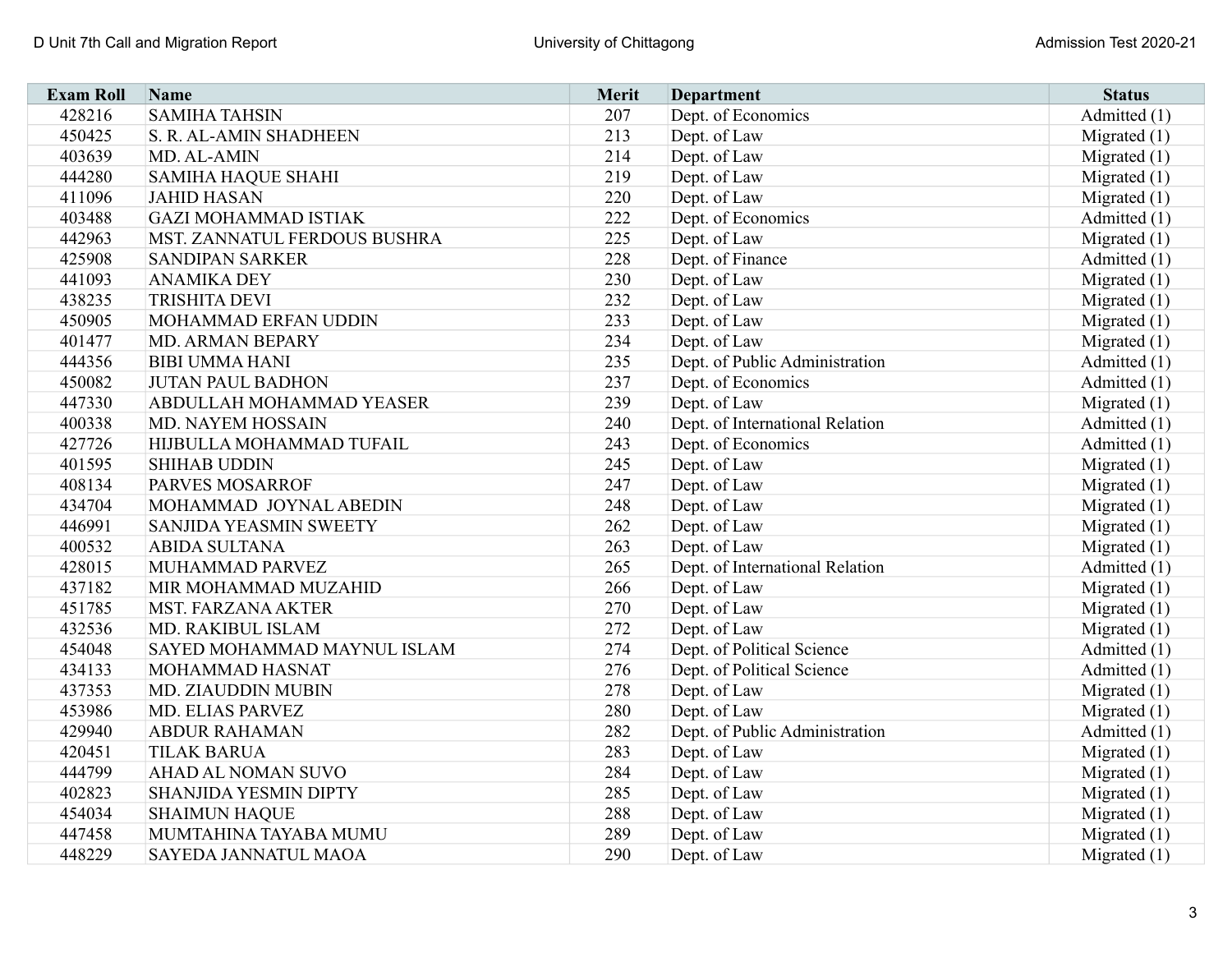| Exam Roll | Name | Merit | Department | Status |
|---|---|---|---|---|
| 428216 | SAMIHA TAHSIN | 207 | Dept. of Economics | Admitted (1) |
| 450425 | S. R. AL-AMIN SHADHEEN | 213 | Dept. of Law | Migrated (1) |
| 403639 | MD. AL-AMIN | 214 | Dept. of Law | Migrated (1) |
| 444280 | SAMIHA HAQUE SHAHI | 219 | Dept. of Law | Migrated (1) |
| 411096 | JAHID HASAN | 220 | Dept. of Law | Migrated (1) |
| 403488 | GAZI MOHAMMAD ISTIAK | 222 | Dept. of Economics | Admitted (1) |
| 442963 | MST. ZANNATUL FERDOUS BUSHRA | 225 | Dept. of Law | Migrated (1) |
| 425908 | SANDIPAN SARKER | 228 | Dept. of Finance | Admitted (1) |
| 441093 | ANAMIKA DEY | 230 | Dept. of Law | Migrated (1) |
| 438235 | TRISHITA DEVI | 232 | Dept. of Law | Migrated (1) |
| 450905 | MOHAMMAD ERFAN UDDIN | 233 | Dept. of Law | Migrated (1) |
| 401477 | MD. ARMAN BEPARY | 234 | Dept. of Law | Migrated (1) |
| 444356 | BIBI UMMA HANI | 235 | Dept. of Public Administration | Admitted (1) |
| 450082 | JUTAN PAUL BADHON | 237 | Dept. of Economics | Admitted (1) |
| 447330 | ABDULLAH MOHAMMAD YEASER | 239 | Dept. of Law | Migrated (1) |
| 400338 | MD. NAYEM HOSSAIN | 240 | Dept. of International Relation | Admitted (1) |
| 427726 | HIJBULLA MOHAMMAD TUFAIL | 243 | Dept. of Economics | Admitted (1) |
| 401595 | SHIHAB UDDIN | 245 | Dept. of Law | Migrated (1) |
| 408134 | PARVES MOSARROF | 247 | Dept. of Law | Migrated (1) |
| 434704 | MOHAMMAD JOYNAL ABEDIN | 248 | Dept. of Law | Migrated (1) |
| 446991 | SANJIDA YEASMIN SWEETY | 262 | Dept. of Law | Migrated (1) |
| 400532 | ABIDA SULTANA | 263 | Dept. of Law | Migrated (1) |
| 428015 | MUHAMMAD PARVEZ | 265 | Dept. of International Relation | Admitted (1) |
| 437182 | MIR MOHAMMAD MUZAHID | 266 | Dept. of Law | Migrated (1) |
| 451785 | MST. FARZANA AKTER | 270 | Dept. of Law | Migrated (1) |
| 432536 | MD. RAKIBUL ISLAM | 272 | Dept. of Law | Migrated (1) |
| 454048 | SAYED MOHAMMAD MAYNUL ISLAM | 274 | Dept. of Political Science | Admitted (1) |
| 434133 | MOHAMMAD HASNAT | 276 | Dept. of Political Science | Admitted (1) |
| 437353 | MD. ZIAUDDIN MUBIN | 278 | Dept. of Law | Migrated (1) |
| 453986 | MD. ELIAS PARVEZ | 280 | Dept. of Law | Migrated (1) |
| 429940 | ABDUR RAHAMAN | 282 | Dept. of Public Administration | Admitted (1) |
| 420451 | TILAK BARUA | 283 | Dept. of Law | Migrated (1) |
| 444799 | AHAD AL NOMAN SUVO | 284 | Dept. of Law | Migrated (1) |
| 402823 | SHANJIDA YESMIN DIPTY | 285 | Dept. of Law | Migrated (1) |
| 454034 | SHAIMUN HAQUE | 288 | Dept. of Law | Migrated (1) |
| 447458 | MUMTAHINA TAYABA MUMU | 289 | Dept. of Law | Migrated (1) |
| 448229 | SAYEDA JANNATUL MAOA | 290 | Dept. of Law | Migrated (1) |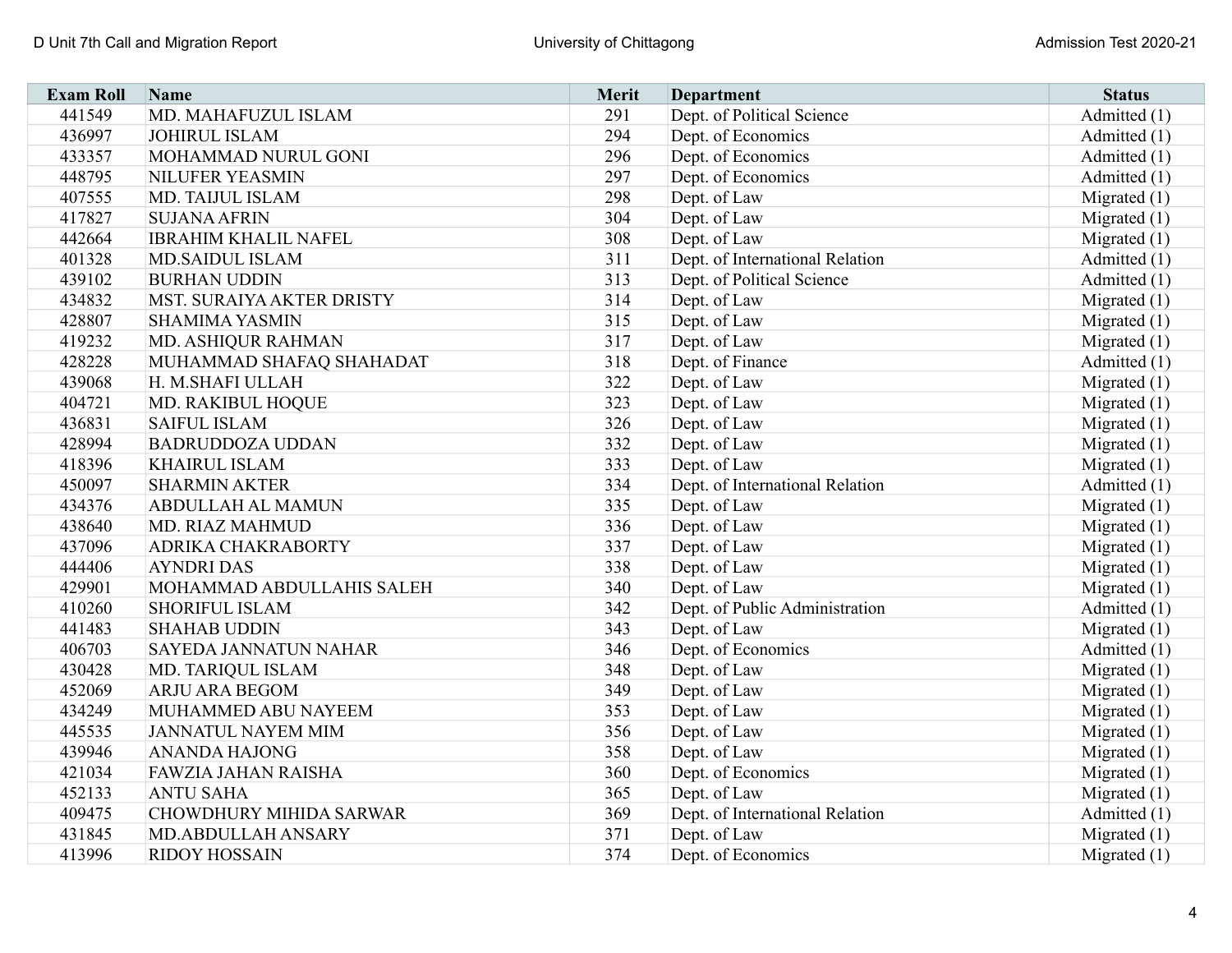| Exam Roll | Name | Merit | Department | Status |
| --- | --- | --- | --- | --- |
| 441549 | MD. MAHAFUZUL ISLAM | 291 | Dept. of Political Science | Admitted (1) |
| 436997 | JOHIRUL ISLAM | 294 | Dept. of Economics | Admitted (1) |
| 433357 | MOHAMMAD NURUL GONI | 296 | Dept. of Economics | Admitted (1) |
| 448795 | NILUFER YEASMIN | 297 | Dept. of Economics | Admitted (1) |
| 407555 | MD. TAIJUL ISLAM | 298 | Dept. of Law | Migrated (1) |
| 417827 | SUJANA AFRIN | 304 | Dept. of Law | Migrated (1) |
| 442664 | IBRAHIM KHALIL NAFEL | 308 | Dept. of Law | Migrated (1) |
| 401328 | MD.SAIDUL ISLAM | 311 | Dept. of International Relation | Admitted (1) |
| 439102 | BURHAN UDDIN | 313 | Dept. of Political Science | Admitted (1) |
| 434832 | MST. SURAIYA AKTER DRISTY | 314 | Dept. of Law | Migrated (1) |
| 428807 | SHAMIMA YASMIN | 315 | Dept. of Law | Migrated (1) |
| 419232 | MD. ASHIQUR RAHMAN | 317 | Dept. of Law | Migrated (1) |
| 428228 | MUHAMMAD SHAFAQ SHAHADAT | 318 | Dept. of Finance | Admitted (1) |
| 439068 | H. M.SHAFI ULLAH | 322 | Dept. of Law | Migrated (1) |
| 404721 | MD. RAKIBUL HOQUE | 323 | Dept. of Law | Migrated (1) |
| 436831 | SAIFUL ISLAM | 326 | Dept. of Law | Migrated (1) |
| 428994 | BADRUDDOZA UDDAN | 332 | Dept. of Law | Migrated (1) |
| 418396 | KHAIRUL ISLAM | 333 | Dept. of Law | Migrated (1) |
| 450097 | SHARMIN AKTER | 334 | Dept. of International Relation | Admitted (1) |
| 434376 | ABDULLAH AL MAMUN | 335 | Dept. of Law | Migrated (1) |
| 438640 | MD. RIAZ MAHMUD | 336 | Dept. of Law | Migrated (1) |
| 437096 | ADRIKA CHAKRABORTY | 337 | Dept. of Law | Migrated (1) |
| 444406 | AYNDRI DAS | 338 | Dept. of Law | Migrated (1) |
| 429901 | MOHAMMAD ABDULLAHIS SALEH | 340 | Dept. of Law | Migrated (1) |
| 410260 | SHORIFUL ISLAM | 342 | Dept. of Public Administration | Admitted (1) |
| 441483 | SHAHAB UDDIN | 343 | Dept. of Law | Migrated (1) |
| 406703 | SAYEDA JANNATUN NAHAR | 346 | Dept. of Economics | Admitted (1) |
| 430428 | MD. TARIQUL ISLAM | 348 | Dept. of Law | Migrated (1) |
| 452069 | ARJU ARA BEGOM | 349 | Dept. of Law | Migrated (1) |
| 434249 | MUHAMMED ABU NAYEEM | 353 | Dept. of Law | Migrated (1) |
| 445535 | JANNATUL NAYEM MIM | 356 | Dept. of Law | Migrated (1) |
| 439946 | ANANDA HAJONG | 358 | Dept. of Law | Migrated (1) |
| 421034 | FAWZIA JAHAN RAISHA | 360 | Dept. of Economics | Migrated (1) |
| 452133 | ANTU SAHA | 365 | Dept. of Law | Migrated (1) |
| 409475 | CHOWDHURY MIHIDA SARWAR | 369 | Dept. of International Relation | Admitted (1) |
| 431845 | MD.ABDULLAH ANSARY | 371 | Dept. of Law | Migrated (1) |
| 413996 | RIDOY HOSSAIN | 374 | Dept. of Economics | Migrated (1) |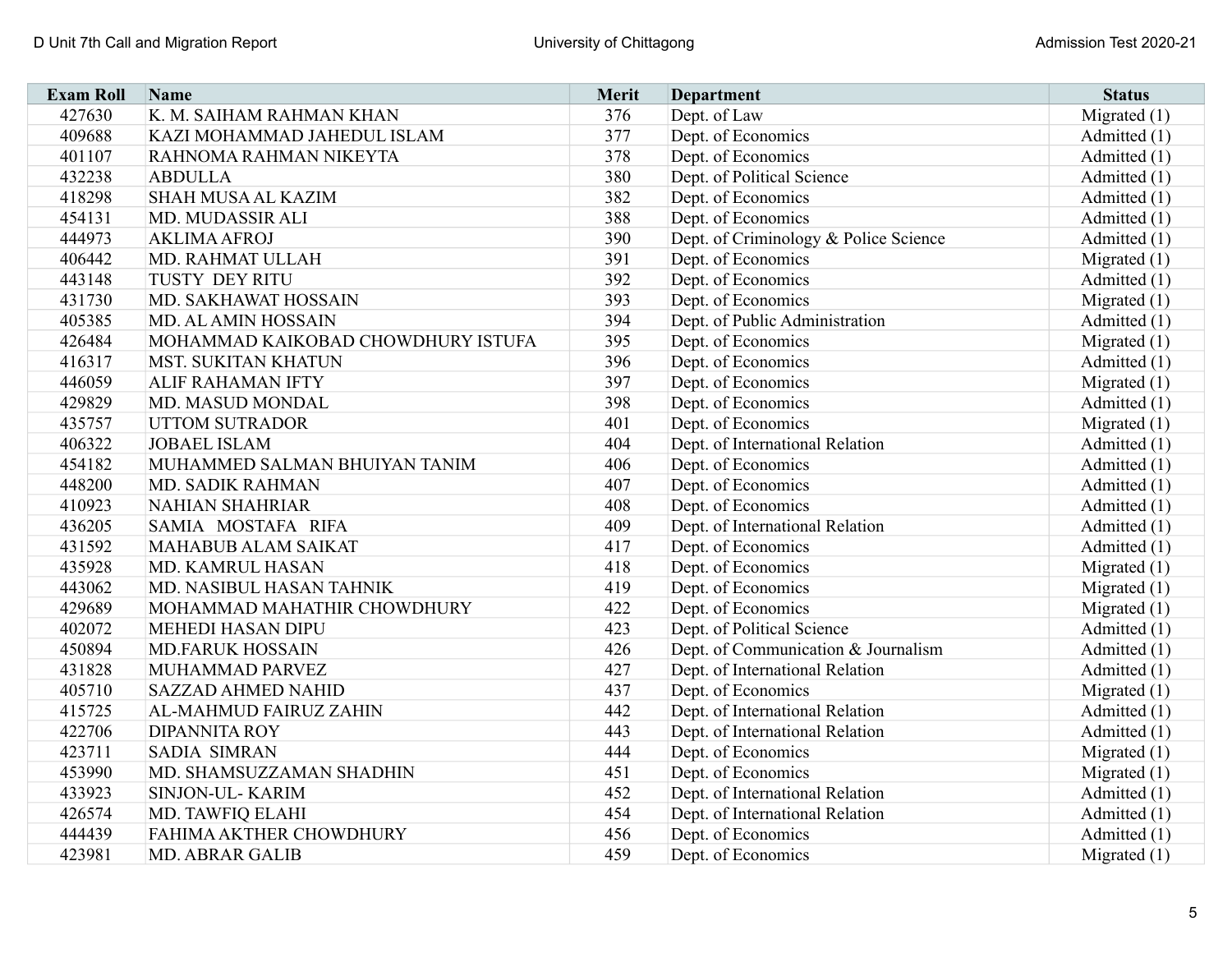| Exam Roll | Name | Merit | Department | Status |
|---|---|---|---|---|
| 427630 | K. M. SAIHAM RAHMAN KHAN | 376 | Dept. of Law | Migrated (1) |
| 409688 | KAZI MOHAMMAD JAHEDUL ISLAM | 377 | Dept. of Economics | Admitted (1) |
| 401107 | RAHNOMA RAHMAN NIKEYTA | 378 | Dept. of Economics | Admitted (1) |
| 432238 | ABDULLA | 380 | Dept. of Political Science | Admitted (1) |
| 418298 | SHAH MUSA AL KAZIM | 382 | Dept. of Economics | Admitted (1) |
| 454131 | MD. MUDASSIR ALI | 388 | Dept. of Economics | Admitted (1) |
| 444973 | AKLIMA AFROJ | 390 | Dept. of Criminology & Police Science | Admitted (1) |
| 406442 | MD. RAHMAT ULLAH | 391 | Dept. of Economics | Migrated (1) |
| 443148 | TUSTY DEY RITU | 392 | Dept. of Economics | Admitted (1) |
| 431730 | MD. SAKHAWAT HOSSAIN | 393 | Dept. of Economics | Migrated (1) |
| 405385 | MD. AL AMIN HOSSAIN | 394 | Dept. of Public Administration | Admitted (1) |
| 426484 | MOHAMMAD KAIKOBAD CHOWDHURY ISTUFA | 395 | Dept. of Economics | Migrated (1) |
| 416317 | MST. SUKITAN KHATUN | 396 | Dept. of Economics | Admitted (1) |
| 446059 | ALIF RAHAMAN IFTY | 397 | Dept. of Economics | Migrated (1) |
| 429829 | MD. MASUD MONDAL | 398 | Dept. of Economics | Admitted (1) |
| 435757 | UTTOM SUTRADOR | 401 | Dept. of Economics | Migrated (1) |
| 406322 | JOBAEL ISLAM | 404 | Dept. of International Relation | Admitted (1) |
| 454182 | MUHAMMED SALMAN BHUIYAN TANIM | 406 | Dept. of Economics | Admitted (1) |
| 448200 | MD. SADIK RAHMAN | 407 | Dept. of Economics | Admitted (1) |
| 410923 | NAHIAN SHAHRIAR | 408 | Dept. of Economics | Admitted (1) |
| 436205 | SAMIA MOSTAFA RIFA | 409 | Dept. of International Relation | Admitted (1) |
| 431592 | MAHABUB ALAM SAIKAT | 417 | Dept. of Economics | Admitted (1) |
| 435928 | MD. KAMRUL HASAN | 418 | Dept. of Economics | Migrated (1) |
| 443062 | MD. NASIBUL HASAN TAHNIK | 419 | Dept. of Economics | Migrated (1) |
| 429689 | MOHAMMAD MAHATHIR CHOWDHURY | 422 | Dept. of Economics | Migrated (1) |
| 402072 | MEHEDI HASAN DIPU | 423 | Dept. of Political Science | Admitted (1) |
| 450894 | MD.FARUK HOSSAIN | 426 | Dept. of Communication & Journalism | Admitted (1) |
| 431828 | MUHAMMAD PARVEZ | 427 | Dept. of International Relation | Admitted (1) |
| 405710 | SAZZAD AHMED NAHID | 437 | Dept. of Economics | Migrated (1) |
| 415725 | AL-MAHMUD FAIRUZ ZAHIN | 442 | Dept. of International Relation | Admitted (1) |
| 422706 | DIPANNITA ROY | 443 | Dept. of International Relation | Admitted (1) |
| 423711 | SADIA SIMRAN | 444 | Dept. of Economics | Migrated (1) |
| 453990 | MD. SHAMSUZZAMAN SHADHIN | 451 | Dept. of Economics | Migrated (1) |
| 433923 | SINJON-UL- KARIM | 452 | Dept. of International Relation | Admitted (1) |
| 426574 | MD. TAWFIQ ELAHI | 454 | Dept. of International Relation | Admitted (1) |
| 444439 | FAHIMA AKTHER CHOWDHURY | 456 | Dept. of Economics | Admitted (1) |
| 423981 | MD. ABRAR GALIB | 459 | Dept. of Economics | Migrated (1) |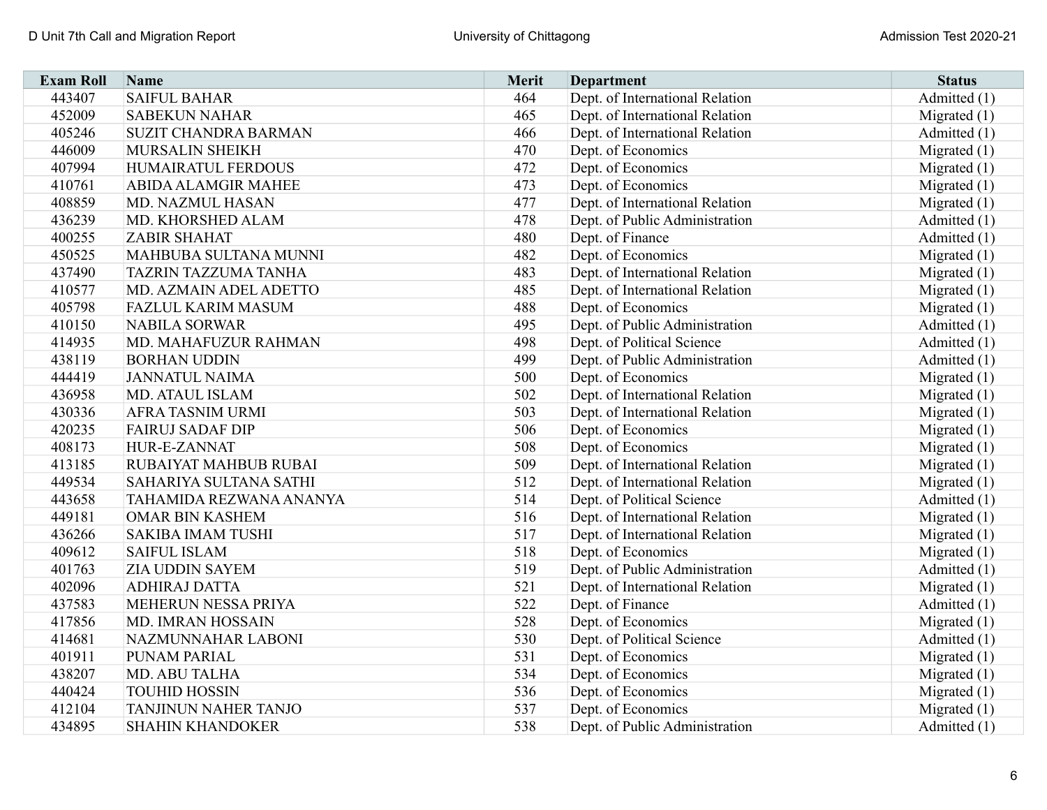| Exam Roll | Name | Merit | Department | Status |
|---|---|---|---|---|
| 443407 | SAIFUL BAHAR | 464 | Dept. of International Relation | Admitted (1) |
| 452009 | SABEKUN NAHAR | 465 | Dept. of International Relation | Migrated (1) |
| 405246 | SUZIT CHANDRA BARMAN | 466 | Dept. of International Relation | Admitted (1) |
| 446009 | MURSALIN SHEIKH | 470 | Dept. of Economics | Migrated (1) |
| 407994 | HUMAIRATUL FERDOUS | 472 | Dept. of Economics | Migrated (1) |
| 410761 | ABIDA ALAMGIR MAHEE | 473 | Dept. of Economics | Migrated (1) |
| 408859 | MD. NAZMUL HASAN | 477 | Dept. of International Relation | Migrated (1) |
| 436239 | MD. KHORSHED ALAM | 478 | Dept. of Public Administration | Admitted (1) |
| 400255 | ZABIR SHAHAT | 480 | Dept. of Finance | Admitted (1) |
| 450525 | MAHBUBA SULTANA MUNNI | 482 | Dept. of Economics | Migrated (1) |
| 437490 | TAZRIN TAZZUMA TANHA | 483 | Dept. of International Relation | Migrated (1) |
| 410577 | MD. AZMAIN ADEL ADETTO | 485 | Dept. of International Relation | Migrated (1) |
| 405798 | FAZLUL KARIM MASUM | 488 | Dept. of Economics | Migrated (1) |
| 410150 | NABILA SORWAR | 495 | Dept. of Public Administration | Admitted (1) |
| 414935 | MD. MAHAFUZUR RAHMAN | 498 | Dept. of Political Science | Admitted (1) |
| 438119 | BORHAN UDDIN | 499 | Dept. of Public Administration | Admitted (1) |
| 444419 | JANNATUL NAIMA | 500 | Dept. of Economics | Migrated (1) |
| 436958 | MD. ATAUL ISLAM | 502 | Dept. of International Relation | Migrated (1) |
| 430336 | AFRA TASNIM URMI | 503 | Dept. of International Relation | Migrated (1) |
| 420235 | FAIRUJ SADAF DIP | 506 | Dept. of Economics | Migrated (1) |
| 408173 | HUR-E-ZANNAT | 508 | Dept. of Economics | Migrated (1) |
| 413185 | RUBAIYAT MAHBUB RUBAI | 509 | Dept. of International Relation | Migrated (1) |
| 449534 | SAHARIYA SULTANA SATHI | 512 | Dept. of International Relation | Migrated (1) |
| 443658 | TAHAMIDA REZWANA ANANYA | 514 | Dept. of Political Science | Admitted (1) |
| 449181 | OMAR BIN KASHEM | 516 | Dept. of International Relation | Migrated (1) |
| 436266 | SAKIBA IMAM TUSHI | 517 | Dept. of International Relation | Migrated (1) |
| 409612 | SAIFUL ISLAM | 518 | Dept. of Economics | Migrated (1) |
| 401763 | ZIA UDDIN SAYEM | 519 | Dept. of Public Administration | Admitted (1) |
| 402096 | ADHIRAJ DATTA | 521 | Dept. of International Relation | Migrated (1) |
| 437583 | MEHERUN NESSA PRIYA | 522 | Dept. of Finance | Admitted (1) |
| 417856 | MD. IMRAN HOSSAIN | 528 | Dept. of Economics | Migrated (1) |
| 414681 | NAZMUNNAHAR LABONI | 530 | Dept. of Political Science | Admitted (1) |
| 401911 | PUNAM PARIAL | 531 | Dept. of Economics | Migrated (1) |
| 438207 | MD. ABU TALHA | 534 | Dept. of Economics | Migrated (1) |
| 440424 | TOUHID HOSSIN | 536 | Dept. of Economics | Migrated (1) |
| 412104 | TANJINUN NAHER TANJO | 537 | Dept. of Economics | Migrated (1) |
| 434895 | SHAHIN KHANDOKER | 538 | Dept. of Public Administration | Admitted (1) |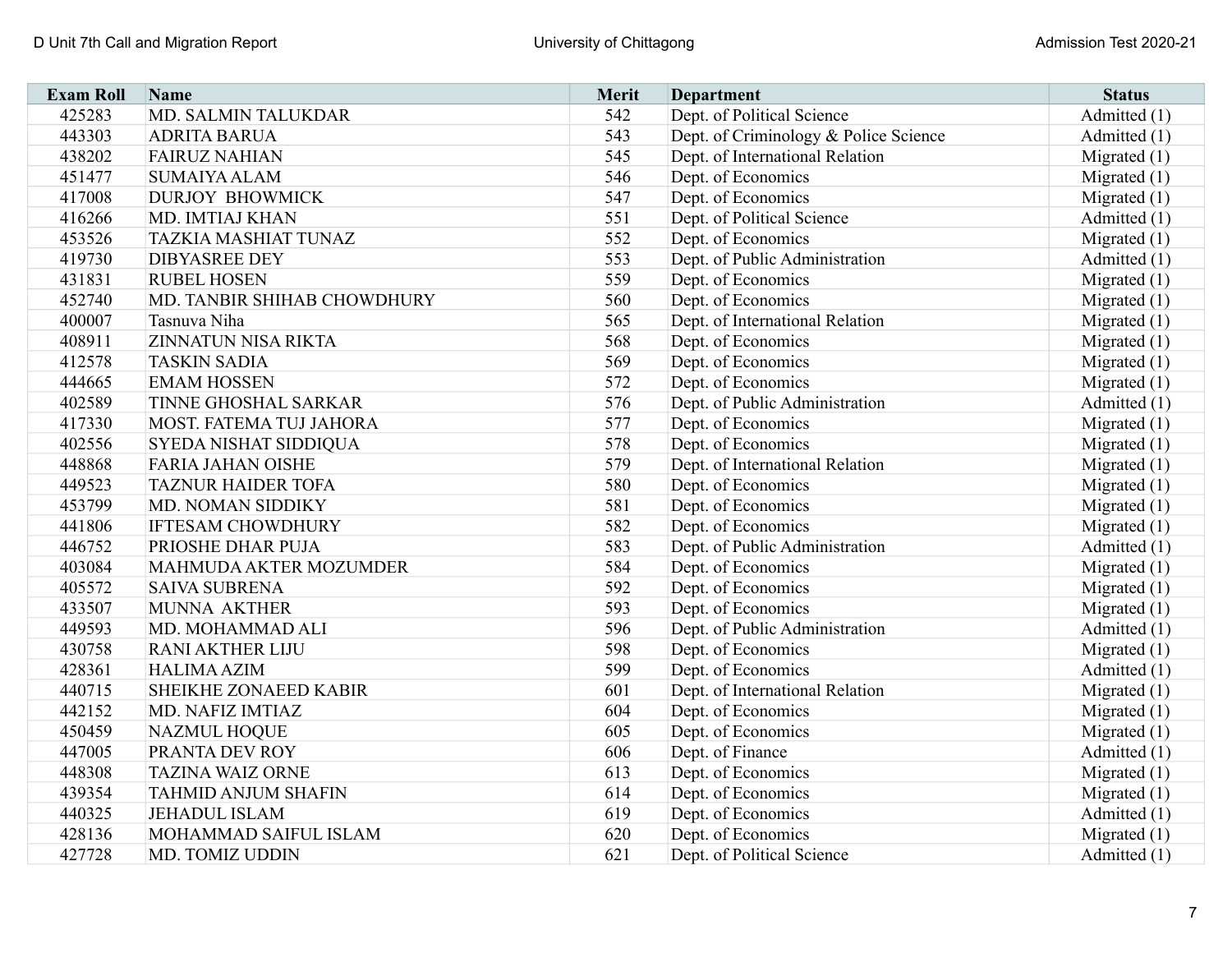| Exam Roll | Name | Merit | Department | Status |
|---|---|---|---|---|
| 425283 | MD. SALMIN TALUKDAR | 542 | Dept. of Political Science | Admitted (1) |
| 443303 | ADRITA BARUA | 543 | Dept. of Criminology & Police Science | Admitted (1) |
| 438202 | FAIRUZ NAHIAN | 545 | Dept. of International Relation | Migrated (1) |
| 451477 | SUMAIYA ALAM | 546 | Dept. of Economics | Migrated (1) |
| 417008 | DURJOY BHOWMICK | 547 | Dept. of Economics | Migrated (1) |
| 416266 | MD. IMTIAJ KHAN | 551 | Dept. of Political Science | Admitted (1) |
| 453526 | TAZKIA MASHIAT TUNAZ | 552 | Dept. of Economics | Migrated (1) |
| 419730 | DIBYASREE DEY | 553 | Dept. of Public Administration | Admitted (1) |
| 431831 | RUBEL HOSEN | 559 | Dept. of Economics | Migrated (1) |
| 452740 | MD. TANBIR SHIHAB CHOWDHURY | 560 | Dept. of Economics | Migrated (1) |
| 400007 | Tasnuva Niha | 565 | Dept. of International Relation | Migrated (1) |
| 408911 | ZINNATUN NISA RIKTA | 568 | Dept. of Economics | Migrated (1) |
| 412578 | TASKIN SADIA | 569 | Dept. of Economics | Migrated (1) |
| 444665 | EMAM HOSSEN | 572 | Dept. of Economics | Migrated (1) |
| 402589 | TINNE GHOSHAL SARKAR | 576 | Dept. of Public Administration | Admitted (1) |
| 417330 | MOST. FATEMA TUJ JAHORA | 577 | Dept. of Economics | Migrated (1) |
| 402556 | SYEDA NISHAT SIDDIQUA | 578 | Dept. of Economics | Migrated (1) |
| 448868 | FARIA JAHAN OISHE | 579 | Dept. of International Relation | Migrated (1) |
| 449523 | TAZNUR HAIDER TOFA | 580 | Dept. of Economics | Migrated (1) |
| 453799 | MD. NOMAN SIDDIKY | 581 | Dept. of Economics | Migrated (1) |
| 441806 | IFTESAM CHOWDHURY | 582 | Dept. of Economics | Migrated (1) |
| 446752 | PRIOSHE DHAR PUJA | 583 | Dept. of Public Administration | Admitted (1) |
| 403084 | MAHMUDA AKTER MOZUMDER | 584 | Dept. of Economics | Migrated (1) |
| 405572 | SAIVA SUBRENA | 592 | Dept. of Economics | Migrated (1) |
| 433507 | MUNNA AKTHER | 593 | Dept. of Economics | Migrated (1) |
| 449593 | MD. MOHAMMAD ALI | 596 | Dept. of Public Administration | Admitted (1) |
| 430758 | RANI AKTHER LIJU | 598 | Dept. of Economics | Migrated (1) |
| 428361 | HALIMA AZIM | 599 | Dept. of Economics | Admitted (1) |
| 440715 | SHEIKHE ZONAEED KABIR | 601 | Dept. of International Relation | Migrated (1) |
| 442152 | MD. NAFIZ IMTIAZ | 604 | Dept. of Economics | Migrated (1) |
| 450459 | NAZMUL HOQUE | 605 | Dept. of Economics | Migrated (1) |
| 447005 | PRANTA DEV ROY | 606 | Dept. of Finance | Admitted (1) |
| 448308 | TAZINA WAIZ ORNE | 613 | Dept. of Economics | Migrated (1) |
| 439354 | TAHMID ANJUM SHAFIN | 614 | Dept. of Economics | Migrated (1) |
| 440325 | JEHADUL ISLAM | 619 | Dept. of Economics | Admitted (1) |
| 428136 | MOHAMMAD SAIFUL ISLAM | 620 | Dept. of Economics | Migrated (1) |
| 427728 | MD. TOMIZ UDDIN | 621 | Dept. of Political Science | Admitted (1) |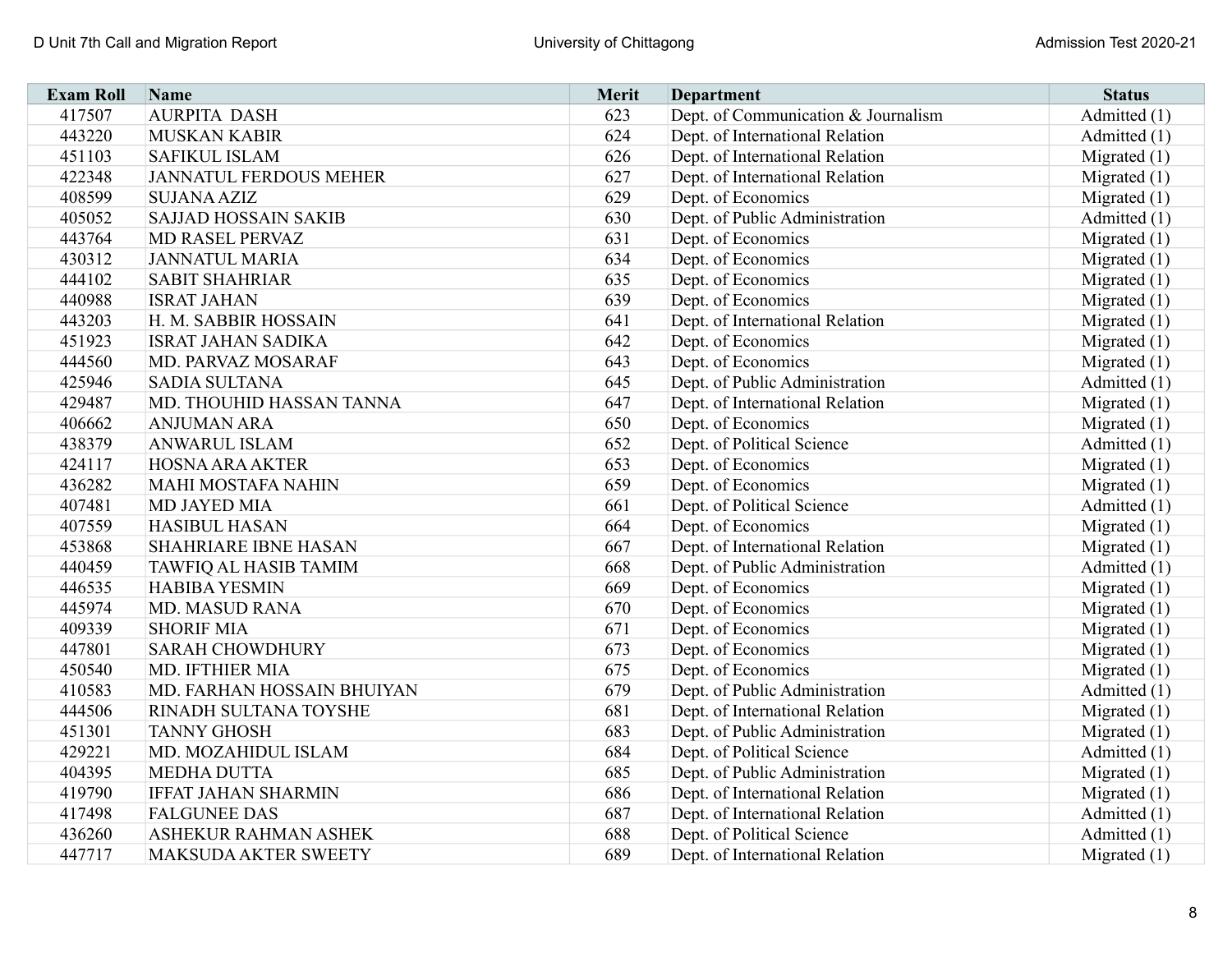| Exam Roll | Name | Merit | Department | Status |
|---|---|---|---|---|
| 417507 | AURPITA DASH | 623 | Dept. of Communication & Journalism | Admitted (1) |
| 443220 | MUSKAN KABIR | 624 | Dept. of International Relation | Admitted (1) |
| 451103 | SAFIKUL ISLAM | 626 | Dept. of International Relation | Migrated (1) |
| 422348 | JANNATUL FERDOUS MEHER | 627 | Dept. of International Relation | Migrated (1) |
| 408599 | SUJANA AZIZ | 629 | Dept. of Economics | Migrated (1) |
| 405052 | SAJJAD HOSSAIN SAKIB | 630 | Dept. of Public Administration | Admitted (1) |
| 443764 | MD RASEL PERVAZ | 631 | Dept. of Economics | Migrated (1) |
| 430312 | JANNATUL MARIA | 634 | Dept. of Economics | Migrated (1) |
| 444102 | SABIT SHAHRIAR | 635 | Dept. of Economics | Migrated (1) |
| 440988 | ISRAT JAHAN | 639 | Dept. of Economics | Migrated (1) |
| 443203 | H. M. SABBIR HOSSAIN | 641 | Dept. of International Relation | Migrated (1) |
| 451923 | ISRAT JAHAN SADIKA | 642 | Dept. of Economics | Migrated (1) |
| 444560 | MD. PARVAZ MOSARAF | 643 | Dept. of Economics | Migrated (1) |
| 425946 | SADIA SULTANA | 645 | Dept. of Public Administration | Admitted (1) |
| 429487 | MD. THOUHID HASSAN TANNA | 647 | Dept. of International Relation | Migrated (1) |
| 406662 | ANJUMAN ARA | 650 | Dept. of Economics | Migrated (1) |
| 438379 | ANWARUL ISLAM | 652 | Dept. of Political Science | Admitted (1) |
| 424117 | HOSNA ARA AKTER | 653 | Dept. of Economics | Migrated (1) |
| 436282 | MAHI MOSTAFA NAHIN | 659 | Dept. of Economics | Migrated (1) |
| 407481 | MD JAYED MIA | 661 | Dept. of Political Science | Admitted (1) |
| 407559 | HASIBUL HASAN | 664 | Dept. of Economics | Migrated (1) |
| 453868 | SHAHRIARE IBNE HASAN | 667 | Dept. of International Relation | Migrated (1) |
| 440459 | TAWFIQ AL HASIB TAMIM | 668 | Dept. of Public Administration | Admitted (1) |
| 446535 | HABIBA YESMIN | 669 | Dept. of Economics | Migrated (1) |
| 445974 | MD. MASUD RANA | 670 | Dept. of Economics | Migrated (1) |
| 409339 | SHORIF MIA | 671 | Dept. of Economics | Migrated (1) |
| 447801 | SARAH CHOWDHURY | 673 | Dept. of Economics | Migrated (1) |
| 450540 | MD. IFTHIER MIA | 675 | Dept. of Economics | Migrated (1) |
| 410583 | MD. FARHAN HOSSAIN BHUIYAN | 679 | Dept. of Public Administration | Admitted (1) |
| 444506 | RINADH SULTANA TOYSHE | 681 | Dept. of International Relation | Migrated (1) |
| 451301 | TANNY GHOSH | 683 | Dept. of Public Administration | Migrated (1) |
| 429221 | MD. MOZAHIDUL ISLAM | 684 | Dept. of Political Science | Admitted (1) |
| 404395 | MEDHA DUTTA | 685 | Dept. of Public Administration | Migrated (1) |
| 419790 | IFFAT JAHAN SHARMIN | 686 | Dept. of International Relation | Migrated (1) |
| 417498 | FALGUNEE DAS | 687 | Dept. of International Relation | Admitted (1) |
| 436260 | ASHEKUR RAHMAN ASHEK | 688 | Dept. of Political Science | Admitted (1) |
| 447717 | MAKSUDA AKTER SWEETY | 689 | Dept. of International Relation | Migrated (1) |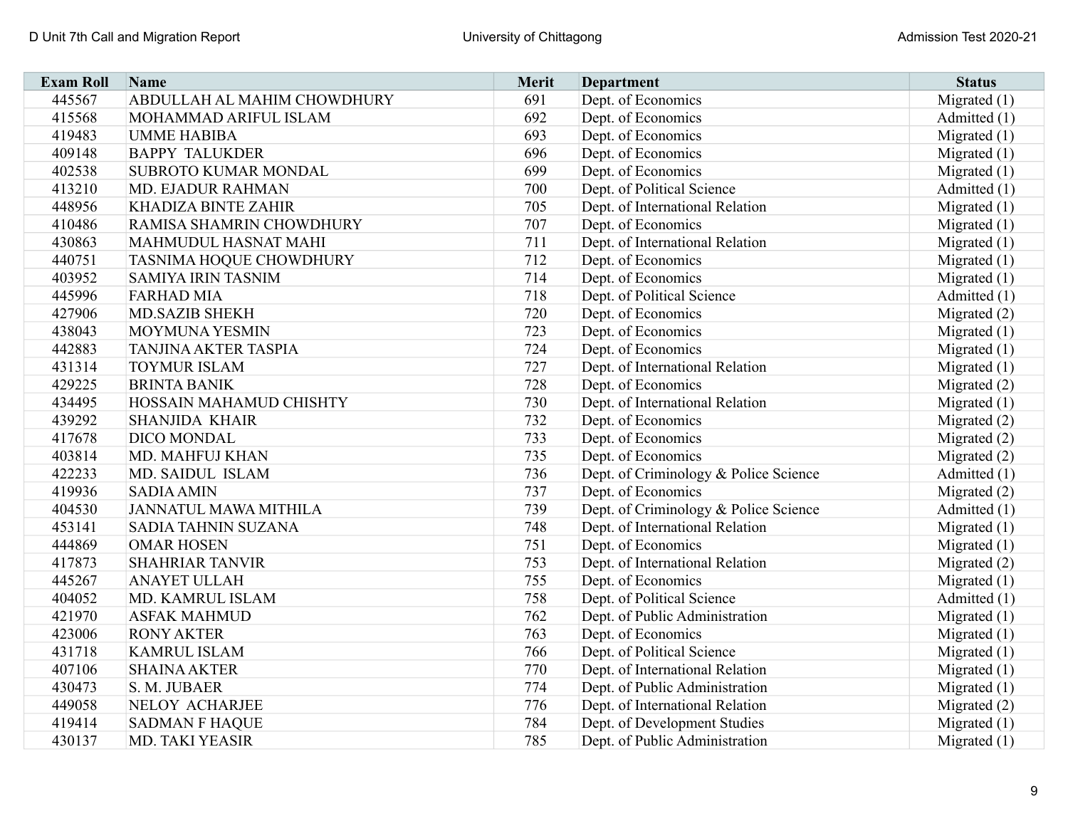| Exam Roll | Name | Merit | Department | Status |
| --- | --- | --- | --- | --- |
| 445567 | ABDULLAH AL MAHIM CHOWDHURY | 691 | Dept. of Economics | Migrated (1) |
| 415568 | MOHAMMAD ARIFUL ISLAM | 692 | Dept. of Economics | Admitted (1) |
| 419483 | UMME HABIBA | 693 | Dept. of Economics | Migrated (1) |
| 409148 | BAPPY TALUKDER | 696 | Dept. of Economics | Migrated (1) |
| 402538 | SUBROTO KUMAR MONDAL | 699 | Dept. of Economics | Migrated (1) |
| 413210 | MD. EJADUR RAHMAN | 700 | Dept. of Political Science | Admitted (1) |
| 448956 | KHADIZA BINTE ZAHIR | 705 | Dept. of International Relation | Migrated (1) |
| 410486 | RAMISA SHAMRIN CHOWDHURY | 707 | Dept. of Economics | Migrated (1) |
| 430863 | MAHMUDUL HASNAT MAHI | 711 | Dept. of International Relation | Migrated (1) |
| 440751 | TASNIMA HOQUE CHOWDHURY | 712 | Dept. of Economics | Migrated (1) |
| 403952 | SAMIYA IRIN TASNIM | 714 | Dept. of Economics | Migrated (1) |
| 445996 | FARHAD MIA | 718 | Dept. of Political Science | Admitted (1) |
| 427906 | MD.SAZIB SHEKH | 720 | Dept. of Economics | Migrated (2) |
| 438043 | MOYMUNA YESMIN | 723 | Dept. of Economics | Migrated (1) |
| 442883 | TANJINA AKTER TASPIA | 724 | Dept. of Economics | Migrated (1) |
| 431314 | TOYMUR ISLAM | 727 | Dept. of International Relation | Migrated (1) |
| 429225 | BRINTA BANIK | 728 | Dept. of Economics | Migrated (2) |
| 434495 | HOSSAIN MAHAMUD CHISHTY | 730 | Dept. of International Relation | Migrated (1) |
| 439292 | SHANJIDA KHAIR | 732 | Dept. of Economics | Migrated (2) |
| 417678 | DICO MONDAL | 733 | Dept. of Economics | Migrated (2) |
| 403814 | MD. MAHFUJ KHAN | 735 | Dept. of Economics | Migrated (2) |
| 422233 | MD. SAIDUL ISLAM | 736 | Dept. of Criminology & Police Science | Admitted (1) |
| 419936 | SADIA AMIN | 737 | Dept. of Economics | Migrated (2) |
| 404530 | JANNATUL MAWA MITHILA | 739 | Dept. of Criminology & Police Science | Admitted (1) |
| 453141 | SADIA TAHNIN SUZANA | 748 | Dept. of International Relation | Migrated (1) |
| 444869 | OMAR HOSEN | 751 | Dept. of Economics | Migrated (1) |
| 417873 | SHAHRIAR TANVIR | 753 | Dept. of International Relation | Migrated (2) |
| 445267 | ANAYET ULLAH | 755 | Dept. of Economics | Migrated (1) |
| 404052 | MD. KAMRUL ISLAM | 758 | Dept. of Political Science | Admitted (1) |
| 421970 | ASFAK MAHMUD | 762 | Dept. of Public Administration | Migrated (1) |
| 423006 | RONY AKTER | 763 | Dept. of Economics | Migrated (1) |
| 431718 | KAMRUL ISLAM | 766 | Dept. of Political Science | Migrated (1) |
| 407106 | SHAINA AKTER | 770 | Dept. of International Relation | Migrated (1) |
| 430473 | S. M. JUBAER | 774 | Dept. of Public Administration | Migrated (1) |
| 449058 | NELOY ACHARJEE | 776 | Dept. of International Relation | Migrated (2) |
| 419414 | SADMAN F HAQUE | 784 | Dept. of Development Studies | Migrated (1) |
| 430137 | MD. TAKI YEASIR | 785 | Dept. of Public Administration | Migrated (1) |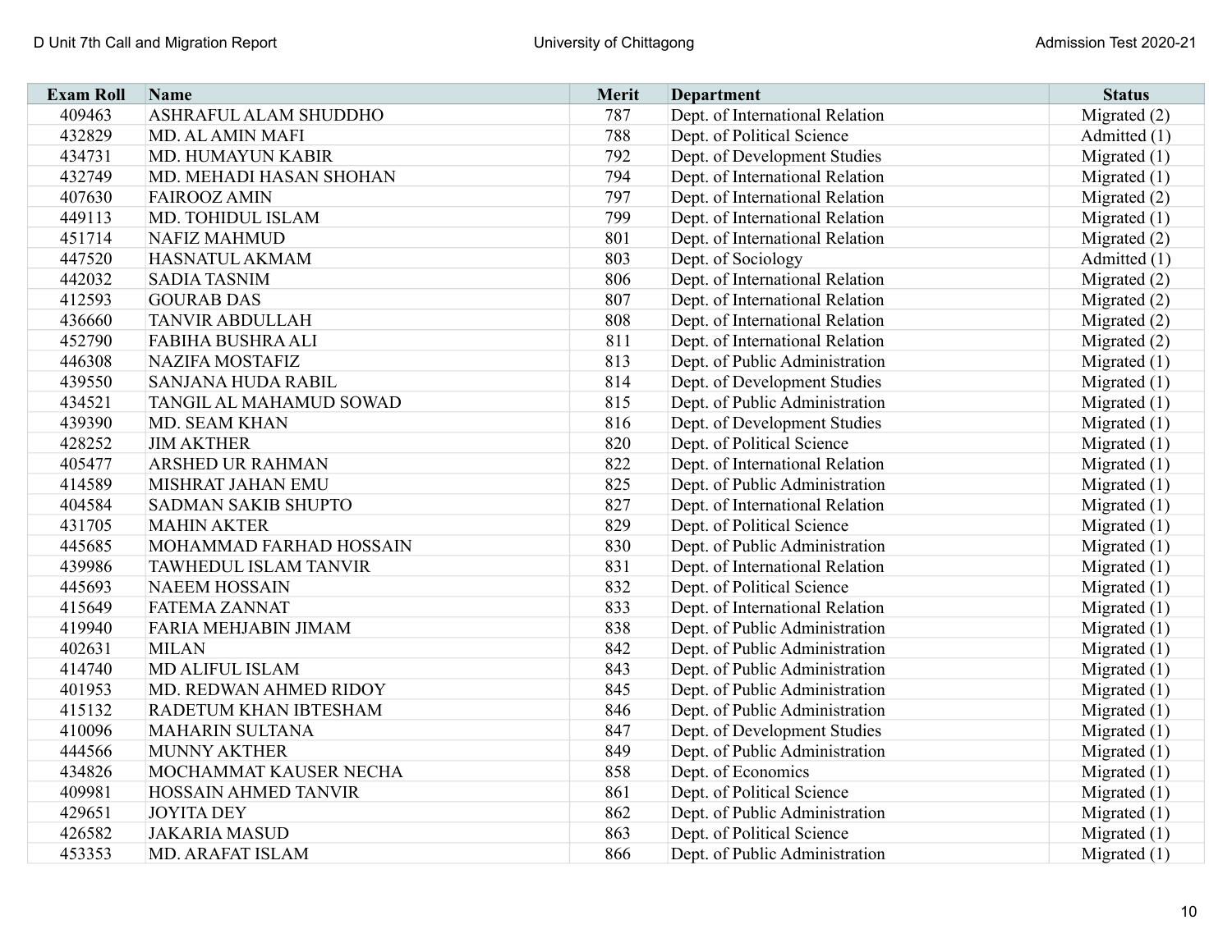| Exam Roll | Name | Merit | Department | Status |
|---|---|---|---|---|
| 409463 | ASHRAFUL ALAM SHUDDHO | 787 | Dept. of International Relation | Migrated (2) |
| 432829 | MD. AL AMIN MAFI | 788 | Dept. of Political Science | Admitted (1) |
| 434731 | MD. HUMAYUN KABIR | 792 | Dept. of Development Studies | Migrated (1) |
| 432749 | MD. MEHADI HASAN SHOHAN | 794 | Dept. of International Relation | Migrated (1) |
| 407630 | FAIROOZ AMIN | 797 | Dept. of International Relation | Migrated (2) |
| 449113 | MD. TOHIDUL ISLAM | 799 | Dept. of International Relation | Migrated (1) |
| 451714 | NAFIZ MAHMUD | 801 | Dept. of International Relation | Migrated (2) |
| 447520 | HASNATUL AKMAM | 803 | Dept. of Sociology | Admitted (1) |
| 442032 | SADIA TASNIM | 806 | Dept. of International Relation | Migrated (2) |
| 412593 | GOURAB DAS | 807 | Dept. of International Relation | Migrated (2) |
| 436660 | TANVIR ABDULLAH | 808 | Dept. of International Relation | Migrated (2) |
| 452790 | FABIHA BUSHRA ALI | 811 | Dept. of International Relation | Migrated (2) |
| 446308 | NAZIFA MOSTAFIZ | 813 | Dept. of Public Administration | Migrated (1) |
| 439550 | SANJANA HUDA RABIL | 814 | Dept. of Development Studies | Migrated (1) |
| 434521 | TANGIL AL MAHAMUD SOWAD | 815 | Dept. of Public Administration | Migrated (1) |
| 439390 | MD. SEAM KHAN | 816 | Dept. of Development Studies | Migrated (1) |
| 428252 | JIM AKTHER | 820 | Dept. of Political Science | Migrated (1) |
| 405477 | ARSHED UR RAHMAN | 822 | Dept. of International Relation | Migrated (1) |
| 414589 | MISHRAT JAHAN EMU | 825 | Dept. of Public Administration | Migrated (1) |
| 404584 | SADMAN SAKIB SHUPTO | 827 | Dept. of International Relation | Migrated (1) |
| 431705 | MAHIN AKTER | 829 | Dept. of Political Science | Migrated (1) |
| 445685 | MOHAMMAD FARHAD HOSSAIN | 830 | Dept. of Public Administration | Migrated (1) |
| 439986 | TAWHEDUL ISLAM TANVIR | 831 | Dept. of International Relation | Migrated (1) |
| 445693 | NAEEM HOSSAIN | 832 | Dept. of Political Science | Migrated (1) |
| 415649 | FATEMA ZANNAT | 833 | Dept. of International Relation | Migrated (1) |
| 419940 | FARIA MEHJABIN JIMAM | 838 | Dept. of Public Administration | Migrated (1) |
| 402631 | MILAN | 842 | Dept. of Public Administration | Migrated (1) |
| 414740 | MD ALIFUL ISLAM | 843 | Dept. of Public Administration | Migrated (1) |
| 401953 | MD. REDWAN AHMED RIDOY | 845 | Dept. of Public Administration | Migrated (1) |
| 415132 | RADETUM KHAN IBTESHAM | 846 | Dept. of Public Administration | Migrated (1) |
| 410096 | MAHARIN SULTANA | 847 | Dept. of Development Studies | Migrated (1) |
| 444566 | MUNNY AKTHER | 849 | Dept. of Public Administration | Migrated (1) |
| 434826 | MOCHAMMAT KAUSER NECHA | 858 | Dept. of Economics | Migrated (1) |
| 409981 | HOSSAIN AHMED TANVIR | 861 | Dept. of Political Science | Migrated (1) |
| 429651 | JOYITA DEY | 862 | Dept. of Public Administration | Migrated (1) |
| 426582 | JAKARIA MASUD | 863 | Dept. of Political Science | Migrated (1) |
| 453353 | MD. ARAFAT ISLAM | 866 | Dept. of Public Administration | Migrated (1) |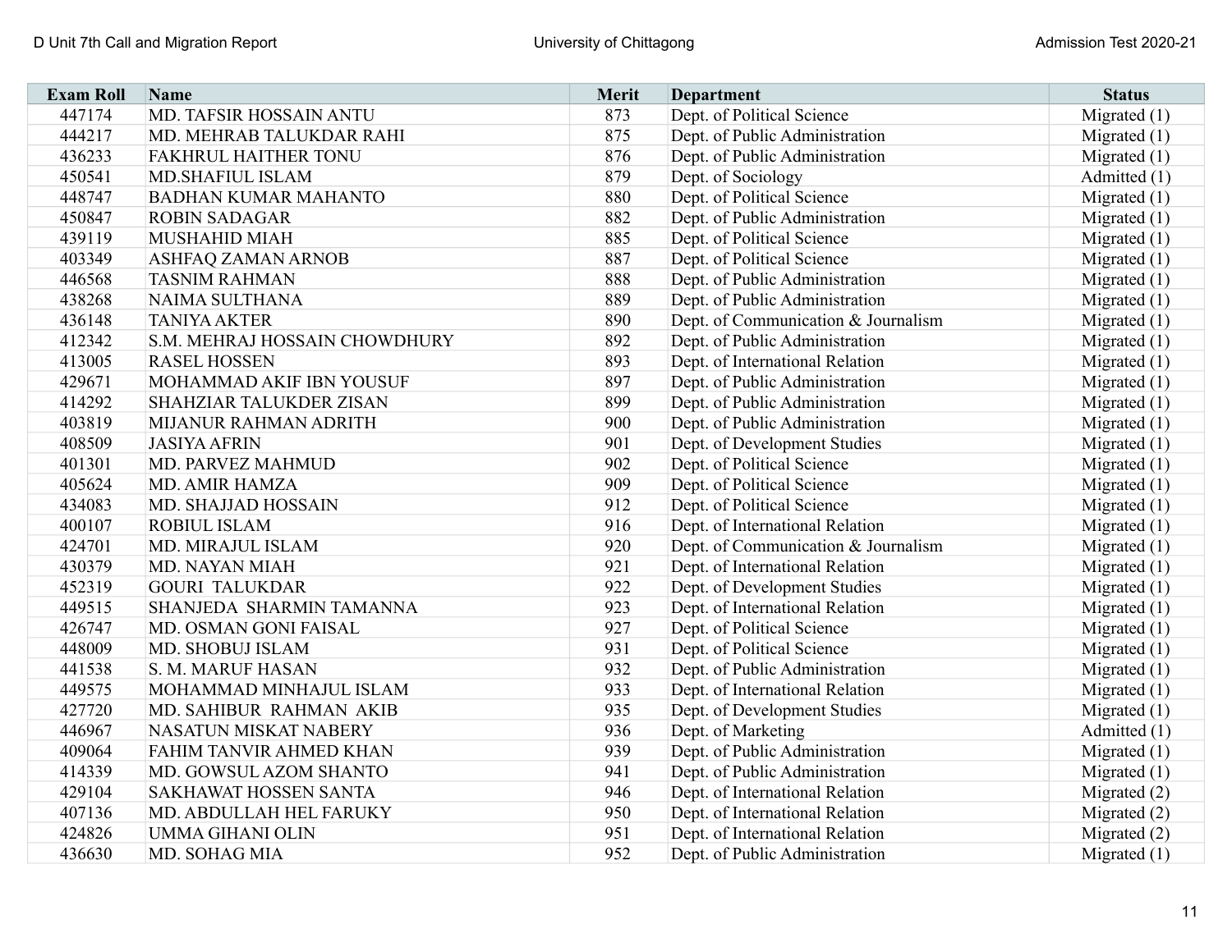| Exam Roll | Name | Merit | Department | Status |
|---|---|---|---|---|
| 447174 | MD. TAFSIR HOSSAIN ANTU | 873 | Dept. of Political Science | Migrated (1) |
| 444217 | MD. MEHRAB TALUKDAR RAHI | 875 | Dept. of Public Administration | Migrated (1) |
| 436233 | FAKHRUL HAITHER TONU | 876 | Dept. of Public Administration | Migrated (1) |
| 450541 | MD.SHAFIUL ISLAM | 879 | Dept. of Sociology | Admitted (1) |
| 448747 | BADHAN KUMAR MAHANTO | 880 | Dept. of Political Science | Migrated (1) |
| 450847 | ROBIN SADAGAR | 882 | Dept. of Public Administration | Migrated (1) |
| 439119 | MUSHAHID MIAH | 885 | Dept. of Political Science | Migrated (1) |
| 403349 | ASHFAQ ZAMAN ARNOB | 887 | Dept. of Political Science | Migrated (1) |
| 446568 | TASNIM RAHMAN | 888 | Dept. of Public Administration | Migrated (1) |
| 438268 | NAIMA SULTHANA | 889 | Dept. of Public Administration | Migrated (1) |
| 436148 | TANIYA AKTER | 890 | Dept. of Communication & Journalism | Migrated (1) |
| 412342 | S.M. MEHRAJ HOSSAIN CHOWDHURY | 892 | Dept. of Public Administration | Migrated (1) |
| 413005 | RASEL HOSSEN | 893 | Dept. of International Relation | Migrated (1) |
| 429671 | MOHAMMAD AKIF IBN YOUSUF | 897 | Dept. of Public Administration | Migrated (1) |
| 414292 | SHAHZIAR TALUKDER ZISAN | 899 | Dept. of Public Administration | Migrated (1) |
| 403819 | MIJANUR RAHMAN ADRITH | 900 | Dept. of Public Administration | Migrated (1) |
| 408509 | JASIYA AFRIN | 901 | Dept. of Development Studies | Migrated (1) |
| 401301 | MD. PARVEZ MAHMUD | 902 | Dept. of Political Science | Migrated (1) |
| 405624 | MD. AMIR HAMZA | 909 | Dept. of Political Science | Migrated (1) |
| 434083 | MD. SHAJJAD HOSSAIN | 912 | Dept. of Political Science | Migrated (1) |
| 400107 | ROBIUL ISLAM | 916 | Dept. of International Relation | Migrated (1) |
| 424701 | MD. MIRAJUL ISLAM | 920 | Dept. of Communication & Journalism | Migrated (1) |
| 430379 | MD. NAYAN MIAH | 921 | Dept. of International Relation | Migrated (1) |
| 452319 | GOURI TALUKDAR | 922 | Dept. of Development Studies | Migrated (1) |
| 449515 | SHANJEDA SHARMIN TAMANNA | 923 | Dept. of International Relation | Migrated (1) |
| 426747 | MD. OSMAN GONI FAISAL | 927 | Dept. of Political Science | Migrated (1) |
| 448009 | MD. SHOBUJ ISLAM | 931 | Dept. of Political Science | Migrated (1) |
| 441538 | S. M. MARUF HASAN | 932 | Dept. of Public Administration | Migrated (1) |
| 449575 | MOHAMMAD MINHAJUL ISLAM | 933 | Dept. of International Relation | Migrated (1) |
| 427720 | MD. SAHIBUR RAHMAN AKIB | 935 | Dept. of Development Studies | Migrated (1) |
| 446967 | NASATUN MISKAT NABERY | 936 | Dept. of Marketing | Admitted (1) |
| 409064 | FAHIM TANVIR AHMED KHAN | 939 | Dept. of Public Administration | Migrated (1) |
| 414339 | MD. GOWSUL AZOM SHANTO | 941 | Dept. of Public Administration | Migrated (1) |
| 429104 | SAKHAWAT HOSSEN SANTA | 946 | Dept. of International Relation | Migrated (2) |
| 407136 | MD. ABDULLAH HEL FARUKY | 950 | Dept. of International Relation | Migrated (2) |
| 424826 | UMMA GIHANI OLIN | 951 | Dept. of International Relation | Migrated (2) |
| 436630 | MD. SOHAG MIA | 952 | Dept. of Public Administration | Migrated (1) |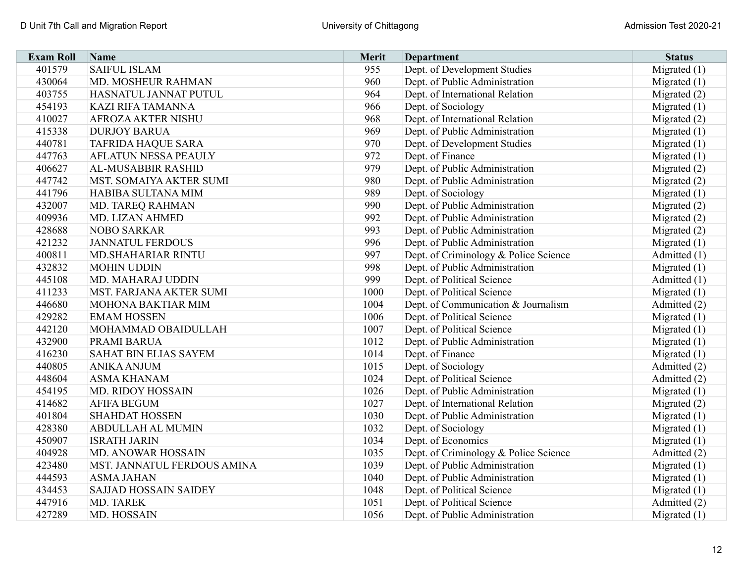| Exam Roll | Name | Merit | Department | Status |
|---|---|---|---|---|
| 401579 | SAIFUL ISLAM | 955 | Dept. of Development Studies | Migrated (1) |
| 430064 | MD. MOSHEUR RAHMAN | 960 | Dept. of Public Administration | Migrated (1) |
| 403755 | HASNATUL JANNAT PUTUL | 964 | Dept. of International Relation | Migrated (2) |
| 454193 | KAZI RIFA TAMANNA | 966 | Dept. of Sociology | Migrated (1) |
| 410027 | AFROZA AKTER NISHU | 968 | Dept. of International Relation | Migrated (2) |
| 415338 | DURJOY BARUA | 969 | Dept. of Public Administration | Migrated (1) |
| 440781 | TAFRIDA HAQUE SARA | 970 | Dept. of Development Studies | Migrated (1) |
| 447763 | AFLATUN NESSA PEAULY | 972 | Dept. of Finance | Migrated (1) |
| 406627 | AL-MUSABBIR RASHID | 979 | Dept. of Public Administration | Migrated (2) |
| 447742 | MST. SOMAIYA AKTER SUMI | 980 | Dept. of Public Administration | Migrated (2) |
| 441796 | HABIBA SULTANA MIM | 989 | Dept. of Sociology | Migrated (1) |
| 432007 | MD. TAREQ RAHMAN | 990 | Dept. of Public Administration | Migrated (2) |
| 409936 | MD. LIZAN AHMED | 992 | Dept. of Public Administration | Migrated (2) |
| 428688 | NOBO SARKAR | 993 | Dept. of Public Administration | Migrated (2) |
| 421232 | JANNATUL FERDOUS | 996 | Dept. of Public Administration | Migrated (1) |
| 400811 | MD.SHAHARIAR RINTU | 997 | Dept. of Criminology & Police Science | Admitted (1) |
| 432832 | MOHIN UDDIN | 998 | Dept. of Public Administration | Migrated (1) |
| 445108 | MD. MAHARAJ UDDIN | 999 | Dept. of Political Science | Admitted (1) |
| 411233 | MST. FARJANA AKTER SUMI | 1000 | Dept. of Political Science | Migrated (1) |
| 446680 | MOHONA BAKTIAR MIM | 1004 | Dept. of Communication & Journalism | Admitted (2) |
| 429282 | EMAM HOSSEN | 1006 | Dept. of Political Science | Migrated (1) |
| 442120 | MOHAMMAD OBAIDULLAH | 1007 | Dept. of Political Science | Migrated (1) |
| 432900 | PRAMI BARUA | 1012 | Dept. of Public Administration | Migrated (1) |
| 416230 | SAHAT BIN ELIAS SAYEM | 1014 | Dept. of Finance | Migrated (1) |
| 440805 | ANIKA ANJUM | 1015 | Dept. of Sociology | Admitted (2) |
| 448604 | ASMA KHANAM | 1024 | Dept. of Political Science | Admitted (2) |
| 454195 | MD. RIDOY HOSSAIN | 1026 | Dept. of Public Administration | Migrated (1) |
| 414682 | AFIFA BEGUM | 1027 | Dept. of International Relation | Migrated (2) |
| 401804 | SHAHDAT HOSSEN | 1030 | Dept. of Public Administration | Migrated (1) |
| 428380 | ABDULLAH AL MUMIN | 1032 | Dept. of Sociology | Migrated (1) |
| 450907 | ISRATH JARIN | 1034 | Dept. of Economics | Migrated (1) |
| 404928 | MD. ANOWAR HOSSAIN | 1035 | Dept. of Criminology & Police Science | Admitted (2) |
| 423480 | MST. JANNATUL FERDOUS AMINA | 1039 | Dept. of Public Administration | Migrated (1) |
| 444593 | ASMA JAHAN | 1040 | Dept. of Public Administration | Migrated (1) |
| 434453 | SAJJAD HOSSAIN SAIDEY | 1048 | Dept. of Political Science | Migrated (1) |
| 447916 | MD. TAREK | 1051 | Dept. of Political Science | Admitted (2) |
| 427289 | MD. HOSSAIN | 1056 | Dept. of Public Administration | Migrated (1) |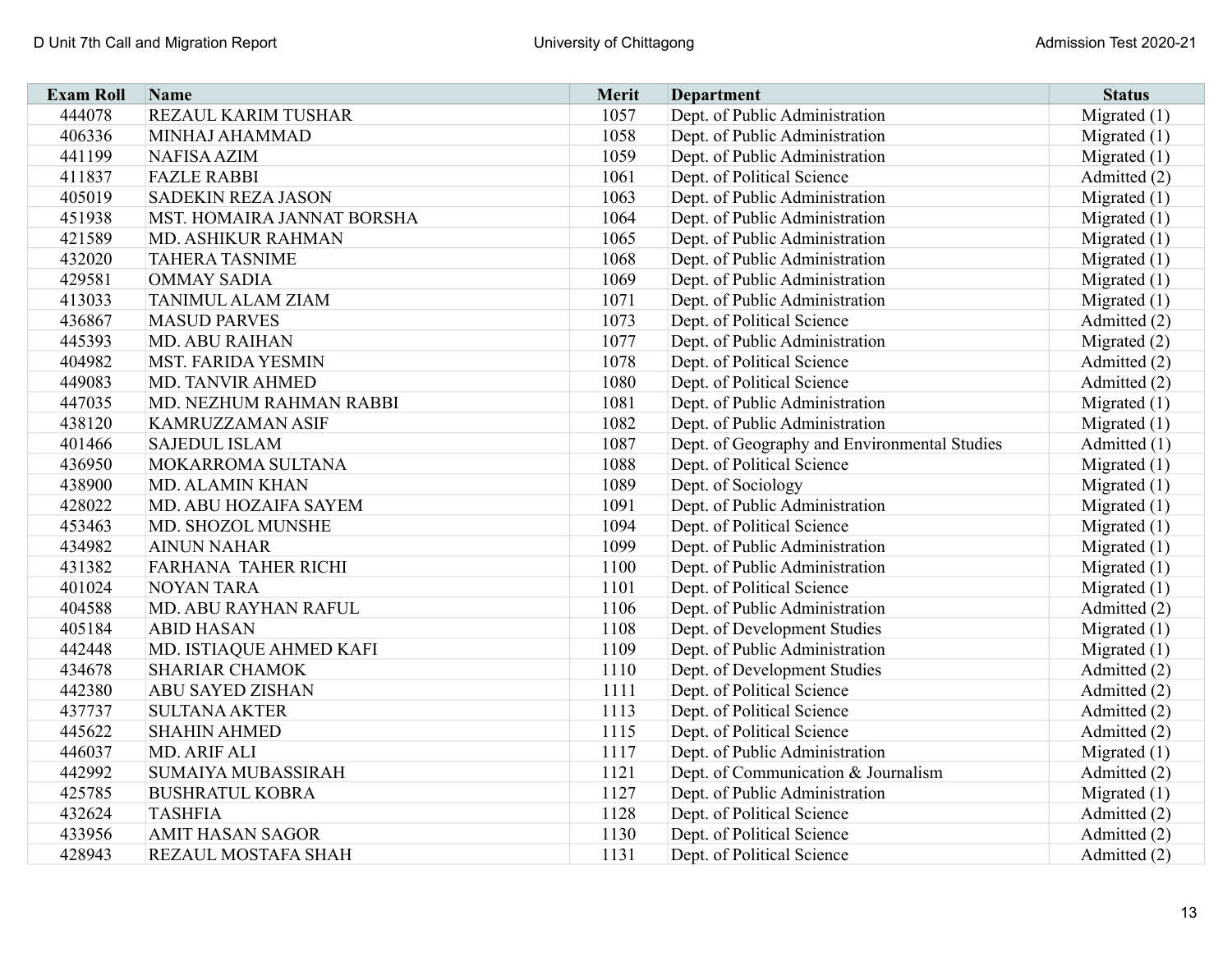| Exam Roll | Name | Merit | Department | Status |
|---|---|---|---|---|
| 444078 | REZAUL KARIM TUSHAR | 1057 | Dept. of Public Administration | Migrated (1) |
| 406336 | MINHAJ AHAMMAD | 1058 | Dept. of Public Administration | Migrated (1) |
| 441199 | NAFISA AZIM | 1059 | Dept. of Public Administration | Migrated (1) |
| 411837 | FAZLE RABBI | 1061 | Dept. of Political Science | Admitted (2) |
| 405019 | SADEKIN REZA JASON | 1063 | Dept. of Public Administration | Migrated (1) |
| 451938 | MST. HOMAIRA JANNAT BORSHA | 1064 | Dept. of Public Administration | Migrated (1) |
| 421589 | MD. ASHIKUR RAHMAN | 1065 | Dept. of Public Administration | Migrated (1) |
| 432020 | TAHERA TASNIME | 1068 | Dept. of Public Administration | Migrated (1) |
| 429581 | OMMAY SADIA | 1069 | Dept. of Public Administration | Migrated (1) |
| 413033 | TANIMUL ALAM ZIAM | 1071 | Dept. of Public Administration | Migrated (1) |
| 436867 | MASUD PARVES | 1073 | Dept. of Political Science | Admitted (2) |
| 445393 | MD. ABU RAIHAN | 1077 | Dept. of Public Administration | Migrated (2) |
| 404982 | MST. FARIDA YESMIN | 1078 | Dept. of Political Science | Admitted (2) |
| 449083 | MD. TANVIR AHMED | 1080 | Dept. of Political Science | Admitted (2) |
| 447035 | MD. NEZHUM RAHMAN RABBI | 1081 | Dept. of Public Administration | Migrated (1) |
| 438120 | KAMRUZZAMAN ASIF | 1082 | Dept. of Public Administration | Migrated (1) |
| 401466 | SAJEDUL ISLAM | 1087 | Dept. of Geography and Environmental Studies | Admitted (1) |
| 436950 | MOKARROMA SULTANA | 1088 | Dept. of Political Science | Migrated (1) |
| 438900 | MD. ALAMIN KHAN | 1089 | Dept. of Sociology | Migrated (1) |
| 428022 | MD. ABU HOZAIFA SAYEM | 1091 | Dept. of Public Administration | Migrated (1) |
| 453463 | MD. SHOZOL MUNSHE | 1094 | Dept. of Political Science | Migrated (1) |
| 434982 | AINUN NAHAR | 1099 | Dept. of Public Administration | Migrated (1) |
| 431382 | FARHANA TAHER RICHI | 1100 | Dept. of Public Administration | Migrated (1) |
| 401024 | NOYAN TARA | 1101 | Dept. of Political Science | Migrated (1) |
| 404588 | MD. ABU RAYHAN RAFUL | 1106 | Dept. of Public Administration | Admitted (2) |
| 405184 | ABID HASAN | 1108 | Dept. of Development Studies | Migrated (1) |
| 442448 | MD. ISTIAQUE AHMED KAFI | 1109 | Dept. of Public Administration | Migrated (1) |
| 434678 | SHARIAR CHAMOK | 1110 | Dept. of Development Studies | Admitted (2) |
| 442380 | ABU SAYED ZISHAN | 1111 | Dept. of Political Science | Admitted (2) |
| 437737 | SULTANA AKTER | 1113 | Dept. of Political Science | Admitted (2) |
| 445622 | SHAHIN AHMED | 1115 | Dept. of Political Science | Admitted (2) |
| 446037 | MD. ARIF ALI | 1117 | Dept. of Public Administration | Migrated (1) |
| 442992 | SUMAIYA MUBASSIRAH | 1121 | Dept. of Communication & Journalism | Admitted (2) |
| 425785 | BUSHRATUL KOBRA | 1127 | Dept. of Public Administration | Migrated (1) |
| 432624 | TASHFIA | 1128 | Dept. of Political Science | Admitted (2) |
| 433956 | AMIT HASAN SAGOR | 1130 | Dept. of Political Science | Admitted (2) |
| 428943 | REZAUL MOSTAFA SHAH | 1131 | Dept. of Political Science | Admitted (2) |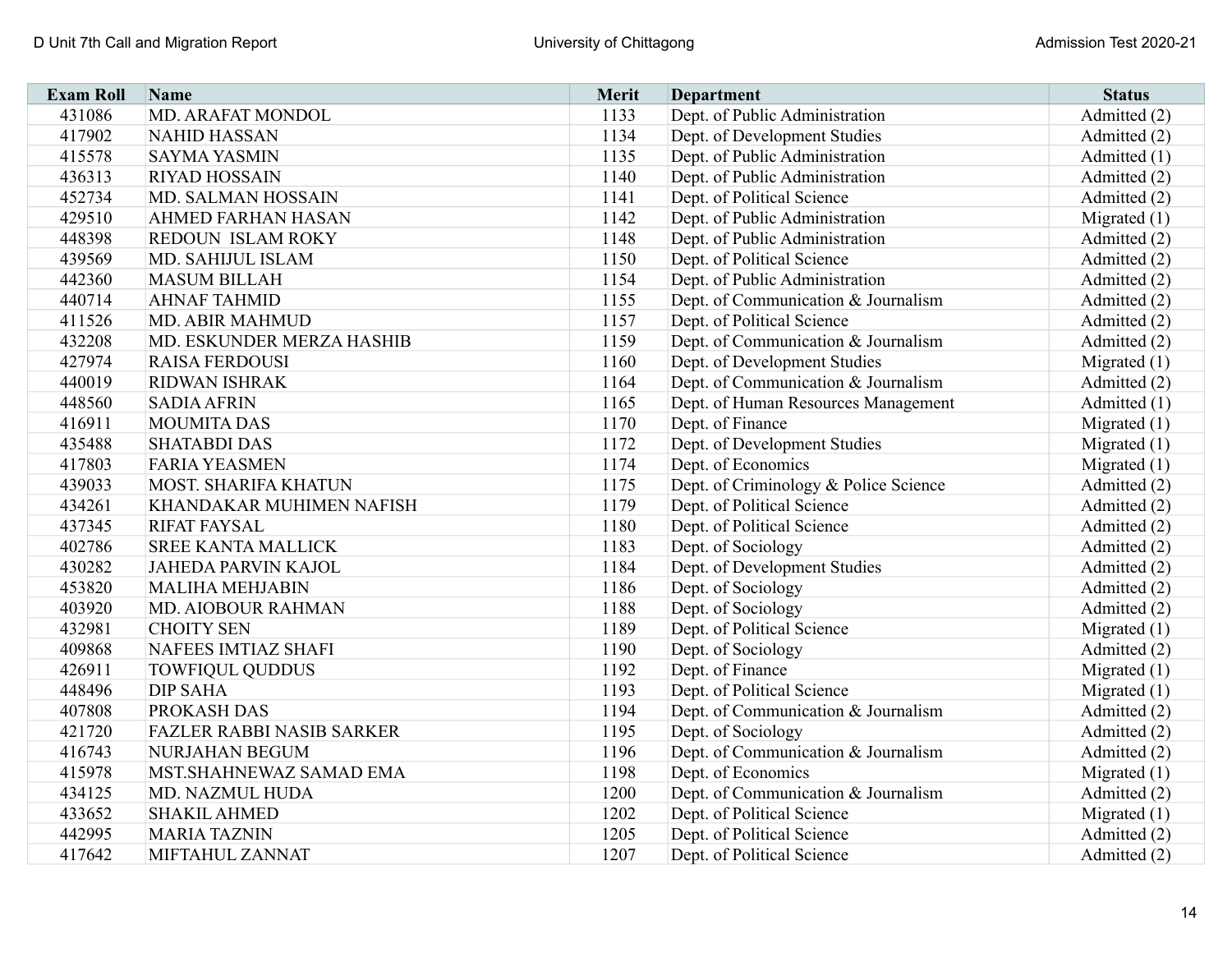| Exam Roll | Name | Merit | Department | Status |
|---|---|---|---|---|
| 431086 | MD. ARAFAT MONDOL | 1133 | Dept. of Public Administration | Admitted (2) |
| 417902 | NAHID HASSAN | 1134 | Dept. of Development Studies | Admitted (2) |
| 415578 | SAYMA YASMIN | 1135 | Dept. of Public Administration | Admitted (1) |
| 436313 | RIYAD HOSSAIN | 1140 | Dept. of Public Administration | Admitted (2) |
| 452734 | MD. SALMAN HOSSAIN | 1141 | Dept. of Political Science | Admitted (2) |
| 429510 | AHMED FARHAN HASAN | 1142 | Dept. of Public Administration | Migrated (1) |
| 448398 | REDOUN ISLAM ROKY | 1148 | Dept. of Public Administration | Admitted (2) |
| 439569 | MD. SAHIJUL ISLAM | 1150 | Dept. of Political Science | Admitted (2) |
| 442360 | MASUM BILLAH | 1154 | Dept. of Public Administration | Admitted (2) |
| 440714 | AHNAF TAHMID | 1155 | Dept. of Communication & Journalism | Admitted (2) |
| 411526 | MD. ABIR MAHMUD | 1157 | Dept. of Political Science | Admitted (2) |
| 432208 | MD. ESKUNDER MERZA HASHIB | 1159 | Dept. of Communication & Journalism | Admitted (2) |
| 427974 | RAISA FERDOUSI | 1160 | Dept. of Development Studies | Migrated (1) |
| 440019 | RIDWAN ISHRAK | 1164 | Dept. of Communication & Journalism | Admitted (2) |
| 448560 | SADIA AFRIN | 1165 | Dept. of Human Resources Management | Admitted (1) |
| 416911 | MOUMITA DAS | 1170 | Dept. of Finance | Migrated (1) |
| 435488 | SHATABDI DAS | 1172 | Dept. of Development Studies | Migrated (1) |
| 417803 | FARIA YEASMEN | 1174 | Dept. of Economics | Migrated (1) |
| 439033 | MOST. SHARIFA KHATUN | 1175 | Dept. of Criminology & Police Science | Admitted (2) |
| 434261 | KHANDAKAR MUHIMEN NAFISH | 1179 | Dept. of Political Science | Admitted (2) |
| 437345 | RIFAT FAYSAL | 1180 | Dept. of Political Science | Admitted (2) |
| 402786 | SREE KANTA MALLICK | 1183 | Dept. of Sociology | Admitted (2) |
| 430282 | JAHEDA PARVIN KAJOL | 1184 | Dept. of Development Studies | Admitted (2) |
| 453820 | MALIHA MEHJABIN | 1186 | Dept. of Sociology | Admitted (2) |
| 403920 | MD. AIOBOUR RAHMAN | 1188 | Dept. of Sociology | Admitted (2) |
| 432981 | CHOITY SEN | 1189 | Dept. of Political Science | Migrated (1) |
| 409868 | NAFEES IMTIAZ SHAFI | 1190 | Dept. of Sociology | Admitted (2) |
| 426911 | TOWFIQUL QUDDUS | 1192 | Dept. of Finance | Migrated (1) |
| 448496 | DIP SAHA | 1193 | Dept. of Political Science | Migrated (1) |
| 407808 | PROKASH DAS | 1194 | Dept. of Communication & Journalism | Admitted (2) |
| 421720 | FAZLER RABBI NASIB SARKER | 1195 | Dept. of Sociology | Admitted (2) |
| 416743 | NURJAHAN BEGUM | 1196 | Dept. of Communication & Journalism | Admitted (2) |
| 415978 | MST.SHAHNEWAZ SAMAD EMA | 1198 | Dept. of Economics | Migrated (1) |
| 434125 | MD. NAZMUL HUDA | 1200 | Dept. of Communication & Journalism | Admitted (2) |
| 433652 | SHAKIL AHMED | 1202 | Dept. of Political Science | Migrated (1) |
| 442995 | MARIA TAZNIN | 1205 | Dept. of Political Science | Admitted (2) |
| 417642 | MIFTAHUL ZANNAT | 1207 | Dept. of Political Science | Admitted (2) |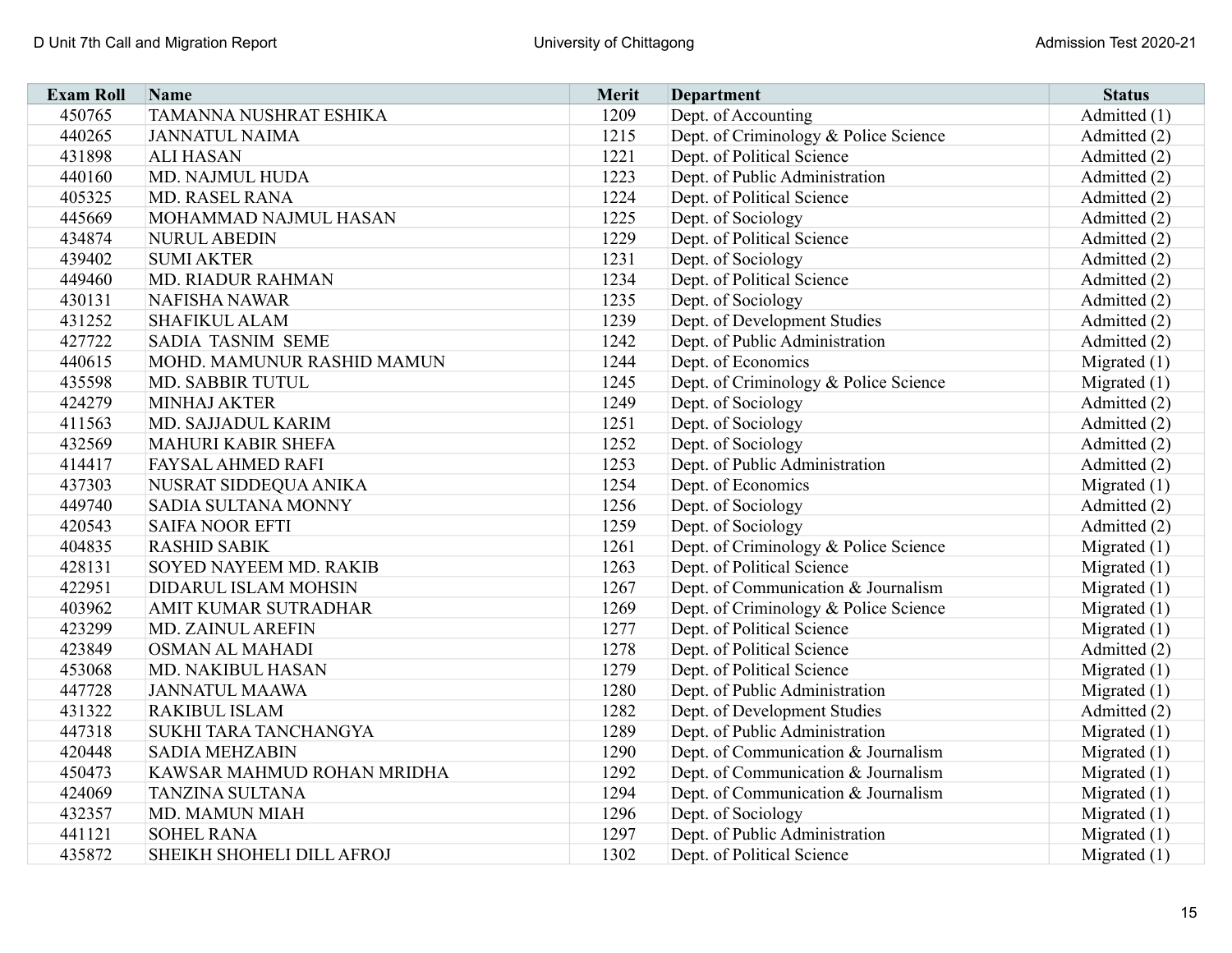| Exam Roll | Name | Merit | Department | Status |
|---|---|---|---|---|
| 450765 | TAMANNA NUSHRAT ESHIKA | 1209 | Dept. of Accounting | Admitted (1) |
| 440265 | JANNATUL NAIMA | 1215 | Dept. of Criminology & Police Science | Admitted (2) |
| 431898 | ALI HASAN | 1221 | Dept. of Political Science | Admitted (2) |
| 440160 | MD. NAJMUL HUDA | 1223 | Dept. of Public Administration | Admitted (2) |
| 405325 | MD. RASEL RANA | 1224 | Dept. of Political Science | Admitted (2) |
| 445669 | MOHAMMAD NAJMUL HASAN | 1225 | Dept. of Sociology | Admitted (2) |
| 434874 | NURUL ABEDIN | 1229 | Dept. of Political Science | Admitted (2) |
| 439402 | SUMI AKTER | 1231 | Dept. of Sociology | Admitted (2) |
| 449460 | MD. RIADUR RAHMAN | 1234 | Dept. of Political Science | Admitted (2) |
| 430131 | NAFISHA NAWAR | 1235 | Dept. of Sociology | Admitted (2) |
| 431252 | SHAFIKUL ALAM | 1239 | Dept. of Development Studies | Admitted (2) |
| 427722 | SADIA TASNIM SEME | 1242 | Dept. of Public Administration | Admitted (2) |
| 440615 | MOHD. MAMUNUR RASHID MAMUN | 1244 | Dept. of Economics | Migrated (1) |
| 435598 | MD. SABBIR TUTUL | 1245 | Dept. of Criminology & Police Science | Migrated (1) |
| 424279 | MINHAJ AKTER | 1249 | Dept. of Sociology | Admitted (2) |
| 411563 | MD. SAJJADUL KARIM | 1251 | Dept. of Sociology | Admitted (2) |
| 432569 | MAHURI KABIR SHEFA | 1252 | Dept. of Sociology | Admitted (2) |
| 414417 | FAYSAL AHMED RAFI | 1253 | Dept. of Public Administration | Admitted (2) |
| 437303 | NUSRAT SIDDEQUA ANIKA | 1254 | Dept. of Economics | Migrated (1) |
| 449740 | SADIA SULTANA MONNY | 1256 | Dept. of Sociology | Admitted (2) |
| 420543 | SAIFA NOOR EFTI | 1259 | Dept. of Sociology | Admitted (2) |
| 404835 | RASHID SABIK | 1261 | Dept. of Criminology & Police Science | Migrated (1) |
| 428131 | SOYED NAYEEM MD. RAKIB | 1263 | Dept. of Political Science | Migrated (1) |
| 422951 | DIDARUL ISLAM MOHSIN | 1267 | Dept. of Communication & Journalism | Migrated (1) |
| 403962 | AMIT KUMAR SUTRADHAR | 1269 | Dept. of Criminology & Police Science | Migrated (1) |
| 423299 | MD. ZAINUL AREFIN | 1277 | Dept. of Political Science | Migrated (1) |
| 423849 | OSMAN AL MAHADI | 1278 | Dept. of Political Science | Admitted (2) |
| 453068 | MD. NAKIBUL HASAN | 1279 | Dept. of Political Science | Migrated (1) |
| 447728 | JANNATUL MAAWA | 1280 | Dept. of Public Administration | Migrated (1) |
| 431322 | RAKIBUL ISLAM | 1282 | Dept. of Development Studies | Admitted (2) |
| 447318 | SUKHI TARA TANCHANGYA | 1289 | Dept. of Public Administration | Migrated (1) |
| 420448 | SADIA MEHZABIN | 1290 | Dept. of Communication & Journalism | Migrated (1) |
| 450473 | KAWSAR MAHMUD ROHAN MRIDHA | 1292 | Dept. of Communication & Journalism | Migrated (1) |
| 424069 | TANZINA SULTANA | 1294 | Dept. of Communication & Journalism | Migrated (1) |
| 432357 | MD. MAMUN MIAH | 1296 | Dept. of Sociology | Migrated (1) |
| 441121 | SOHEL RANA | 1297 | Dept. of Public Administration | Migrated (1) |
| 435872 | SHEIKH SHOHELI DILL AFROJ | 1302 | Dept. of Political Science | Migrated (1) |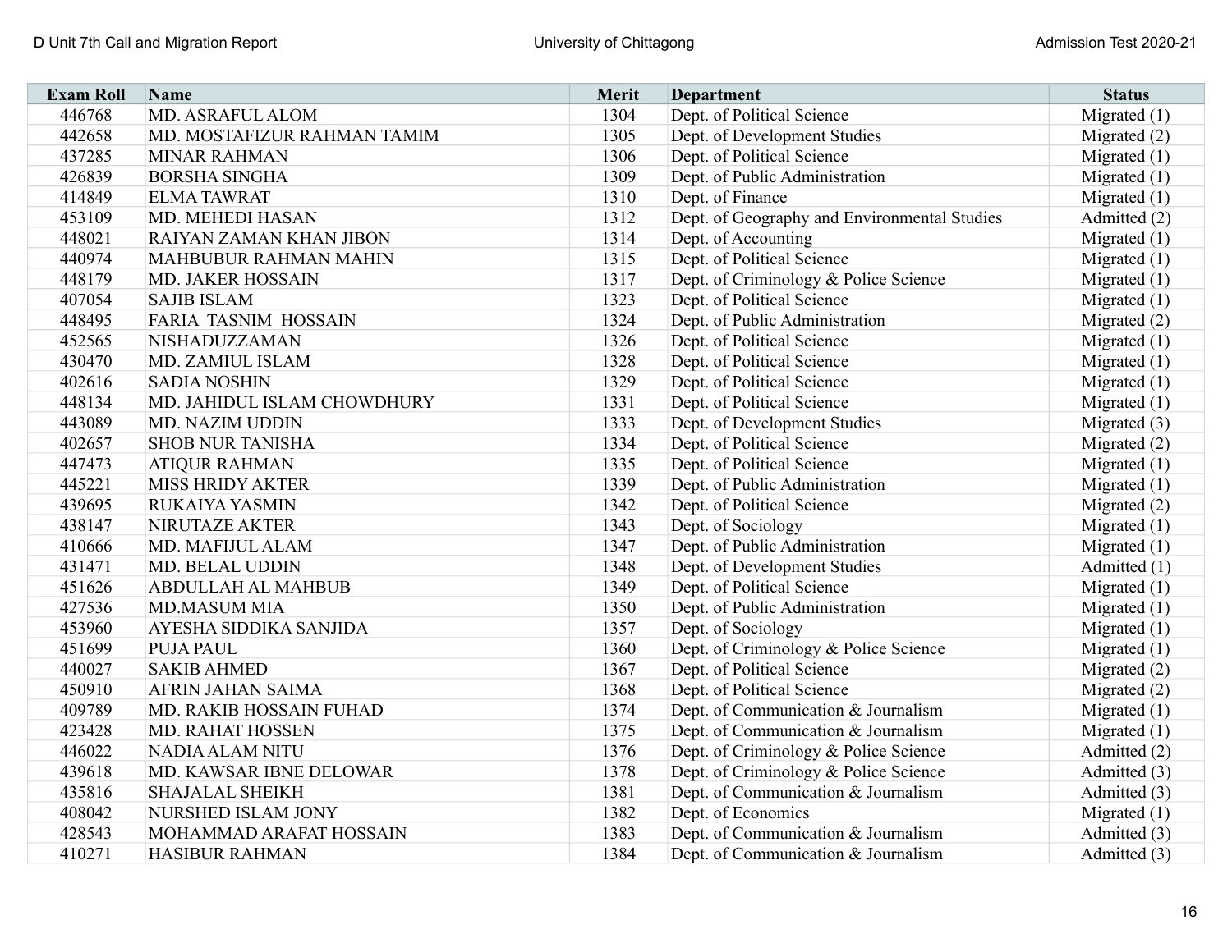| Exam Roll | Name | Merit | Department | Status |
|---|---|---|---|---|
| 446768 | MD. ASRAFUL ALOM | 1304 | Dept. of Political Science | Migrated (1) |
| 442658 | MD. MOSTAFIZUR RAHMAN TAMIM | 1305 | Dept. of Development Studies | Migrated (2) |
| 437285 | MINAR RAHMAN | 1306 | Dept. of Political Science | Migrated (1) |
| 426839 | BORSHA SINGHA | 1309 | Dept. of Public Administration | Migrated (1) |
| 414849 | ELMA TAWRAT | 1310 | Dept. of Finance | Migrated (1) |
| 453109 | MD. MEHEDI HASAN | 1312 | Dept. of Geography and Environmental Studies | Admitted (2) |
| 448021 | RAIYAN ZAMAN KHAN JIBON | 1314 | Dept. of Accounting | Migrated (1) |
| 440974 | MAHBUBUR RAHMAN MAHIN | 1315 | Dept. of Political Science | Migrated (1) |
| 448179 | MD. JAKER HOSSAIN | 1317 | Dept. of Criminology & Police Science | Migrated (1) |
| 407054 | SAJIB ISLAM | 1323 | Dept. of Political Science | Migrated (1) |
| 448495 | FARIA TASNIM HOSSAIN | 1324 | Dept. of Public Administration | Migrated (2) |
| 452565 | NISHADUZZAMAN | 1326 | Dept. of Political Science | Migrated (1) |
| 430470 | MD. ZAMIUL ISLAM | 1328 | Dept. of Political Science | Migrated (1) |
| 402616 | SADIA NOSHIN | 1329 | Dept. of Political Science | Migrated (1) |
| 448134 | MD. JAHIDUL ISLAM CHOWDHURY | 1331 | Dept. of Political Science | Migrated (1) |
| 443089 | MD. NAZIM UDDIN | 1333 | Dept. of Development Studies | Migrated (3) |
| 402657 | SHOB NUR TANISHA | 1334 | Dept. of Political Science | Migrated (2) |
| 447473 | ATIQUR RAHMAN | 1335 | Dept. of Political Science | Migrated (1) |
| 445221 | MISS HRIDY AKTER | 1339 | Dept. of Public Administration | Migrated (1) |
| 439695 | RUKAIYA YASMIN | 1342 | Dept. of Political Science | Migrated (2) |
| 438147 | NIRUTAZE AKTER | 1343 | Dept. of Sociology | Migrated (1) |
| 410666 | MD. MAFIJUL ALAM | 1347 | Dept. of Public Administration | Migrated (1) |
| 431471 | MD. BELAL UDDIN | 1348 | Dept. of Development Studies | Admitted (1) |
| 451626 | ABDULLAH AL MAHBUB | 1349 | Dept. of Political Science | Migrated (1) |
| 427536 | MD.MASUM MIA | 1350 | Dept. of Public Administration | Migrated (1) |
| 453960 | AYESHA SIDDIKA SANJIDA | 1357 | Dept. of Sociology | Migrated (1) |
| 451699 | PUJA PAUL | 1360 | Dept. of Criminology & Police Science | Migrated (1) |
| 440027 | SAKIB AHMED | 1367 | Dept. of Political Science | Migrated (2) |
| 450910 | AFRIN JAHAN SAIMA | 1368 | Dept. of Political Science | Migrated (2) |
| 409789 | MD. RAKIB HOSSAIN FUHAD | 1374 | Dept. of Communication & Journalism | Migrated (1) |
| 423428 | MD. RAHAT HOSSEN | 1375 | Dept. of Communication & Journalism | Migrated (1) |
| 446022 | NADIA ALAM NITU | 1376 | Dept. of Criminology & Police Science | Admitted (2) |
| 439618 | MD. KAWSAR IBNE DELOWAR | 1378 | Dept. of Criminology & Police Science | Admitted (3) |
| 435816 | SHAJALAL SHEIKH | 1381 | Dept. of Communication & Journalism | Admitted (3) |
| 408042 | NURSHED ISLAM JONY | 1382 | Dept. of Economics | Migrated (1) |
| 428543 | MOHAMMAD ARAFAT HOSSAIN | 1383 | Dept. of Communication & Journalism | Admitted (3) |
| 410271 | HASIBUR RAHMAN | 1384 | Dept. of Communication & Journalism | Admitted (3) |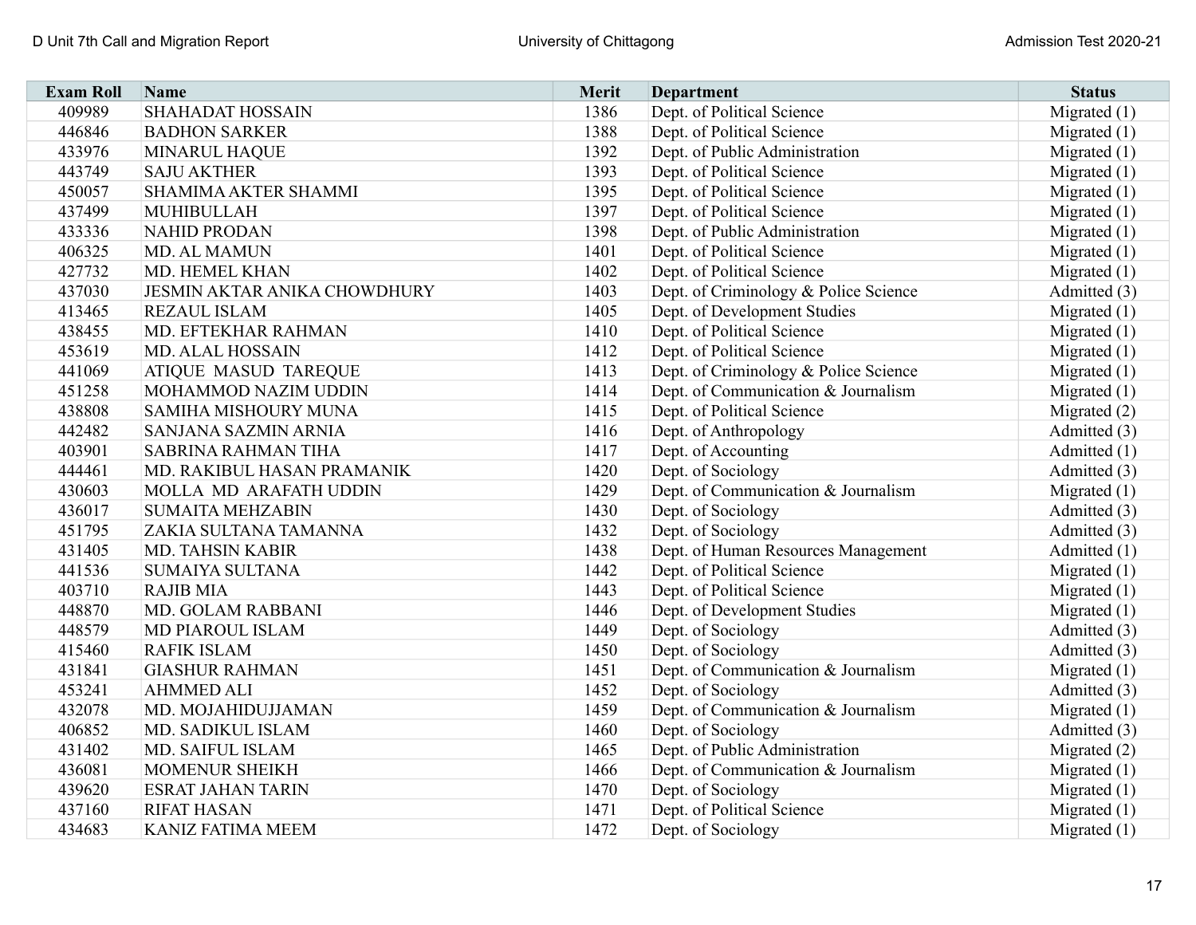| Exam Roll | Name | Merit | Department | Status |
|---|---|---|---|---|
| 409989 | SHAHADAT HOSSAIN | 1386 | Dept. of Political Science | Migrated (1) |
| 446846 | BADHON SARKER | 1388 | Dept. of Political Science | Migrated (1) |
| 433976 | MINARUL HAQUE | 1392 | Dept. of Public Administration | Migrated (1) |
| 443749 | SAJU AKTHER | 1393 | Dept. of Political Science | Migrated (1) |
| 450057 | SHAMIMA AKTER SHAMMI | 1395 | Dept. of Political Science | Migrated (1) |
| 437499 | MUHIBULLAH | 1397 | Dept. of Political Science | Migrated (1) |
| 433336 | NAHID PRODAN | 1398 | Dept. of Public Administration | Migrated (1) |
| 406325 | MD. AL MAMUN | 1401 | Dept. of Political Science | Migrated (1) |
| 427732 | MD. HEMEL KHAN | 1402 | Dept. of Political Science | Migrated (1) |
| 437030 | JESMIN AKTAR ANIKA CHOWDHURY | 1403 | Dept. of Criminology & Police Science | Admitted (3) |
| 413465 | REZAUL ISLAM | 1405 | Dept. of Development Studies | Migrated (1) |
| 438455 | MD. EFTEKHAR RAHMAN | 1410 | Dept. of Political Science | Migrated (1) |
| 453619 | MD. ALAL HOSSAIN | 1412 | Dept. of Political Science | Migrated (1) |
| 441069 | ATIQUE MASUD TAREQUE | 1413 | Dept. of Criminology & Police Science | Migrated (1) |
| 451258 | MOHAMMOD NAZIM UDDIN | 1414 | Dept. of Communication & Journalism | Migrated (1) |
| 438808 | SAMIHA MISHOURY MUNA | 1415 | Dept. of Political Science | Migrated (2) |
| 442482 | SANJANA SAZMIN ARNIA | 1416 | Dept. of Anthropology | Admitted (3) |
| 403901 | SABRINA RAHMAN TIHA | 1417 | Dept. of Accounting | Admitted (1) |
| 444461 | MD. RAKIBUL HASAN PRAMANIK | 1420 | Dept. of Sociology | Admitted (3) |
| 430603 | MOLLA MD ARAFATH UDDIN | 1429 | Dept. of Communication & Journalism | Migrated (1) |
| 436017 | SUMAITA MEHZABIN | 1430 | Dept. of Sociology | Admitted (3) |
| 451795 | ZAKIA SULTANA TAMANNA | 1432 | Dept. of Sociology | Admitted (3) |
| 431405 | MD. TAHSIN KABIR | 1438 | Dept. of Human Resources Management | Admitted (1) |
| 441536 | SUMAIYA SULTANA | 1442 | Dept. of Political Science | Migrated (1) |
| 403710 | RAJIB MIA | 1443 | Dept. of Political Science | Migrated (1) |
| 448870 | MD. GOLAM RABBANI | 1446 | Dept. of Development Studies | Migrated (1) |
| 448579 | MD PIAROUL ISLAM | 1449 | Dept. of Sociology | Admitted (3) |
| 415460 | RAFIK ISLAM | 1450 | Dept. of Sociology | Admitted (3) |
| 431841 | GIASHUR RAHMAN | 1451 | Dept. of Communication & Journalism | Migrated (1) |
| 453241 | AHMMED ALI | 1452 | Dept. of Sociology | Admitted (3) |
| 432078 | MD. MOJAHIDUJJAMAN | 1459 | Dept. of Communication & Journalism | Migrated (1) |
| 406852 | MD. SADIKUL ISLAM | 1460 | Dept. of Sociology | Admitted (3) |
| 431402 | MD. SAIFUL ISLAM | 1465 | Dept. of Public Administration | Migrated (2) |
| 436081 | MOMENUR SHEIKH | 1466 | Dept. of Communication & Journalism | Migrated (1) |
| 439620 | ESRAT JAHAN TARIN | 1470 | Dept. of Sociology | Migrated (1) |
| 437160 | RIFAT HASAN | 1471 | Dept. of Political Science | Migrated (1) |
| 434683 | KANIZ FATIMA MEEM | 1472 | Dept. of Sociology | Migrated (1) |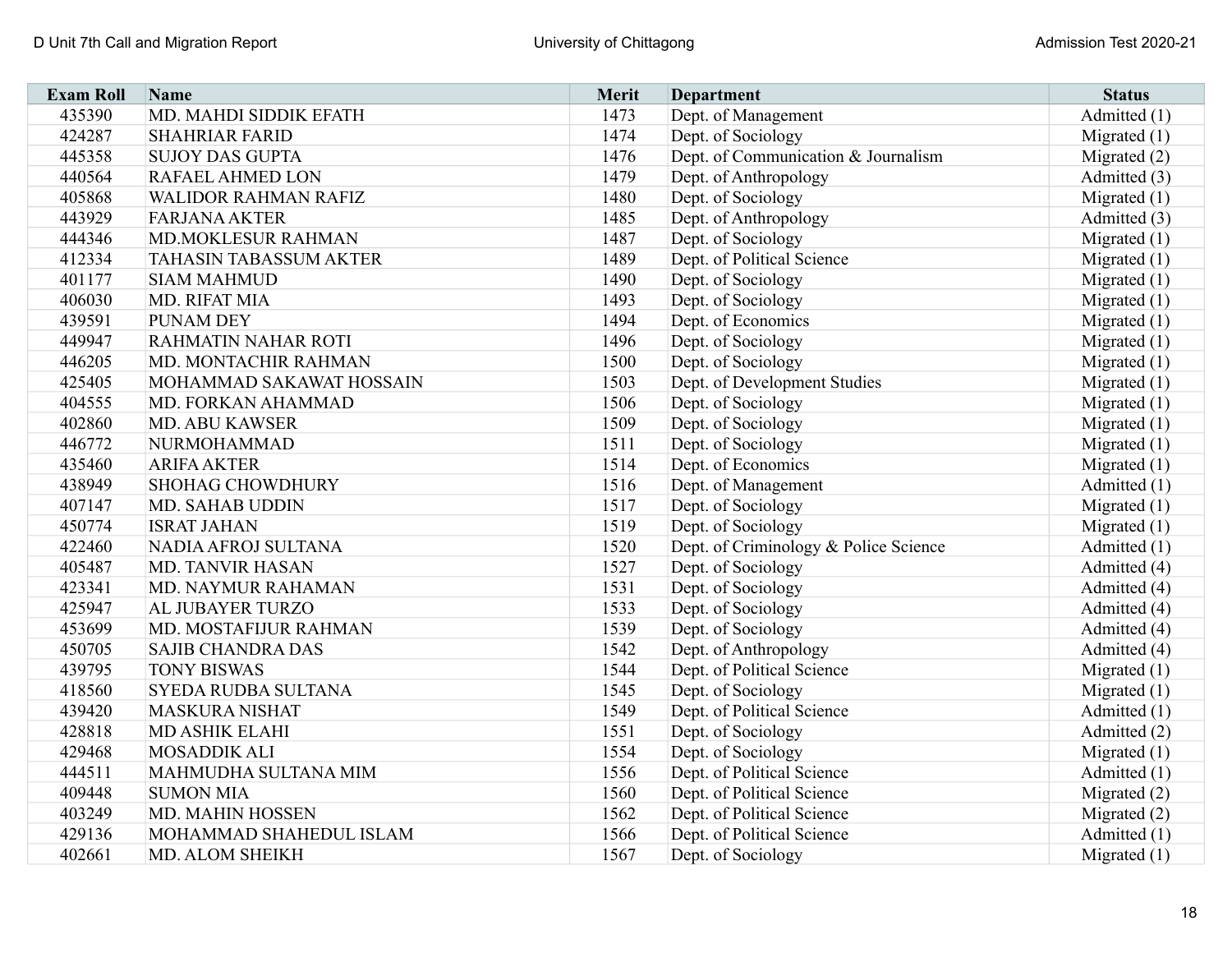| Exam Roll | Name | Merit | Department | Status |
|---|---|---|---|---|
| 435390 | MD. MAHDI SIDDIK EFATH | 1473 | Dept. of Management | Admitted (1) |
| 424287 | SHAHRIAR FARID | 1474 | Dept. of Sociology | Migrated (1) |
| 445358 | SUJOY DAS GUPTA | 1476 | Dept. of Communication & Journalism | Migrated (2) |
| 440564 | RAFAEL AHMED LON | 1479 | Dept. of Anthropology | Admitted (3) |
| 405868 | WALIDOR RAHMAN RAFIZ | 1480 | Dept. of Sociology | Migrated (1) |
| 443929 | FARJANA AKTER | 1485 | Dept. of Anthropology | Admitted (3) |
| 444346 | MD.MOKLESUR RAHMAN | 1487 | Dept. of Sociology | Migrated (1) |
| 412334 | TAHASIN TABASSUM AKTER | 1489 | Dept. of Political Science | Migrated (1) |
| 401177 | SIAM MAHMUD | 1490 | Dept. of Sociology | Migrated (1) |
| 406030 | MD. RIFAT MIA | 1493 | Dept. of Sociology | Migrated (1) |
| 439591 | PUNAM DEY | 1494 | Dept. of Economics | Migrated (1) |
| 449947 | RAHMATIN NAHAR ROTI | 1496 | Dept. of Sociology | Migrated (1) |
| 446205 | MD. MONTACHIR RAHMAN | 1500 | Dept. of Sociology | Migrated (1) |
| 425405 | MOHAMMAD SAKAWAT HOSSAIN | 1503 | Dept. of Development Studies | Migrated (1) |
| 404555 | MD. FORKAN AHAMMAD | 1506 | Dept. of Sociology | Migrated (1) |
| 402860 | MD. ABU KAWSER | 1509 | Dept. of Sociology | Migrated (1) |
| 446772 | NURMOHAMMAD | 1511 | Dept. of Sociology | Migrated (1) |
| 435460 | ARIFA AKTER | 1514 | Dept. of Economics | Migrated (1) |
| 438949 | SHOHAG CHOWDHURY | 1516 | Dept. of Management | Admitted (1) |
| 407147 | MD. SAHAB UDDIN | 1517 | Dept. of Sociology | Migrated (1) |
| 450774 | ISRAT JAHAN | 1519 | Dept. of Sociology | Migrated (1) |
| 422460 | NADIA AFROJ SULTANA | 1520 | Dept. of Criminology & Police Science | Admitted (1) |
| 405487 | MD. TANVIR HASAN | 1527 | Dept. of Sociology | Admitted (4) |
| 423341 | MD. NAYMUR RAHAMAN | 1531 | Dept. of Sociology | Admitted (4) |
| 425947 | AL JUBAYER TURZO | 1533 | Dept. of Sociology | Admitted (4) |
| 453699 | MD. MOSTAFIJUR RAHMAN | 1539 | Dept. of Sociology | Admitted (4) |
| 450705 | SAJIB CHANDRA DAS | 1542 | Dept. of Anthropology | Admitted (4) |
| 439795 | TONY BISWAS | 1544 | Dept. of Political Science | Migrated (1) |
| 418560 | SYEDA RUDBA SULTANA | 1545 | Dept. of Sociology | Migrated (1) |
| 439420 | MASKURA NISHAT | 1549 | Dept. of Political Science | Admitted (1) |
| 428818 | MD ASHIK ELAHI | 1551 | Dept. of Sociology | Admitted (2) |
| 429468 | MOSADDIK ALI | 1554 | Dept. of Sociology | Migrated (1) |
| 444511 | MAHMUDHA SULTANA MIM | 1556 | Dept. of Political Science | Admitted (1) |
| 409448 | SUMON MIA | 1560 | Dept. of Political Science | Migrated (2) |
| 403249 | MD. MAHIN HOSSEN | 1562 | Dept. of Political Science | Migrated (2) |
| 429136 | MOHAMMAD SHAHEDUL ISLAM | 1566 | Dept. of Political Science | Admitted (1) |
| 402661 | MD. ALOM SHEIKH | 1567 | Dept. of Sociology | Migrated (1) |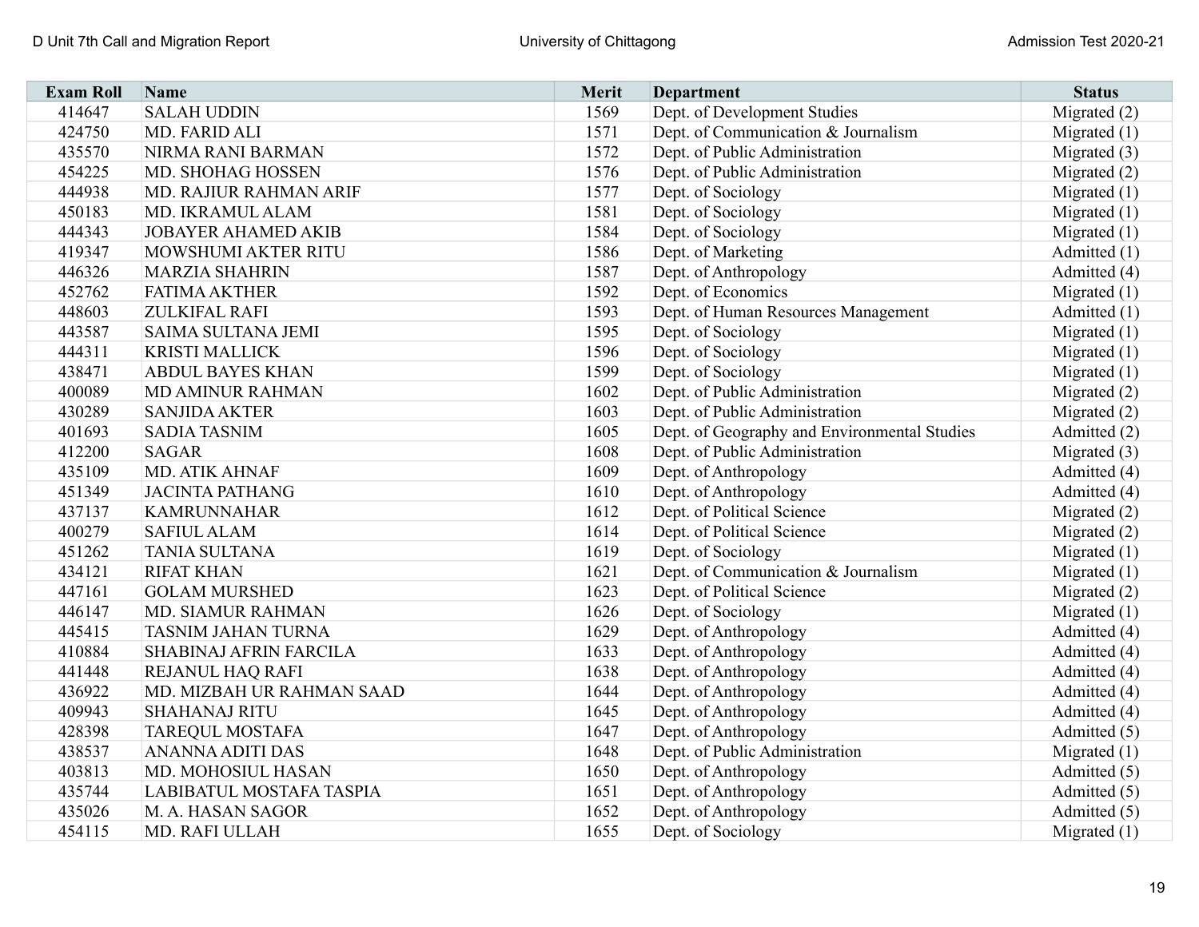| Exam Roll | Name | Merit | Department | Status |
|---|---|---|---|---|
| 414647 | SALAH UDDIN | 1569 | Dept. of Development Studies | Migrated (2) |
| 424750 | MD. FARID ALI | 1571 | Dept. of Communication & Journalism | Migrated (1) |
| 435570 | NIRMA RANI BARMAN | 1572 | Dept. of Public Administration | Migrated (3) |
| 454225 | MD. SHOHAG HOSSEN | 1576 | Dept. of Public Administration | Migrated (2) |
| 444938 | MD. RAJIUR RAHMAN ARIF | 1577 | Dept. of Sociology | Migrated (1) |
| 450183 | MD. IKRAMUL ALAM | 1581 | Dept. of Sociology | Migrated (1) |
| 444343 | JOBAYER AHAMED AKIB | 1584 | Dept. of Sociology | Migrated (1) |
| 419347 | MOWSHUMI AKTER RITU | 1586 | Dept. of Marketing | Admitted (1) |
| 446326 | MARZIA SHAHRIN | 1587 | Dept. of Anthropology | Admitted (4) |
| 452762 | FATIMA AKTHER | 1592 | Dept. of Economics | Migrated (1) |
| 448603 | ZULKIFAL RAFI | 1593 | Dept. of Human Resources Management | Admitted (1) |
| 443587 | SAIMA SULTANA JEMI | 1595 | Dept. of Sociology | Migrated (1) |
| 444311 | KRISTI MALLICK | 1596 | Dept. of Sociology | Migrated (1) |
| 438471 | ABDUL BAYES KHAN | 1599 | Dept. of Sociology | Migrated (1) |
| 400089 | MD AMINUR RAHMAN | 1602 | Dept. of Public Administration | Migrated (2) |
| 430289 | SANJIDA AKTER | 1603 | Dept. of Public Administration | Migrated (2) |
| 401693 | SADIA TASNIM | 1605 | Dept. of Geography and Environmental Studies | Admitted (2) |
| 412200 | SAGAR | 1608 | Dept. of Public Administration | Migrated (3) |
| 435109 | MD. ATIK AHNAF | 1609 | Dept. of Anthropology | Admitted (4) |
| 451349 | JACINTA PATHANG | 1610 | Dept. of Anthropology | Admitted (4) |
| 437137 | KAMRUNNAHAR | 1612 | Dept. of Political Science | Migrated (2) |
| 400279 | SAFIUL ALAM | 1614 | Dept. of Political Science | Migrated (2) |
| 451262 | TANIA SULTANA | 1619 | Dept. of Sociology | Migrated (1) |
| 434121 | RIFAT KHAN | 1621 | Dept. of Communication & Journalism | Migrated (1) |
| 447161 | GOLAM MURSHED | 1623 | Dept. of Political Science | Migrated (2) |
| 446147 | MD. SIAMUR RAHMAN | 1626 | Dept. of Sociology | Migrated (1) |
| 445415 | TASNIM JAHAN TURNA | 1629 | Dept. of Anthropology | Admitted (4) |
| 410884 | SHABINAJ AFRIN FARCILA | 1633 | Dept. of Anthropology | Admitted (4) |
| 441448 | REJANUL HAQ RAFI | 1638 | Dept. of Anthropology | Admitted (4) |
| 436922 | MD. MIZBAH UR RAHMAN SAAD | 1644 | Dept. of Anthropology | Admitted (4) |
| 409943 | SHAHANAJ RITU | 1645 | Dept. of Anthropology | Admitted (4) |
| 428398 | TAREQUL MOSTAFA | 1647 | Dept. of Anthropology | Admitted (5) |
| 438537 | ANANNA ADITI DAS | 1648 | Dept. of Public Administration | Migrated (1) |
| 403813 | MD. MOHOSIUL HASAN | 1650 | Dept. of Anthropology | Admitted (5) |
| 435744 | LABIBATUL MOSTAFA TASPIA | 1651 | Dept. of Anthropology | Admitted (5) |
| 435026 | M. A. HASAN SAGOR | 1652 | Dept. of Anthropology | Admitted (5) |
| 454115 | MD. RAFI ULLAH | 1655 | Dept. of Sociology | Migrated (1) |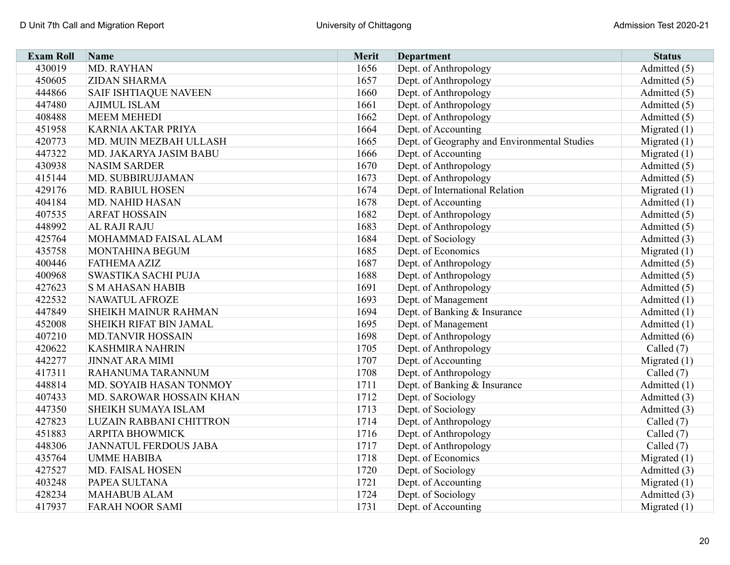| Exam Roll | Name | Merit | Department | Status |
|---|---|---|---|---|
| 430019 | MD. RAYHAN | 1656 | Dept. of Anthropology | Admitted (5) |
| 450605 | ZIDAN SHARMA | 1657 | Dept. of Anthropology | Admitted (5) |
| 444866 | SAIF ISHTIAQUE NAVEEN | 1660 | Dept. of Anthropology | Admitted (5) |
| 447480 | AJIMUL ISLAM | 1661 | Dept. of Anthropology | Admitted (5) |
| 408488 | MEEM MEHEDI | 1662 | Dept. of Anthropology | Admitted (5) |
| 451958 | KARNIA AKTAR PRIYA | 1664 | Dept. of Accounting | Migrated (1) |
| 420773 | MD. MUIN MEZBAH ULLASH | 1665 | Dept. of Geography and Environmental Studies | Migrated (1) |
| 447322 | MD. JAKARYA JASIM BABU | 1666 | Dept. of Accounting | Migrated (1) |
| 430938 | NASIM SARDER | 1670 | Dept. of Anthropology | Admitted (5) |
| 415144 | MD. SUBBIRUJJAMAN | 1673 | Dept. of Anthropology | Admitted (5) |
| 429176 | MD. RABIUL HOSEN | 1674 | Dept. of International Relation | Migrated (1) |
| 404184 | MD. NAHID HASAN | 1678 | Dept. of Accounting | Admitted (1) |
| 407535 | ARFAT HOSSAIN | 1682 | Dept. of Anthropology | Admitted (5) |
| 448992 | AL RAJI RAJU | 1683 | Dept. of Anthropology | Admitted (5) |
| 425764 | MOHAMMAD FAISAL ALAM | 1684 | Dept. of Sociology | Admitted (3) |
| 435758 | MONTAHINA BEGUM | 1685 | Dept. of Economics | Migrated (1) |
| 400446 | FATHEMA AZIZ | 1687 | Dept. of Anthropology | Admitted (5) |
| 400968 | SWASTIKA SACHI PUJA | 1688 | Dept. of Anthropology | Admitted (5) |
| 427623 | S M AHASAN HABIB | 1691 | Dept. of Anthropology | Admitted (5) |
| 422532 | NAWATUL AFROZE | 1693 | Dept. of Management | Admitted (1) |
| 447849 | SHEIKH MAINUR RAHMAN | 1694 | Dept. of Banking & Insurance | Admitted (1) |
| 452008 | SHEIKH RIFAT BIN JAMAL | 1695 | Dept. of Management | Admitted (1) |
| 407210 | MD.TANVIR HOSSAIN | 1698 | Dept. of Anthropology | Admitted (6) |
| 420622 | KASHMIRA NAHRIN | 1705 | Dept. of Anthropology | Called (7) |
| 442277 | JINNAT ARA MIMI | 1707 | Dept. of Accounting | Migrated (1) |
| 417311 | RAHANUMA TARANNUM | 1708 | Dept. of Anthropology | Called (7) |
| 448814 | MD. SOYAIB HASAN TONMOY | 1711 | Dept. of Banking & Insurance | Admitted (1) |
| 407433 | MD. SAROWAR HOSSAIN KHAN | 1712 | Dept. of Sociology | Admitted (3) |
| 447350 | SHEIKH SUMAYA ISLAM | 1713 | Dept. of Sociology | Admitted (3) |
| 427823 | LUZAIN RABBANI CHITTRON | 1714 | Dept. of Anthropology | Called (7) |
| 451883 | ARPITA BHOWMICK | 1716 | Dept. of Anthropology | Called (7) |
| 448306 | JANNATUL FERDOUS JABA | 1717 | Dept. of Anthropology | Called (7) |
| 435764 | UMME HABIBA | 1718 | Dept. of Economics | Migrated (1) |
| 427527 | MD. FAISAL HOSEN | 1720 | Dept. of Sociology | Admitted (3) |
| 403248 | PAPEA SULTANA | 1721 | Dept. of Accounting | Migrated (1) |
| 428234 | MAHABUB ALAM | 1724 | Dept. of Sociology | Admitted (3) |
| 417937 | FARAH NOOR SAMI | 1731 | Dept. of Accounting | Migrated (1) |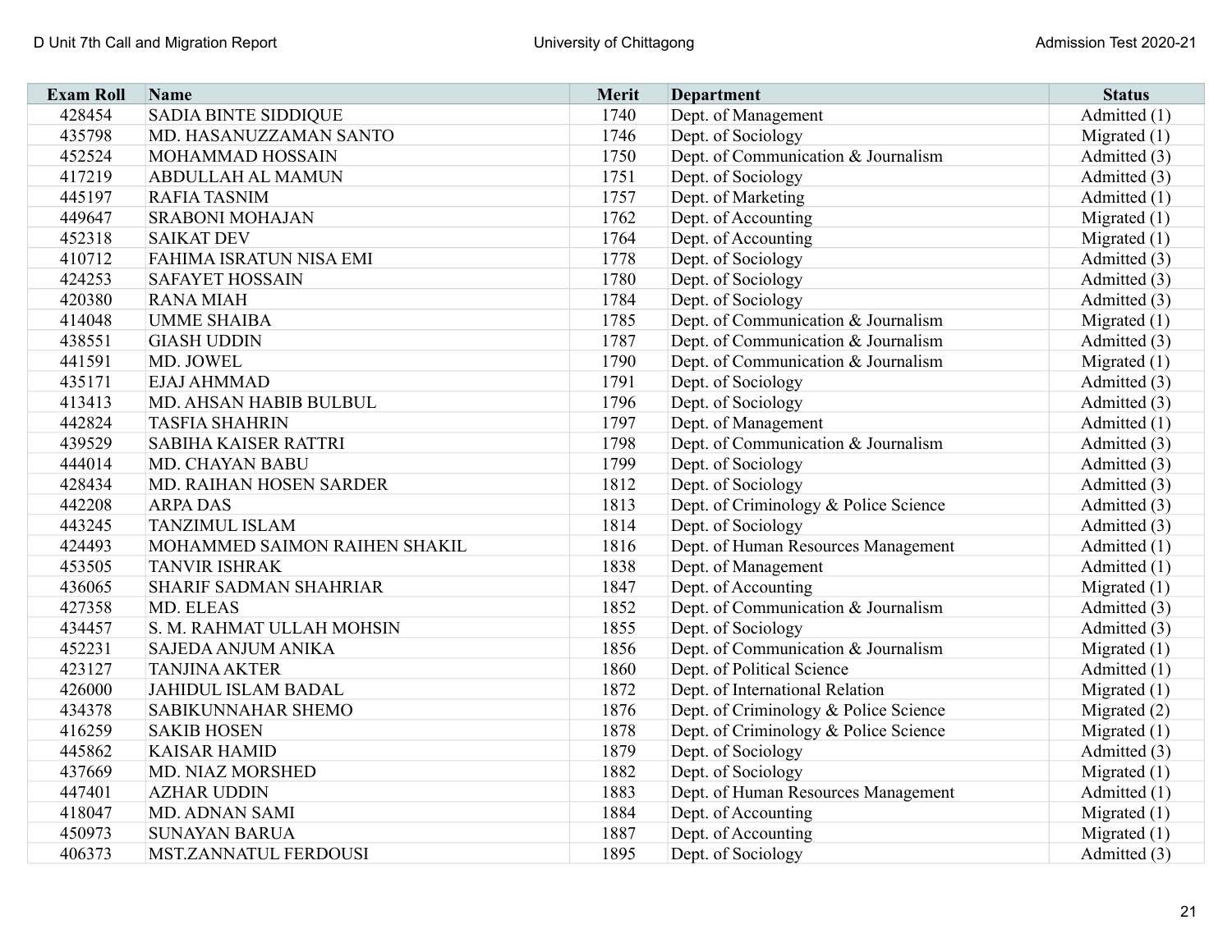| Exam Roll | Name | Merit | Department | Status |
|---|---|---|---|---|
| 428454 | SADIA BINTE SIDDIQUE | 1740 | Dept. of Management | Admitted (1) |
| 435798 | MD. HASANUZZAMAN SANTO | 1746 | Dept. of Sociology | Migrated (1) |
| 452524 | MOHAMMAD HOSSAIN | 1750 | Dept. of Communication & Journalism | Admitted (3) |
| 417219 | ABDULLAH AL MAMUN | 1751 | Dept. of Sociology | Admitted (3) |
| 445197 | RAFIA TASNIM | 1757 | Dept. of Marketing | Admitted (1) |
| 449647 | SRABONI MOHAJAN | 1762 | Dept. of Accounting | Migrated (1) |
| 452318 | SAIKAT DEV | 1764 | Dept. of Accounting | Migrated (1) |
| 410712 | FAHIMA ISRATUN NISA EMI | 1778 | Dept. of Sociology | Admitted (3) |
| 424253 | SAFAYET HOSSAIN | 1780 | Dept. of Sociology | Admitted (3) |
| 420380 | RANA MIAH | 1784 | Dept. of Sociology | Admitted (3) |
| 414048 | UMME SHAIBA | 1785 | Dept. of Communication & Journalism | Migrated (1) |
| 438551 | GIASH UDDIN | 1787 | Dept. of Communication & Journalism | Admitted (3) |
| 441591 | MD. JOWEL | 1790 | Dept. of Communication & Journalism | Migrated (1) |
| 435171 | EJAJ AHMMAD | 1791 | Dept. of Sociology | Admitted (3) |
| 413413 | MD. AHSAN HABIB BULBUL | 1796 | Dept. of Sociology | Admitted (3) |
| 442824 | TASFIA SHAHRIN | 1797 | Dept. of Management | Admitted (1) |
| 439529 | SABIHA KAISER RATTRI | 1798 | Dept. of Communication & Journalism | Admitted (3) |
| 444014 | MD. CHAYAN BABU | 1799 | Dept. of Sociology | Admitted (3) |
| 428434 | MD. RAIHAN HOSEN SARDER | 1812 | Dept. of Sociology | Admitted (3) |
| 442208 | ARPA DAS | 1813 | Dept. of Criminology & Police Science | Admitted (3) |
| 443245 | TANZIMUL ISLAM | 1814 | Dept. of Sociology | Admitted (3) |
| 424493 | MOHAMMED SAIMON RAIHEN SHAKIL | 1816 | Dept. of Human Resources Management | Admitted (1) |
| 453505 | TANVIR ISHRAK | 1838 | Dept. of Management | Admitted (1) |
| 436065 | SHARIF SADMAN SHAHRIAR | 1847 | Dept. of Accounting | Migrated (1) |
| 427358 | MD. ELEAS | 1852 | Dept. of Communication & Journalism | Admitted (3) |
| 434457 | S. M. RAHMAT ULLAH MOHSIN | 1855 | Dept. of Sociology | Admitted (3) |
| 452231 | SAJEDA ANJUM ANIKA | 1856 | Dept. of Communication & Journalism | Migrated (1) |
| 423127 | TANJINA AKTER | 1860 | Dept. of Political Science | Admitted (1) |
| 426000 | JAHIDUL ISLAM BADAL | 1872 | Dept. of International Relation | Migrated (1) |
| 434378 | SABIKUNNAHAR SHEMO | 1876 | Dept. of Criminology & Police Science | Migrated (2) |
| 416259 | SAKIB HOSEN | 1878 | Dept. of Criminology & Police Science | Migrated (1) |
| 445862 | KAISAR HAMID | 1879 | Dept. of Sociology | Admitted (3) |
| 437669 | MD. NIAZ MORSHED | 1882 | Dept. of Sociology | Migrated (1) |
| 447401 | AZHAR UDDIN | 1883 | Dept. of Human Resources Management | Admitted (1) |
| 418047 | MD. ADNAN SAMI | 1884 | Dept. of Accounting | Migrated (1) |
| 450973 | SUNAYAN BARUA | 1887 | Dept. of Accounting | Migrated (1) |
| 406373 | MST.ZANNATUL FERDOUSI | 1895 | Dept. of Sociology | Admitted (3) |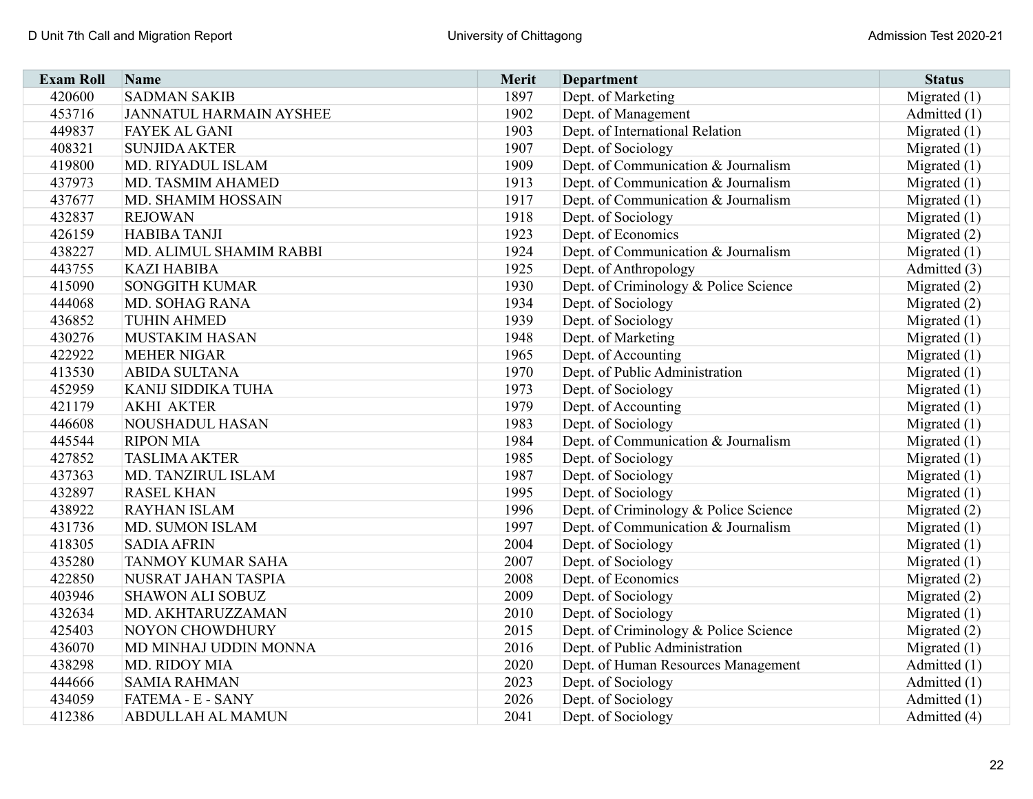| Exam Roll | Name | Merit | Department | Status |
|---|---|---|---|---|
| 420600 | SADMAN SAKIB | 1897 | Dept. of Marketing | Migrated (1) |
| 453716 | JANNATUL HARMAIN AYSHEE | 1902 | Dept. of Management | Admitted (1) |
| 449837 | FAYEK AL GANI | 1903 | Dept. of International Relation | Migrated (1) |
| 408321 | SUNJIDA AKTER | 1907 | Dept. of Sociology | Migrated (1) |
| 419800 | MD. RIYADUL ISLAM | 1909 | Dept. of Communication & Journalism | Migrated (1) |
| 437973 | MD. TASMIM AHAMED | 1913 | Dept. of Communication & Journalism | Migrated (1) |
| 437677 | MD. SHAMIM HOSSAIN | 1917 | Dept. of Communication & Journalism | Migrated (1) |
| 432837 | REJOWAN | 1918 | Dept. of Sociology | Migrated (1) |
| 426159 | HABIBA TANJI | 1923 | Dept. of Economics | Migrated (2) |
| 438227 | MD. ALIMUL SHAMIM RABBI | 1924 | Dept. of Communication & Journalism | Migrated (1) |
| 443755 | KAZI HABIBA | 1925 | Dept. of Anthropology | Admitted (3) |
| 415090 | SONGGITH KUMAR | 1930 | Dept. of Criminology & Police Science | Migrated (2) |
| 444068 | MD. SOHAG RANA | 1934 | Dept. of Sociology | Migrated (2) |
| 436852 | TUHIN AHMED | 1939 | Dept. of Sociology | Migrated (1) |
| 430276 | MUSTAKIM HASAN | 1948 | Dept. of Marketing | Migrated (1) |
| 422922 | MEHER NIGAR | 1965 | Dept. of Accounting | Migrated (1) |
| 413530 | ABIDA SULTANA | 1970 | Dept. of Public Administration | Migrated (1) |
| 452959 | KANIJ SIDDIKA TUHA | 1973 | Dept. of Sociology | Migrated (1) |
| 421179 | AKHI AKTER | 1979 | Dept. of Accounting | Migrated (1) |
| 446608 | NOUSHADUL HASAN | 1983 | Dept. of Sociology | Migrated (1) |
| 445544 | RIPON MIA | 1984 | Dept. of Communication & Journalism | Migrated (1) |
| 427852 | TASLIMA AKTER | 1985 | Dept. of Sociology | Migrated (1) |
| 437363 | MD. TANZIRUL ISLAM | 1987 | Dept. of Sociology | Migrated (1) |
| 432897 | RASEL KHAN | 1995 | Dept. of Sociology | Migrated (1) |
| 438922 | RAYHAN ISLAM | 1996 | Dept. of Criminology & Police Science | Migrated (2) |
| 431736 | MD. SUMON ISLAM | 1997 | Dept. of Communication & Journalism | Migrated (1) |
| 418305 | SADIA AFRIN | 2004 | Dept. of Sociology | Migrated (1) |
| 435280 | TANMOY KUMAR SAHA | 2007 | Dept. of Sociology | Migrated (1) |
| 422850 | NUSRAT JAHAN TASPIA | 2008 | Dept. of Economics | Migrated (2) |
| 403946 | SHAWON ALI SOBUZ | 2009 | Dept. of Sociology | Migrated (2) |
| 432634 | MD. AKHTARUZZAMAN | 2010 | Dept. of Sociology | Migrated (1) |
| 425403 | NOYON CHOWDHURY | 2015 | Dept. of Criminology & Police Science | Migrated (2) |
| 436070 | MD MINHAJ UDDIN MONNA | 2016 | Dept. of Public Administration | Migrated (1) |
| 438298 | MD. RIDOY MIA | 2020 | Dept. of Human Resources Management | Admitted (1) |
| 444666 | SAMIA RAHMAN | 2023 | Dept. of Sociology | Admitted (1) |
| 434059 | FATEMA - E - SANY | 2026 | Dept. of Sociology | Admitted (1) |
| 412386 | ABDULLAH AL MAMUN | 2041 | Dept. of Sociology | Admitted (4) |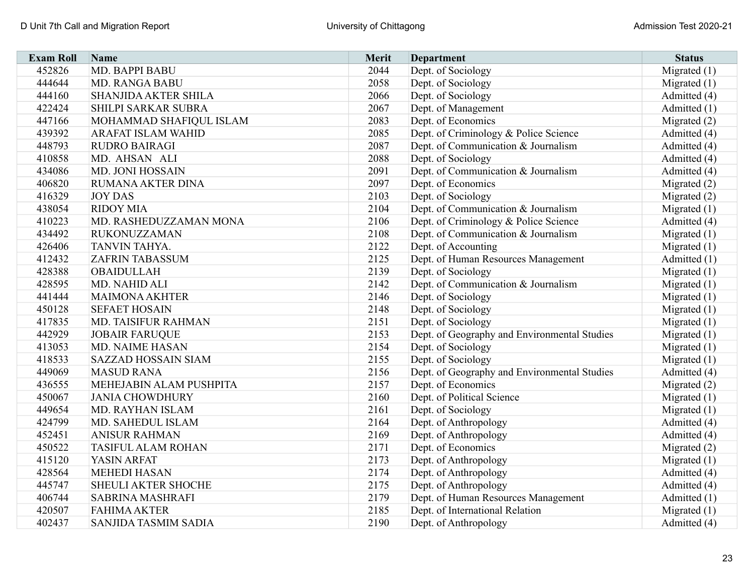| Exam Roll | Name | Merit | Department | Status |
|---|---|---|---|---|
| 452826 | MD. BAPPI BABU | 2044 | Dept. of Sociology | Migrated (1) |
| 444644 | MD. RANGA BABU | 2058 | Dept. of Sociology | Migrated (1) |
| 444160 | SHANJIDA AKTER SHILA | 2066 | Dept. of Sociology | Admitted (4) |
| 422424 | SHILPI SARKAR SUBRA | 2067 | Dept. of Management | Admitted (1) |
| 447166 | MOHAMMAD SHAFIQUL ISLAM | 2083 | Dept. of Economics | Migrated (2) |
| 439392 | ARAFAT ISLAM WAHID | 2085 | Dept. of Criminology & Police Science | Admitted (4) |
| 448793 | RUDRO BAIRAGI | 2087 | Dept. of Communication & Journalism | Admitted (4) |
| 410858 | MD. AHSAN ALI | 2088 | Dept. of Sociology | Admitted (4) |
| 434086 | MD. JONI HOSSAIN | 2091 | Dept. of Communication & Journalism | Admitted (4) |
| 406820 | RUMANA AKTER DINA | 2097 | Dept. of Economics | Migrated (2) |
| 416329 | JOY DAS | 2103 | Dept. of Sociology | Migrated (2) |
| 438054 | RIDOY MIA | 2104 | Dept. of Communication & Journalism | Migrated (1) |
| 410223 | MD. RASHEDUZZAMAN MONA | 2106 | Dept. of Criminology & Police Science | Admitted (4) |
| 434492 | RUKONUZZAMAN | 2108 | Dept. of Communication & Journalism | Migrated (1) |
| 426406 | TANVIN TAHYA. | 2122 | Dept. of Accounting | Migrated (1) |
| 412432 | ZAFRIN TABASSUM | 2125 | Dept. of Human Resources Management | Admitted (1) |
| 428388 | OBAIDULLAH | 2139 | Dept. of Sociology | Migrated (1) |
| 428595 | MD. NAHID ALI | 2142 | Dept. of Communication & Journalism | Migrated (1) |
| 441444 | MAIMONA AKHTER | 2146 | Dept. of Sociology | Migrated (1) |
| 450128 | SEFAET HOSAIN | 2148 | Dept. of Sociology | Migrated (1) |
| 417835 | MD. TAISIFUR RAHMAN | 2151 | Dept. of Sociology | Migrated (1) |
| 442929 | JOBAIR FARUQUE | 2153 | Dept. of Geography and Environmental Studies | Migrated (1) |
| 413053 | MD. NAIME HASAN | 2154 | Dept. of Sociology | Migrated (1) |
| 418533 | SAZZAD HOSSAIN SIAM | 2155 | Dept. of Sociology | Migrated (1) |
| 449069 | MASUD RANA | 2156 | Dept. of Geography and Environmental Studies | Admitted (4) |
| 436555 | MEHEJABIN ALAM PUSHPITA | 2157 | Dept. of Economics | Migrated (2) |
| 450067 | JANIA CHOWDHURY | 2160 | Dept. of Political Science | Migrated (1) |
| 449654 | MD. RAYHAN ISLAM | 2161 | Dept. of Sociology | Migrated (1) |
| 424799 | MD. SAHEDUL ISLAM | 2164 | Dept. of Anthropology | Admitted (4) |
| 452451 | ANISUR RAHMAN | 2169 | Dept. of Anthropology | Admitted (4) |
| 450522 | TASIFUL ALAM ROHAN | 2171 | Dept. of Economics | Migrated (2) |
| 415120 | YASIN ARFAT | 2173 | Dept. of Anthropology | Migrated (1) |
| 428564 | MEHEDI HASAN | 2174 | Dept. of Anthropology | Admitted (4) |
| 445747 | SHEULI AKTER SHOCHE | 2175 | Dept. of Anthropology | Admitted (4) |
| 406744 | SABRINA MASHRAFI | 2179 | Dept. of Human Resources Management | Admitted (1) |
| 420507 | FAHIMA AKTER | 2185 | Dept. of International Relation | Migrated (1) |
| 402437 | SANJIDA TASMIM SADIA | 2190 | Dept. of Anthropology | Admitted (4) |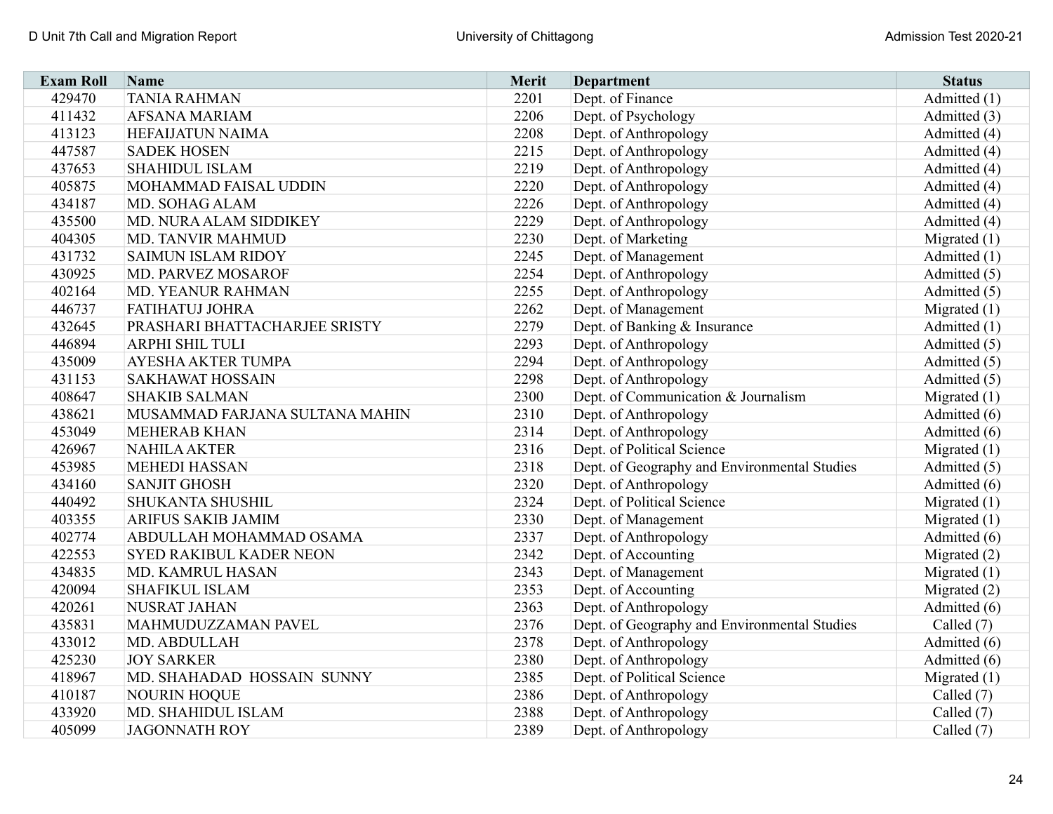| Exam Roll | Name | Merit | Department | Status |
|---|---|---|---|---|
| 429470 | TANIA RAHMAN | 2201 | Dept. of Finance | Admitted (1) |
| 411432 | AFSANA MARIAM | 2206 | Dept. of Psychology | Admitted (3) |
| 413123 | HEFAIJATUN NAIMA | 2208 | Dept. of Anthropology | Admitted (4) |
| 447587 | SADEK HOSEN | 2215 | Dept. of Anthropology | Admitted (4) |
| 437653 | SHAHIDUL ISLAM | 2219 | Dept. of Anthropology | Admitted (4) |
| 405875 | MOHAMMAD FAISAL UDDIN | 2220 | Dept. of Anthropology | Admitted (4) |
| 434187 | MD. SOHAG ALAM | 2226 | Dept. of Anthropology | Admitted (4) |
| 435500 | MD. NURA ALAM SIDDIKEY | 2229 | Dept. of Anthropology | Admitted (4) |
| 404305 | MD. TANVIR MAHMUD | 2230 | Dept. of Marketing | Migrated (1) |
| 431732 | SAIMUN ISLAM RIDOY | 2245 | Dept. of Management | Admitted (1) |
| 430925 | MD. PARVEZ MOSAROF | 2254 | Dept. of Anthropology | Admitted (5) |
| 402164 | MD. YEANUR RAHMAN | 2255 | Dept. of Anthropology | Admitted (5) |
| 446737 | FATIHATUJ JOHRA | 2262 | Dept. of Management | Migrated (1) |
| 432645 | PRASHARI BHATTACHARJEE SRISTY | 2279 | Dept. of Banking & Insurance | Admitted (1) |
| 446894 | ARPHI SHIL TULI | 2293 | Dept. of Anthropology | Admitted (5) |
| 435009 | AYESHA AKTER TUMPA | 2294 | Dept. of Anthropology | Admitted (5) |
| 431153 | SAKHAWAT HOSSAIN | 2298 | Dept. of Anthropology | Admitted (5) |
| 408647 | SHAKIB SALMAN | 2300 | Dept. of Communication & Journalism | Migrated (1) |
| 438621 | MUSAMMAD FARJANA SULTANA MAHIN | 2310 | Dept. of Anthropology | Admitted (6) |
| 453049 | MEHERAB KHAN | 2314 | Dept. of Anthropology | Admitted (6) |
| 426967 | NAHILA AKTER | 2316 | Dept. of Political Science | Migrated (1) |
| 453985 | MEHEDI HASSAN | 2318 | Dept. of Geography and Environmental Studies | Admitted (5) |
| 434160 | SANJIT GHOSH | 2320 | Dept. of Anthropology | Admitted (6) |
| 440492 | SHUKANTA SHUSHIL | 2324 | Dept. of Political Science | Migrated (1) |
| 403355 | ARIFUS SAKIB JAMIM | 2330 | Dept. of Management | Migrated (1) |
| 402774 | ABDULLAH MOHAMMAD OSAMA | 2337 | Dept. of Anthropology | Admitted (6) |
| 422553 | SYED RAKIBUL KADER NEON | 2342 | Dept. of Accounting | Migrated (2) |
| 434835 | MD. KAMRUL HASAN | 2343 | Dept. of Management | Migrated (1) |
| 420094 | SHAFIKUL ISLAM | 2353 | Dept. of Accounting | Migrated (2) |
| 420261 | NUSRAT JAHAN | 2363 | Dept. of Anthropology | Admitted (6) |
| 435831 | MAHMUDUZZAMAN PAVEL | 2376 | Dept. of Geography and Environmental Studies | Called (7) |
| 433012 | MD. ABDULLAH | 2378 | Dept. of Anthropology | Admitted (6) |
| 425230 | JOY SARKER | 2380 | Dept. of Anthropology | Admitted (6) |
| 418967 | MD. SHAHADAD HOSSAIN SUNNY | 2385 | Dept. of Political Science | Migrated (1) |
| 410187 | NOURIN HOQUE | 2386 | Dept. of Anthropology | Called (7) |
| 433920 | MD. SHAHIDUL ISLAM | 2388 | Dept. of Anthropology | Called (7) |
| 405099 | JAGONNATH ROY | 2389 | Dept. of Anthropology | Called (7) |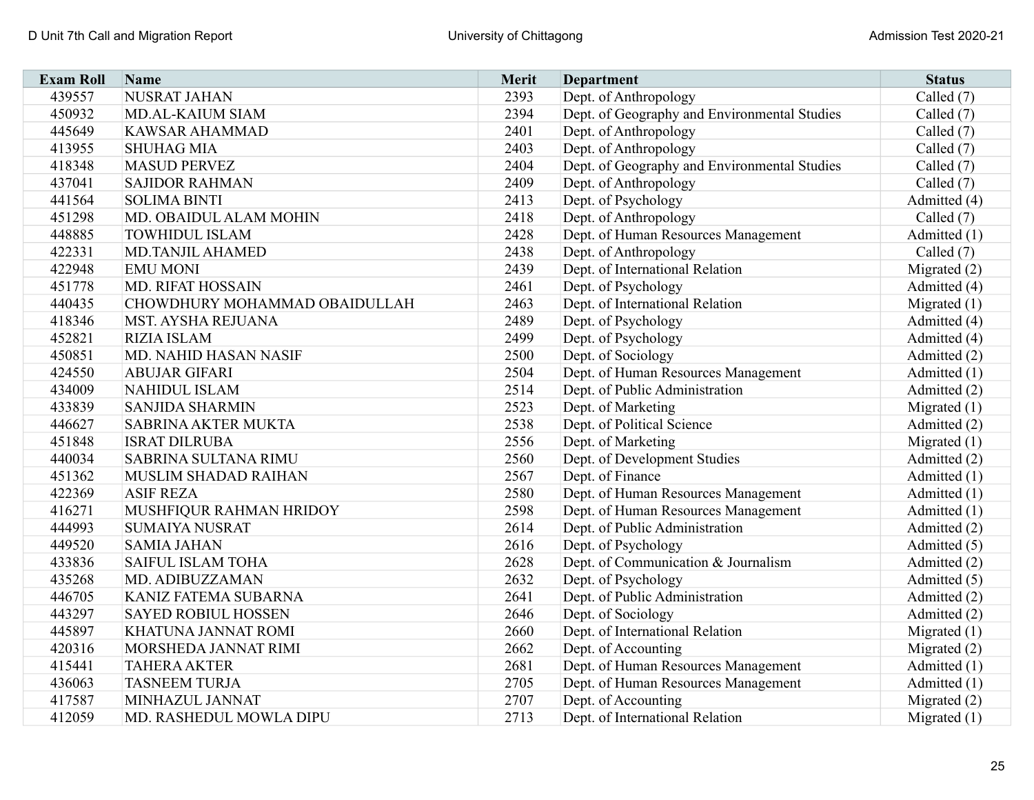| Exam Roll | Name | Merit | Department | Status |
|---|---|---|---|---|
| 439557 | NUSRAT JAHAN | 2393 | Dept. of Anthropology | Called (7) |
| 450932 | MD.AL-KAIUM SIAM | 2394 | Dept. of Geography and Environmental Studies | Called (7) |
| 445649 | KAWSAR AHAMMAD | 2401 | Dept. of Anthropology | Called (7) |
| 413955 | SHUHAG MIA | 2403 | Dept. of Anthropology | Called (7) |
| 418348 | MASUD PERVEZ | 2404 | Dept. of Geography and Environmental Studies | Called (7) |
| 437041 | SAJIDOR RAHMAN | 2409 | Dept. of Anthropology | Called (7) |
| 441564 | SOLIMA BINTI | 2413 | Dept. of Psychology | Admitted (4) |
| 451298 | MD. OBAIDUL ALAM MOHIN | 2418 | Dept. of Anthropology | Called (7) |
| 448885 | TOWHIDUL ISLAM | 2428 | Dept. of Human Resources Management | Admitted (1) |
| 422331 | MD.TANJIL AHAMED | 2438 | Dept. of Anthropology | Called (7) |
| 422948 | EMU MONI | 2439 | Dept. of International Relation | Migrated (2) |
| 451778 | MD. RIFAT HOSSAIN | 2461 | Dept. of Psychology | Admitted (4) |
| 440435 | CHOWDHURY MOHAMMAD OBAIDULLAH | 2463 | Dept. of International Relation | Migrated (1) |
| 418346 | MST. AYSHA REJUANA | 2489 | Dept. of Psychology | Admitted (4) |
| 452821 | RIZIA ISLAM | 2499 | Dept. of Psychology | Admitted (4) |
| 450851 | MD. NAHID HASAN NASIF | 2500 | Dept. of Sociology | Admitted (2) |
| 424550 | ABUJAR GIFARI | 2504 | Dept. of Human Resources Management | Admitted (1) |
| 434009 | NAHIDUL ISLAM | 2514 | Dept. of Public Administration | Admitted (2) |
| 433839 | SANJIDA SHARMIN | 2523 | Dept. of Marketing | Migrated (1) |
| 446627 | SABRINA AKTER MUKTA | 2538 | Dept. of Political Science | Admitted (2) |
| 451848 | ISRAT DILRUBA | 2556 | Dept. of Marketing | Migrated (1) |
| 440034 | SABRINA SULTANA RIMU | 2560 | Dept. of Development Studies | Admitted (2) |
| 451362 | MUSLIM SHADAD RAIHAN | 2567 | Dept. of Finance | Admitted (1) |
| 422369 | ASIF REZA | 2580 | Dept. of Human Resources Management | Admitted (1) |
| 416271 | MUSHFIQUR RAHMAN HRIDOY | 2598 | Dept. of Human Resources Management | Admitted (1) |
| 444993 | SUMAIYA NUSRAT | 2614 | Dept. of Public Administration | Admitted (2) |
| 449520 | SAMIA JAHAN | 2616 | Dept. of Psychology | Admitted (5) |
| 433836 | SAIFUL ISLAM TOHA | 2628 | Dept. of Communication & Journalism | Admitted (2) |
| 435268 | MD. ADIBUZZAMAN | 2632 | Dept. of Psychology | Admitted (5) |
| 446705 | KANIZ FATEMA SUBARNA | 2641 | Dept. of Public Administration | Admitted (2) |
| 443297 | SAYED ROBIUL HOSSEN | 2646 | Dept. of Sociology | Admitted (2) |
| 445897 | KHATUNA JANNAT ROMI | 2660 | Dept. of International Relation | Migrated (1) |
| 420316 | MORSHEDA JANNAT RIMI | 2662 | Dept. of Accounting | Migrated (2) |
| 415441 | TAHERA AKTER | 2681 | Dept. of Human Resources Management | Admitted (1) |
| 436063 | TASNEEM TURJA | 2705 | Dept. of Human Resources Management | Admitted (1) |
| 417587 | MINHAZUL JANNAT | 2707 | Dept. of Accounting | Migrated (2) |
| 412059 | MD. RASHEDUL MOWLA DIPU | 2713 | Dept. of International Relation | Migrated (1) |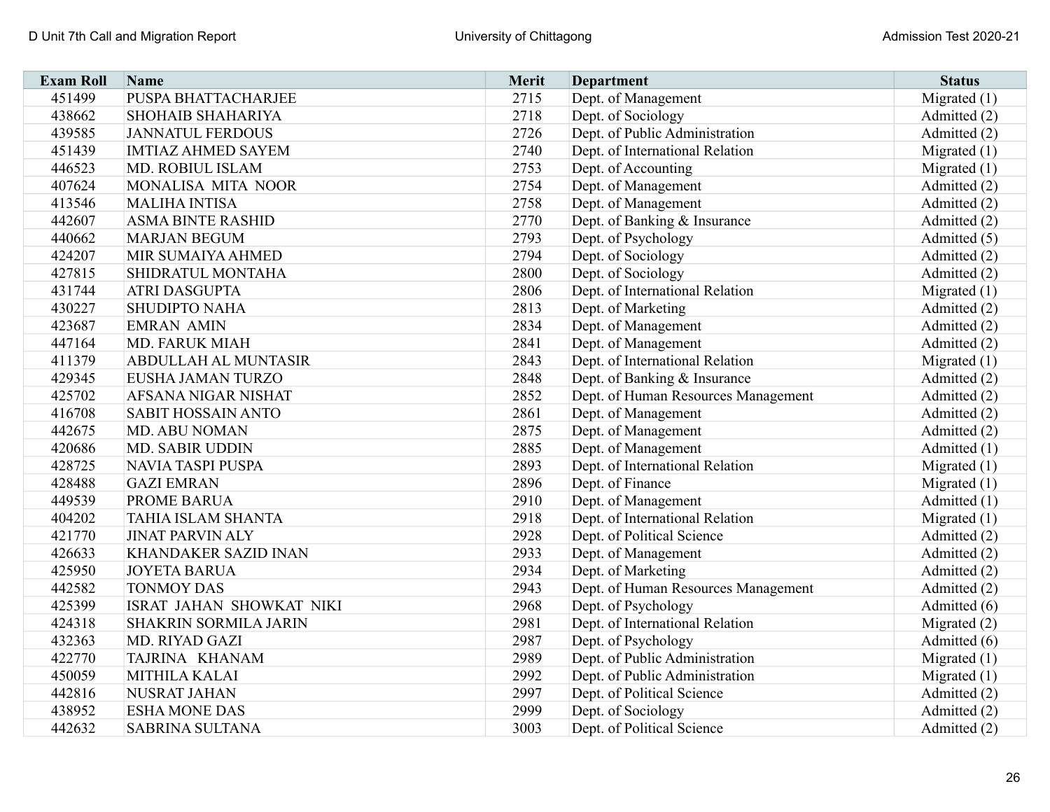| Exam Roll | Name | Merit | Department | Status |
|---|---|---|---|---|
| 451499 | PUSPA BHATTACHARJEE | 2715 | Dept. of Management | Migrated (1) |
| 438662 | SHOHAIB SHAHARIYA | 2718 | Dept. of Sociology | Admitted (2) |
| 439585 | JANNATUL FERDOUS | 2726 | Dept. of Public Administration | Admitted (2) |
| 451439 | IMTIAZ AHMED SAYEM | 2740 | Dept. of International Relation | Migrated (1) |
| 446523 | MD. ROBIUL ISLAM | 2753 | Dept. of Accounting | Migrated (1) |
| 407624 | MONALISA MITA NOOR | 2754 | Dept. of Management | Admitted (2) |
| 413546 | MALIHA INTISA | 2758 | Dept. of Management | Admitted (2) |
| 442607 | ASMA BINTE RASHID | 2770 | Dept. of Banking & Insurance | Admitted (2) |
| 440662 | MARJAN BEGUM | 2793 | Dept. of Psychology | Admitted (5) |
| 424207 | MIR SUMAIYA AHMED | 2794 | Dept. of Sociology | Admitted (2) |
| 427815 | SHIDRATUL MONTAHA | 2800 | Dept. of Sociology | Admitted (2) |
| 431744 | ATRI DASGUPTA | 2806 | Dept. of International Relation | Migrated (1) |
| 430227 | SHUDIPTO NAHA | 2813 | Dept. of Marketing | Admitted (2) |
| 423687 | EMRAN AMIN | 2834 | Dept. of Management | Admitted (2) |
| 447164 | MD. FARUK MIAH | 2841 | Dept. of Management | Admitted (2) |
| 411379 | ABDULLAH AL MUNTASIR | 2843 | Dept. of International Relation | Migrated (1) |
| 429345 | EUSHA JAMAN TURZO | 2848 | Dept. of Banking & Insurance | Admitted (2) |
| 425702 | AFSANA NIGAR NISHAT | 2852 | Dept. of Human Resources Management | Admitted (2) |
| 416708 | SABIT HOSSAIN ANTO | 2861 | Dept. of Management | Admitted (2) |
| 442675 | MD. ABU NOMAN | 2875 | Dept. of Management | Admitted (2) |
| 420686 | MD. SABIR UDDIN | 2885 | Dept. of Management | Admitted (1) |
| 428725 | NAVIA TASPI PUSPA | 2893 | Dept. of International Relation | Migrated (1) |
| 428488 | GAZI EMRAN | 2896 | Dept. of Finance | Migrated (1) |
| 449539 | PROME BARUA | 2910 | Dept. of Management | Admitted (1) |
| 404202 | TAHIA ISLAM SHANTA | 2918 | Dept. of International Relation | Migrated (1) |
| 421770 | JINAT PARVIN ALY | 2928 | Dept. of Political Science | Admitted (2) |
| 426633 | KHANDAKER SAZID INAN | 2933 | Dept. of Management | Admitted (2) |
| 425950 | JOYETA BARUA | 2934 | Dept. of Marketing | Admitted (2) |
| 442582 | TONMOY DAS | 2943 | Dept. of Human Resources Management | Admitted (2) |
| 425399 | ISRAT JAHAN SHOWKAT NIKI | 2968 | Dept. of Psychology | Admitted (6) |
| 424318 | SHAKRIN SORMILA JARIN | 2981 | Dept. of International Relation | Migrated (2) |
| 432363 | MD. RIYAD GAZI | 2987 | Dept. of Psychology | Admitted (6) |
| 422770 | TAJRINA KHANAM | 2989 | Dept. of Public Administration | Migrated (1) |
| 450059 | MITHILA KALAI | 2992 | Dept. of Public Administration | Migrated (1) |
| 442816 | NUSRAT JAHAN | 2997 | Dept. of Political Science | Admitted (2) |
| 438952 | ESHA MONE DAS | 2999 | Dept. of Sociology | Admitted (2) |
| 442632 | SABRINA SULTANA | 3003 | Dept. of Political Science | Admitted (2) |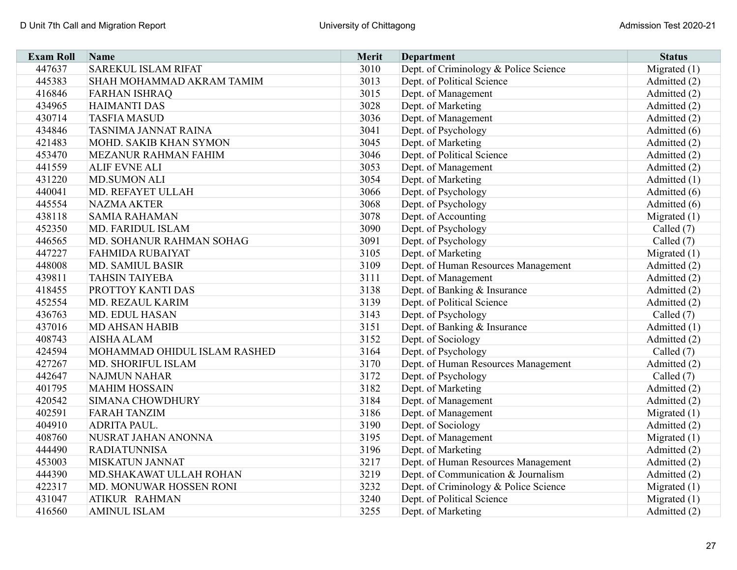| Exam Roll | Name | Merit | Department | Status |
|---|---|---|---|---|
| 447637 | SAREKUL ISLAM RIFAT | 3010 | Dept. of Criminology & Police Science | Migrated (1) |
| 445383 | SHAH MOHAMMAD AKRAM TAMIM | 3013 | Dept. of Political Science | Admitted (2) |
| 416846 | FARHAN ISHRAQ | 3015 | Dept. of Management | Admitted (2) |
| 434965 | HAIMANTI DAS | 3028 | Dept. of Marketing | Admitted (2) |
| 430714 | TASFIA MASUD | 3036 | Dept. of Management | Admitted (2) |
| 434846 | TASNIMA JANNAT RAINA | 3041 | Dept. of Psychology | Admitted (6) |
| 421483 | MOHD. SAKIB KHAN SYMON | 3045 | Dept. of Marketing | Admitted (2) |
| 453470 | MEZANUR RAHMAN FAHIM | 3046 | Dept. of Political Science | Admitted (2) |
| 441559 | ALIF EVNE ALI | 3053 | Dept. of Management | Admitted (2) |
| 431220 | MD.SUMON ALI | 3054 | Dept. of Marketing | Admitted (1) |
| 440041 | MD. REFAYET ULLAH | 3066 | Dept. of Psychology | Admitted (6) |
| 445554 | NAZMA AKTER | 3068 | Dept. of Psychology | Admitted (6) |
| 438118 | SAMIA RAHAMAN | 3078 | Dept. of Accounting | Migrated (1) |
| 452350 | MD. FARIDUL ISLAM | 3090 | Dept. of Psychology | Called (7) |
| 446565 | MD. SOHANUR RAHMAN SOHAG | 3091 | Dept. of Psychology | Called (7) |
| 447227 | FAHMIDA RUBAIYAT | 3105 | Dept. of Marketing | Migrated (1) |
| 448008 | MD. SAMIUL BASIR | 3109 | Dept. of Human Resources Management | Admitted (2) |
| 439811 | TAHSIN TAIYEBA | 3111 | Dept. of Management | Admitted (2) |
| 418455 | PROTTOY KANTI DAS | 3138 | Dept. of Banking & Insurance | Admitted (2) |
| 452554 | MD. REZAUL KARIM | 3139 | Dept. of Political Science | Admitted (2) |
| 436763 | MD. EDUL HASAN | 3143 | Dept. of Psychology | Called (7) |
| 437016 | MD AHSAN HABIB | 3151 | Dept. of Banking & Insurance | Admitted (1) |
| 408743 | AISHA ALAM | 3152 | Dept. of Sociology | Admitted (2) |
| 424594 | MOHAMMAD OHIDUL ISLAM RASHED | 3164 | Dept. of Psychology | Called (7) |
| 427267 | MD. SHORIFUL ISLAM | 3170 | Dept. of Human Resources Management | Admitted (2) |
| 442647 | NAJMUN NAHAR | 3172 | Dept. of Psychology | Called (7) |
| 401795 | MAHIM HOSSAIN | 3182 | Dept. of Marketing | Admitted (2) |
| 420542 | SIMANA CHOWDHURY | 3184 | Dept. of Management | Admitted (2) |
| 402591 | FARAH TANZIM | 3186 | Dept. of Management | Migrated (1) |
| 404910 | ADRITA PAUL. | 3190 | Dept. of Sociology | Admitted (2) |
| 408760 | NUSRAT JAHAN ANONNA | 3195 | Dept. of Management | Migrated (1) |
| 444490 | RADIATUNNISA | 3196 | Dept. of Marketing | Admitted (2) |
| 453003 | MISKATUN JANNAT | 3217 | Dept. of Human Resources Management | Admitted (2) |
| 444390 | MD.SHAKAWAT ULLAH ROHAN | 3219 | Dept. of Communication & Journalism | Admitted (2) |
| 422317 | MD. MONUWAR HOSSEN RONI | 3232 | Dept. of Criminology & Police Science | Migrated (1) |
| 431047 | ATIKUR RAHMAN | 3240 | Dept. of Political Science | Migrated (1) |
| 416560 | AMINUL ISLAM | 3255 | Dept. of Marketing | Admitted (2) |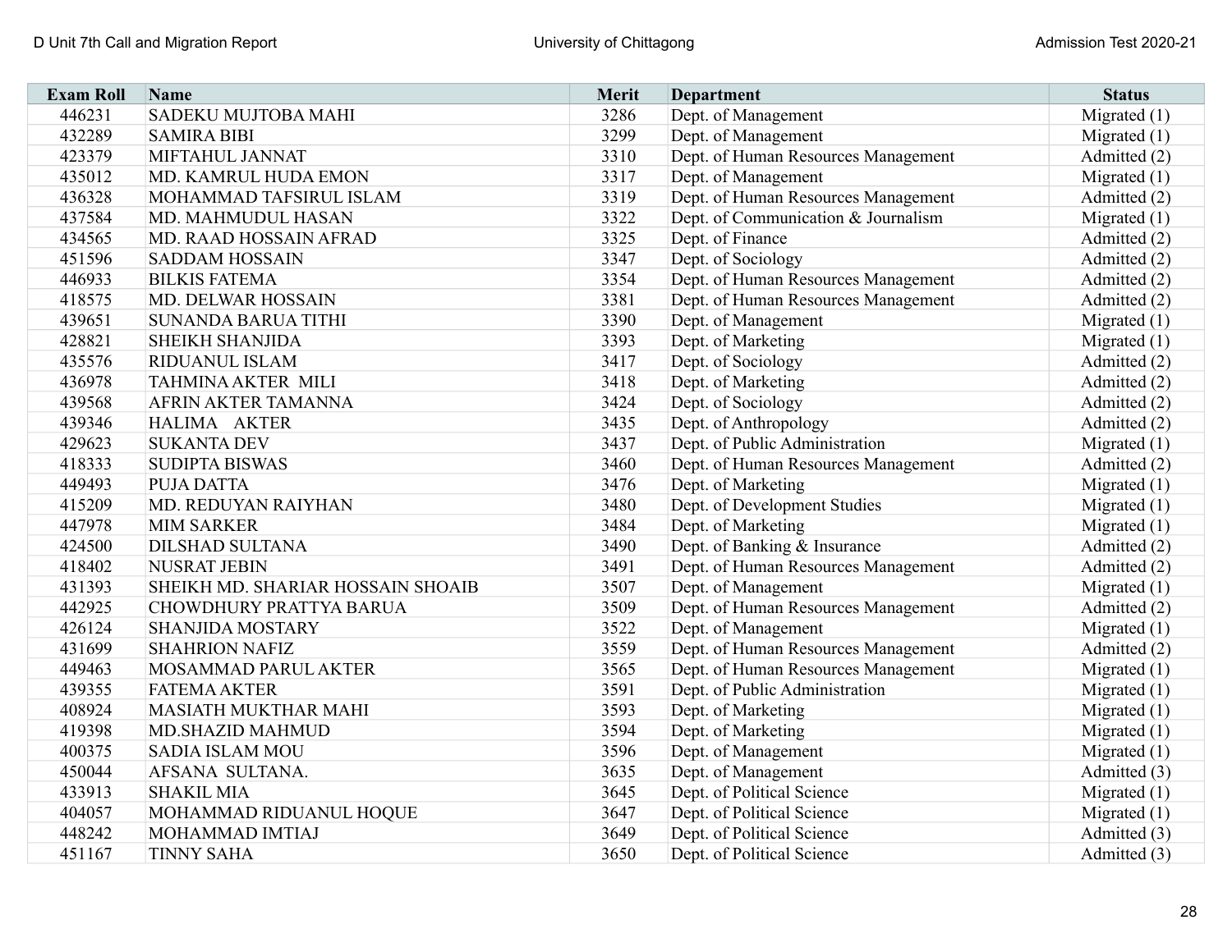| Exam Roll | Name | Merit | Department | Status |
|---|---|---|---|---|
| 446231 | SADEKU MUJTOBA MAHI | 3286 | Dept. of Management | Migrated (1) |
| 432289 | SAMIRA BIBI | 3299 | Dept. of Management | Migrated (1) |
| 423379 | MIFTAHUL JANNAT | 3310 | Dept. of Human Resources Management | Admitted (2) |
| 435012 | MD. KAMRUL HUDA EMON | 3317 | Dept. of Management | Migrated (1) |
| 436328 | MOHAMMAD TAFSIRUL ISLAM | 3319 | Dept. of Human Resources Management | Admitted (2) |
| 437584 | MD. MAHMUDUL HASAN | 3322 | Dept. of Communication & Journalism | Migrated (1) |
| 434565 | MD. RAAD HOSSAIN AFRAD | 3325 | Dept. of Finance | Admitted (2) |
| 451596 | SADDAM HOSSAIN | 3347 | Dept. of Sociology | Admitted (2) |
| 446933 | BILKIS FATEMA | 3354 | Dept. of Human Resources Management | Admitted (2) |
| 418575 | MD. DELWAR HOSSAIN | 3381 | Dept. of Human Resources Management | Admitted (2) |
| 439651 | SUNANDA BARUA TITHI | 3390 | Dept. of Management | Migrated (1) |
| 428821 | SHEIKH SHANJIDA | 3393 | Dept. of Marketing | Migrated (1) |
| 435576 | RIDUANUL ISLAM | 3417 | Dept. of Sociology | Admitted (2) |
| 436978 | TAHMINA AKTER MILI | 3418 | Dept. of Marketing | Admitted (2) |
| 439568 | AFRIN AKTER TAMANNA | 3424 | Dept. of Sociology | Admitted (2) |
| 439346 | HALIMA AKTER | 3435 | Dept. of Anthropology | Admitted (2) |
| 429623 | SUKANTA DEV | 3437 | Dept. of Public Administration | Migrated (1) |
| 418333 | SUDIPTA BISWAS | 3460 | Dept. of Human Resources Management | Admitted (2) |
| 449493 | PUJA DATTA | 3476 | Dept. of Marketing | Migrated (1) |
| 415209 | MD. REDUYAN RAIYHAN | 3480 | Dept. of Development Studies | Migrated (1) |
| 447978 | MIM SARKER | 3484 | Dept. of Marketing | Migrated (1) |
| 424500 | DILSHAD SULTANA | 3490 | Dept. of Banking & Insurance | Admitted (2) |
| 418402 | NUSRAT JEBIN | 3491 | Dept. of Human Resources Management | Admitted (2) |
| 431393 | SHEIKH MD. SHARIAR HOSSAIN SHOAIB | 3507 | Dept. of Management | Migrated (1) |
| 442925 | CHOWDHURY PRATTYA BARUA | 3509 | Dept. of Human Resources Management | Admitted (2) |
| 426124 | SHANJIDA MOSTARY | 3522 | Dept. of Management | Migrated (1) |
| 431699 | SHAHRION NAFIZ | 3559 | Dept. of Human Resources Management | Admitted (2) |
| 449463 | MOSAMMAD PARUL AKTER | 3565 | Dept. of Human Resources Management | Migrated (1) |
| 439355 | FATEMA AKTER | 3591 | Dept. of Public Administration | Migrated (1) |
| 408924 | MASIATH MUKTHAR MAHI | 3593 | Dept. of Marketing | Migrated (1) |
| 419398 | MD.SHAZID MAHMUD | 3594 | Dept. of Marketing | Migrated (1) |
| 400375 | SADIA ISLAM MOU | 3596 | Dept. of Management | Migrated (1) |
| 450044 | AFSANA SULTANA. | 3635 | Dept. of Management | Admitted (3) |
| 433913 | SHAKIL MIA | 3645 | Dept. of Political Science | Migrated (1) |
| 404057 | MOHAMMAD RIDUANUL HOQUE | 3647 | Dept. of Political Science | Migrated (1) |
| 448242 | MOHAMMAD IMTIAJ | 3649 | Dept. of Political Science | Admitted (3) |
| 451167 | TINNY SAHA | 3650 | Dept. of Political Science | Admitted (3) |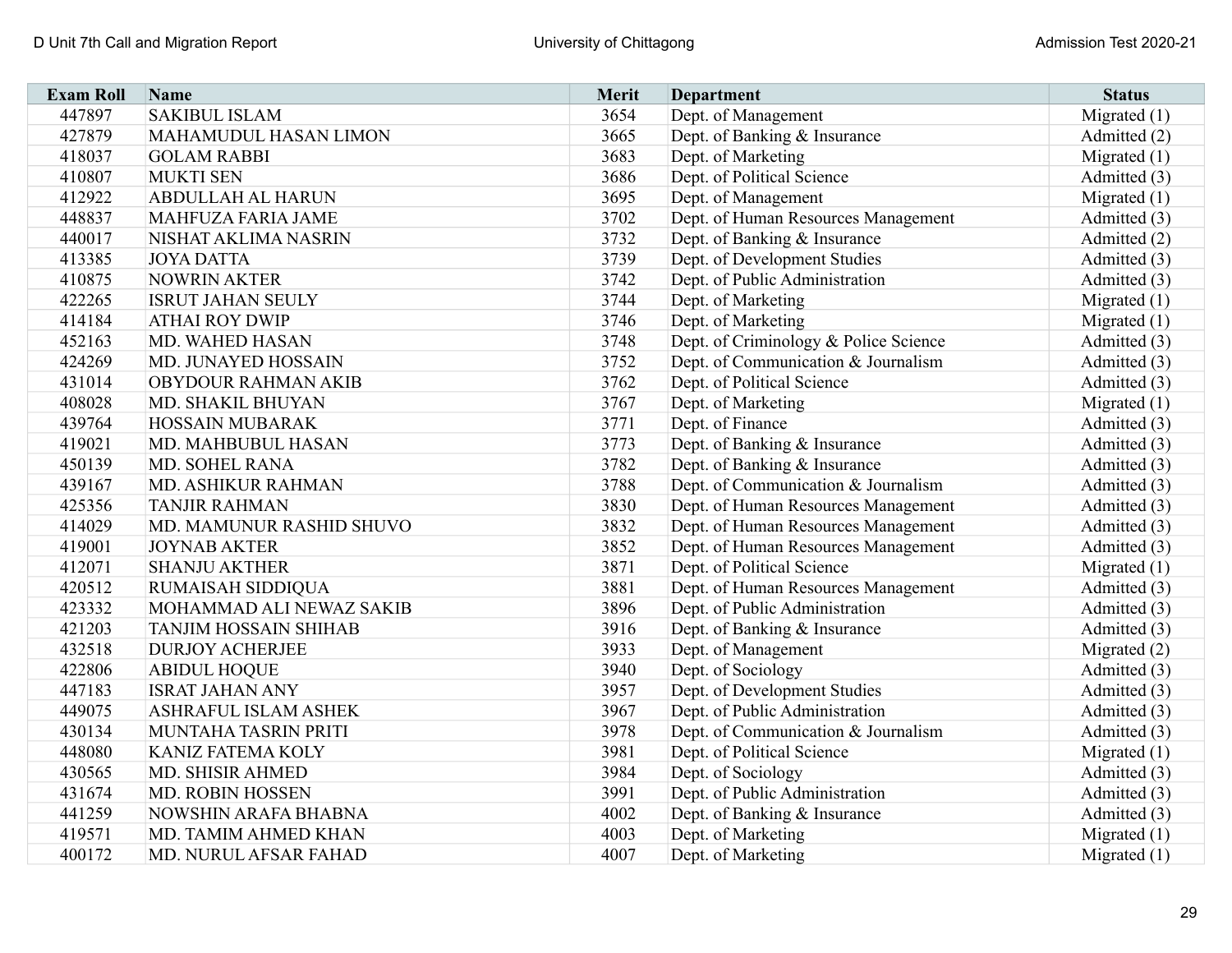| Exam Roll | Name | Merit | Department | Status |
|---|---|---|---|---|
| 447897 | SAKIBUL ISLAM | 3654 | Dept. of Management | Migrated (1) |
| 427879 | MAHAMUDUL HASAN LIMON | 3665 | Dept. of Banking & Insurance | Admitted (2) |
| 418037 | GOLAM RABBI | 3683 | Dept. of Marketing | Migrated (1) |
| 410807 | MUKTI SEN | 3686 | Dept. of Political Science | Admitted (3) |
| 412922 | ABDULLAH AL HARUN | 3695 | Dept. of Management | Migrated (1) |
| 448837 | MAHFUZA FARIA JAME | 3702 | Dept. of Human Resources Management | Admitted (3) |
| 440017 | NISHAT AKLIMA NASRIN | 3732 | Dept. of Banking & Insurance | Admitted (2) |
| 413385 | JOYA DATTA | 3739 | Dept. of Development Studies | Admitted (3) |
| 410875 | NOWRIN AKTER | 3742 | Dept. of Public Administration | Admitted (3) |
| 422265 | ISRUT JAHAN SEULY | 3744 | Dept. of Marketing | Migrated (1) |
| 414184 | ATHAI ROY DWIP | 3746 | Dept. of Marketing | Migrated (1) |
| 452163 | MD. WAHED HASAN | 3748 | Dept. of Criminology & Police Science | Admitted (3) |
| 424269 | MD. JUNAYED HOSSAIN | 3752 | Dept. of Communication & Journalism | Admitted (3) |
| 431014 | OBYDOUR RAHMAN AKIB | 3762 | Dept. of Political Science | Admitted (3) |
| 408028 | MD. SHAKIL BHUYAN | 3767 | Dept. of Marketing | Migrated (1) |
| 439764 | HOSSAIN MUBARAK | 3771 | Dept. of Finance | Admitted (3) |
| 419021 | MD. MAHBUBUL HASAN | 3773 | Dept. of Banking & Insurance | Admitted (3) |
| 450139 | MD. SOHEL RANA | 3782 | Dept. of Banking & Insurance | Admitted (3) |
| 439167 | MD. ASHIKUR RAHMAN | 3788 | Dept. of Communication & Journalism | Admitted (3) |
| 425356 | TANJIR RAHMAN | 3830 | Dept. of Human Resources Management | Admitted (3) |
| 414029 | MD. MAMUNUR RASHID SHUVO | 3832 | Dept. of Human Resources Management | Admitted (3) |
| 419001 | JOYNAB AKTER | 3852 | Dept. of Human Resources Management | Admitted (3) |
| 412071 | SHANJU AKTHER | 3871 | Dept. of Political Science | Migrated (1) |
| 420512 | RUMAISAH SIDDIQUA | 3881 | Dept. of Human Resources Management | Admitted (3) |
| 423332 | MOHAMMAD ALI NEWAZ SAKIB | 3896 | Dept. of Public Administration | Admitted (3) |
| 421203 | TANJIM HOSSAIN SHIHAB | 3916 | Dept. of Banking & Insurance | Admitted (3) |
| 432518 | DURJOY ACHERJEE | 3933 | Dept. of Management | Migrated (2) |
| 422806 | ABIDUL HOQUE | 3940 | Dept. of Sociology | Admitted (3) |
| 447183 | ISRAT JAHAN ANY | 3957 | Dept. of Development Studies | Admitted (3) |
| 449075 | ASHRAFUL ISLAM ASHEK | 3967 | Dept. of Public Administration | Admitted (3) |
| 430134 | MUNTAHA TASRIN PRITI | 3978 | Dept. of Communication & Journalism | Admitted (3) |
| 448080 | KANIZ FATEMA KOLY | 3981 | Dept. of Political Science | Migrated (1) |
| 430565 | MD. SHISIR AHMED | 3984 | Dept. of Sociology | Admitted (3) |
| 431674 | MD. ROBIN HOSSEN | 3991 | Dept. of Public Administration | Admitted (3) |
| 441259 | NOWSHIN ARAFA BHABNA | 4002 | Dept. of Banking & Insurance | Admitted (3) |
| 419571 | MD. TAMIM AHMED KHAN | 4003 | Dept. of Marketing | Migrated (1) |
| 400172 | MD. NURUL AFSAR FAHAD | 4007 | Dept. of Marketing | Migrated (1) |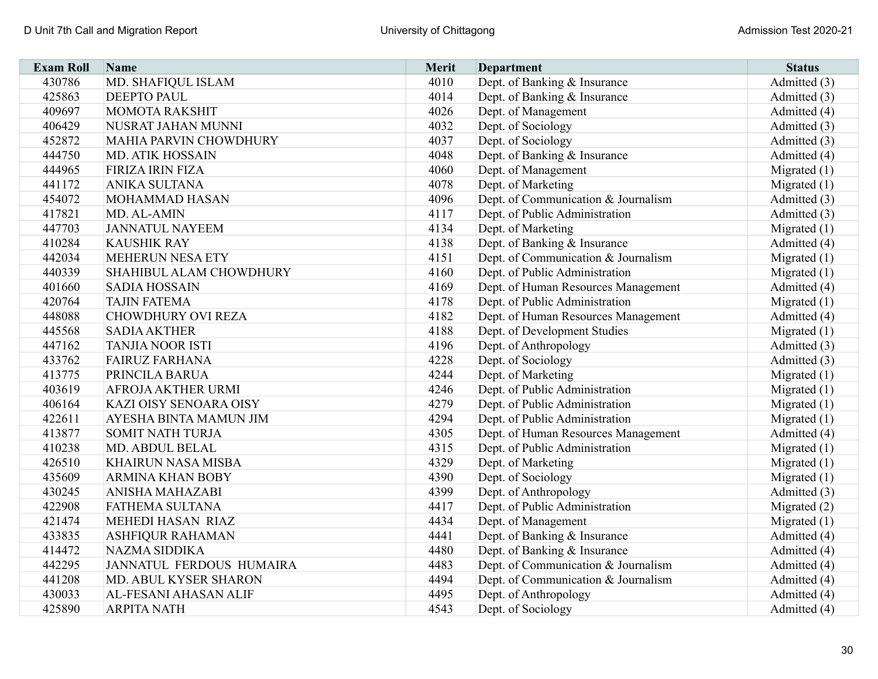| Exam Roll | Name | Merit | Department | Status |
|---|---|---|---|---|
| 430786 | MD. SHAFIQUL ISLAM | 4010 | Dept. of Banking & Insurance | Admitted (3) |
| 425863 | DEEPTO PAUL | 4014 | Dept. of Banking & Insurance | Admitted (3) |
| 409697 | MOMOTA RAKSHIT | 4026 | Dept. of Management | Admitted (4) |
| 406429 | NUSRAT JAHAN MUNNI | 4032 | Dept. of Sociology | Admitted (3) |
| 452872 | MAHIA PARVIN CHOWDHURY | 4037 | Dept. of Sociology | Admitted (3) |
| 444750 | MD. ATIK HOSSAIN | 4048 | Dept. of Banking & Insurance | Admitted (4) |
| 444965 | FIRIZA IRIN FIZA | 4060 | Dept. of Management | Migrated (1) |
| 441172 | ANIKA SULTANA | 4078 | Dept. of Marketing | Migrated (1) |
| 454072 | MOHAMMAD HASAN | 4096 | Dept. of Communication & Journalism | Admitted (3) |
| 417821 | MD. AL-AMIN | 4117 | Dept. of Public Administration | Admitted (3) |
| 447703 | JANNATUL NAYEEM | 4134 | Dept. of Marketing | Migrated (1) |
| 410284 | KAUSHIK RAY | 4138 | Dept. of Banking & Insurance | Admitted (4) |
| 442034 | MEHERUN NESA ETY | 4151 | Dept. of Communication & Journalism | Migrated (1) |
| 440339 | SHAHIBUL ALAM CHOWDHURY | 4160 | Dept. of Public Administration | Migrated (1) |
| 401660 | SADIA HOSSAIN | 4169 | Dept. of Human Resources Management | Admitted (4) |
| 420764 | TAJIN FATEMA | 4178 | Dept. of Public Administration | Migrated (1) |
| 448088 | CHOWDHURY OVI REZA | 4182 | Dept. of Human Resources Management | Admitted (4) |
| 445568 | SADIA AKTHER | 4188 | Dept. of Development Studies | Migrated (1) |
| 447162 | TANJIA NOOR ISTI | 4196 | Dept. of Anthropology | Admitted (3) |
| 433762 | FAIRUZ FARHANA | 4228 | Dept. of Sociology | Admitted (3) |
| 413775 | PRINCILA BARUA | 4244 | Dept. of Marketing | Migrated (1) |
| 403619 | AFROJA AKTHER URMI | 4246 | Dept. of Public Administration | Migrated (1) |
| 406164 | KAZI OISY SENOARA OISY | 4279 | Dept. of Public Administration | Migrated (1) |
| 422611 | AYESHA BINTA MAMUN JIM | 4294 | Dept. of Public Administration | Migrated (1) |
| 413877 | SOMIT NATH TURJA | 4305 | Dept. of Human Resources Management | Admitted (4) |
| 410238 | MD. ABDUL BELAL | 4315 | Dept. of Public Administration | Migrated (1) |
| 426510 | KHAIRUN NASA MISBA | 4329 | Dept. of Marketing | Migrated (1) |
| 435609 | ARMINA KHAN BOBY | 4390 | Dept. of Sociology | Migrated (1) |
| 430245 | ANISHA MAHAZABI | 4399 | Dept. of Anthropology | Admitted (3) |
| 422908 | FATHEMA SULTANA | 4417 | Dept. of Public Administration | Migrated (2) |
| 421474 | MEHEDI HASAN RIAZ | 4434 | Dept. of Management | Migrated (1) |
| 433835 | ASHFIQUR RAHAMAN | 4441 | Dept. of Banking & Insurance | Admitted (4) |
| 414472 | NAZMA SIDDIKA | 4480 | Dept. of Banking & Insurance | Admitted (4) |
| 442295 | JANNATUL FERDOUS HUMAIRA | 4483 | Dept. of Communication & Journalism | Admitted (4) |
| 441208 | MD. ABUL KYSER SHARON | 4494 | Dept. of Communication & Journalism | Admitted (4) |
| 430033 | AL-FESANI AHASAN ALIF | 4495 | Dept. of Anthropology | Admitted (4) |
| 425890 | ARPITA NATH | 4543 | Dept. of Sociology | Admitted (4) |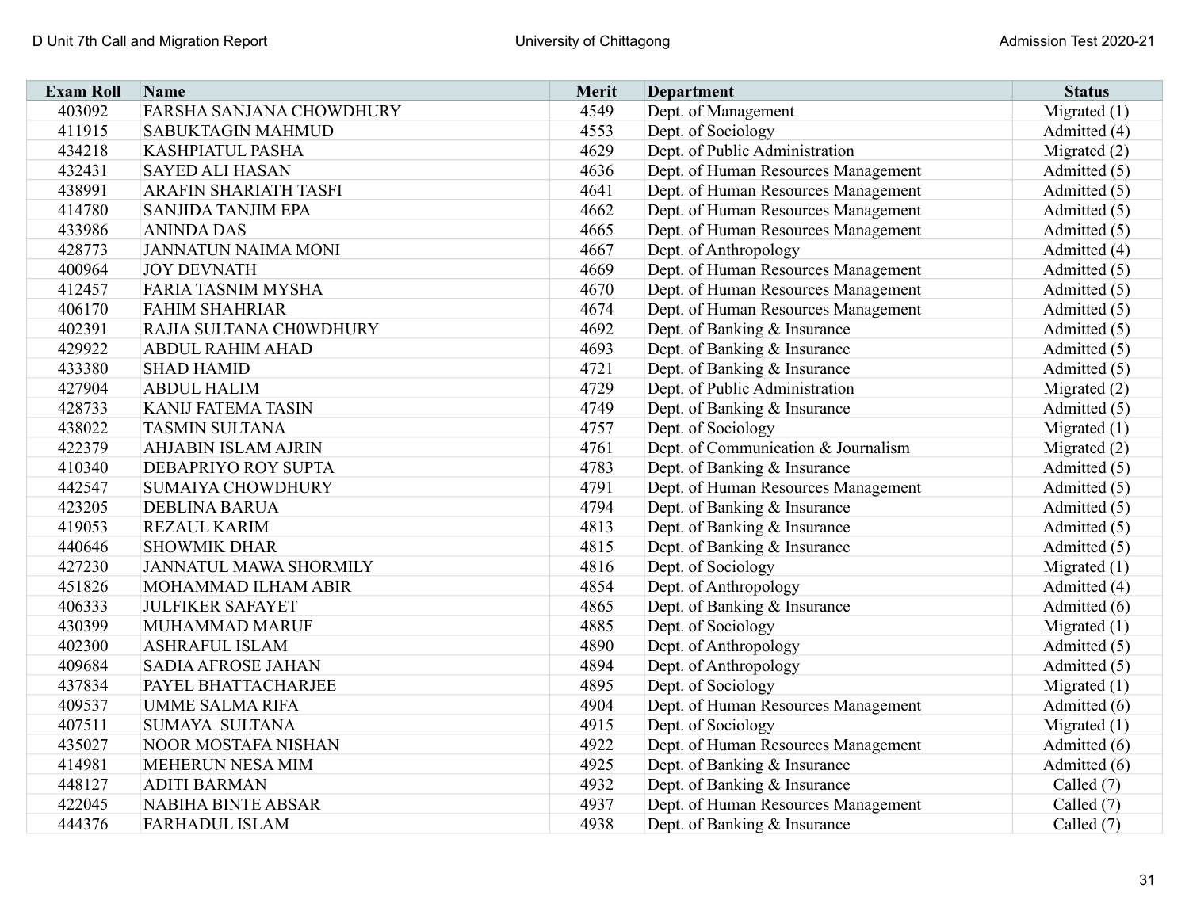| Exam Roll | Name | Merit | Department | Status |
|---|---|---|---|---|
| 403092 | FARSHA SANJANA CHOWDHURY | 4549 | Dept. of Management | Migrated (1) |
| 411915 | SABUKTAGIN MAHMUD | 4553 | Dept. of Sociology | Admitted (4) |
| 434218 | KASHPIATUL PASHA | 4629 | Dept. of Public Administration | Migrated (2) |
| 432431 | SAYED ALI HASAN | 4636 | Dept. of Human Resources Management | Admitted (5) |
| 438991 | ARAFIN SHARIATH TASFI | 4641 | Dept. of Human Resources Management | Admitted (5) |
| 414780 | SANJIDA TANJIM EPA | 4662 | Dept. of Human Resources Management | Admitted (5) |
| 433986 | ANINDA DAS | 4665 | Dept. of Human Resources Management | Admitted (5) |
| 428773 | JANNATUN NAIMA MONI | 4667 | Dept. of Anthropology | Admitted (4) |
| 400964 | JOY DEVNATH | 4669 | Dept. of Human Resources Management | Admitted (5) |
| 412457 | FARIA TASNIM MYSHA | 4670 | Dept. of Human Resources Management | Admitted (5) |
| 406170 | FAHIM SHAHRIAR | 4674 | Dept. of Human Resources Management | Admitted (5) |
| 402391 | RAJIA SULTANA CH0WDHURY | 4692 | Dept. of Banking & Insurance | Admitted (5) |
| 429922 | ABDUL RAHIM AHAD | 4693 | Dept. of Banking & Insurance | Admitted (5) |
| 433380 | SHAD HAMID | 4721 | Dept. of Banking & Insurance | Admitted (5) |
| 427904 | ABDUL HALIM | 4729 | Dept. of Public Administration | Migrated (2) |
| 428733 | KANIJ FATEMA TASIN | 4749 | Dept. of Banking & Insurance | Admitted (5) |
| 438022 | TASMIN SULTANA | 4757 | Dept. of Sociology | Migrated (1) |
| 422379 | AHJABIN ISLAM AJRIN | 4761 | Dept. of Communication & Journalism | Migrated (2) |
| 410340 | DEBAPRIYO ROY SUPTA | 4783 | Dept. of Banking & Insurance | Admitted (5) |
| 442547 | SUMAIYA CHOWDHURY | 4791 | Dept. of Human Resources Management | Admitted (5) |
| 423205 | DEBLINA BARUA | 4794 | Dept. of Banking & Insurance | Admitted (5) |
| 419053 | REZAUL KARIM | 4813 | Dept. of Banking & Insurance | Admitted (5) |
| 440646 | SHOWMIK DHAR | 4815 | Dept. of Banking & Insurance | Admitted (5) |
| 427230 | JANNATUL MAWA SHORMILY | 4816 | Dept. of Sociology | Migrated (1) |
| 451826 | MOHAMMAD ILHAM ABIR | 4854 | Dept. of Anthropology | Admitted (4) |
| 406333 | JULFIKER SAFAYET | 4865 | Dept. of Banking & Insurance | Admitted (6) |
| 430399 | MUHAMMAD MARUF | 4885 | Dept. of Sociology | Migrated (1) |
| 402300 | ASHRAFUL ISLAM | 4890 | Dept. of Anthropology | Admitted (5) |
| 409684 | SADIA AFROSE JAHAN | 4894 | Dept. of Anthropology | Admitted (5) |
| 437834 | PAYEL BHATTACHARJEE | 4895 | Dept. of Sociology | Migrated (1) |
| 409537 | UMME SALMA RIFA | 4904 | Dept. of Human Resources Management | Admitted (6) |
| 407511 | SUMAYA  SULTANA | 4915 | Dept. of Sociology | Migrated (1) |
| 435027 | NOOR MOSTAFA NISHAN | 4922 | Dept. of Human Resources Management | Admitted (6) |
| 414981 | MEHERUN NESA MIM | 4925 | Dept. of Banking & Insurance | Admitted (6) |
| 448127 | ADITI BARMAN | 4932 | Dept. of Banking & Insurance | Called (7) |
| 422045 | NABIHA BINTE ABSAR | 4937 | Dept. of Human Resources Management | Called (7) |
| 444376 | FARHADUL ISLAM | 4938 | Dept. of Banking & Insurance | Called (7) |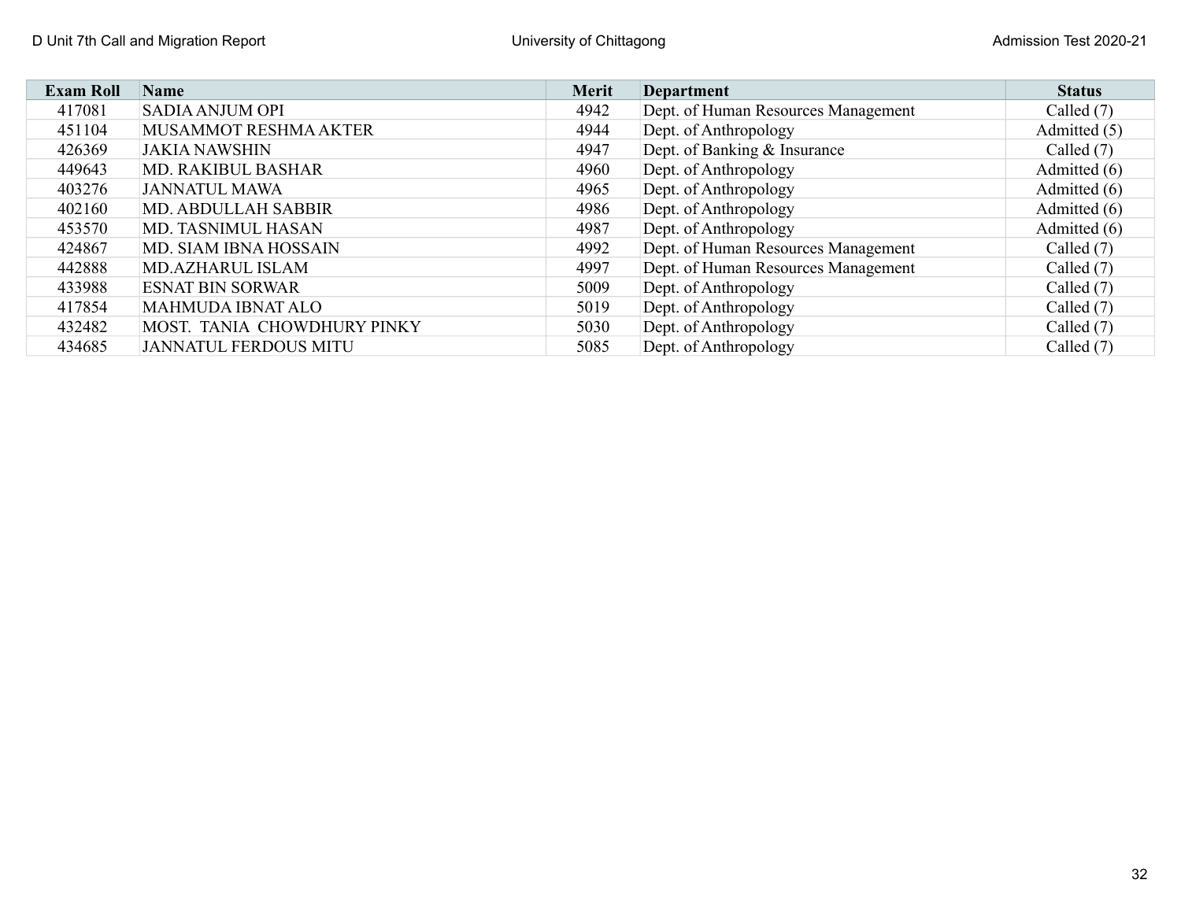| Exam Roll | Name | Merit | Department | Status |
|---|---|---|---|---|
| 417081 | SADIA ANJUM OPI | 4942 | Dept. of Human Resources Management | Called (7) |
| 451104 | MUSAMMOT RESHMA AKTER | 4944 | Dept. of Anthropology | Admitted (5) |
| 426369 | JAKIA NAWSHIN | 4947 | Dept. of Banking & Insurance | Called (7) |
| 449643 | MD. RAKIBUL BASHAR | 4960 | Dept. of Anthropology | Admitted (6) |
| 403276 | JANNATUL MAWA | 4965 | Dept. of Anthropology | Admitted (6) |
| 402160 | MD. ABDULLAH SABBIR | 4986 | Dept. of Anthropology | Admitted (6) |
| 453570 | MD. TASNIMUL HASAN | 4987 | Dept. of Anthropology | Admitted (6) |
| 424867 | MD. SIAM IBNA HOSSAIN | 4992 | Dept. of Human Resources Management | Called (7) |
| 442888 | MD.AZHARUL ISLAM | 4997 | Dept. of Human Resources Management | Called (7) |
| 433988 | ESNAT BIN SORWAR | 5009 | Dept. of Anthropology | Called (7) |
| 417854 | MAHMUDA IBNAT ALO | 5019 | Dept. of Anthropology | Called (7) |
| 432482 | MOST. TANIA CHOWDHURY PINKY | 5030 | Dept. of Anthropology | Called (7) |
| 434685 | JANNATUL FERDOUS MITU | 5085 | Dept. of Anthropology | Called (7) |